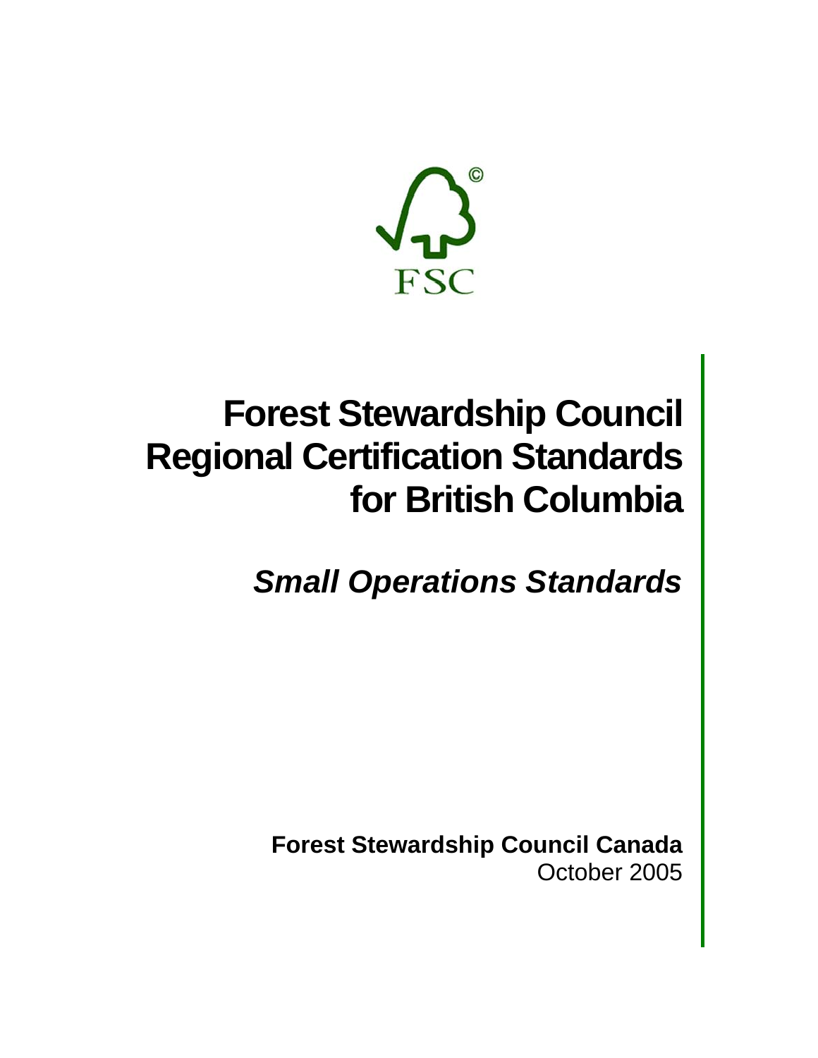FSC

# Forest Stewardship Council Regional Certification Standards for British Columbia

## *Small Operations Standards*

**Forest Stewardship Council Canada**
October 2005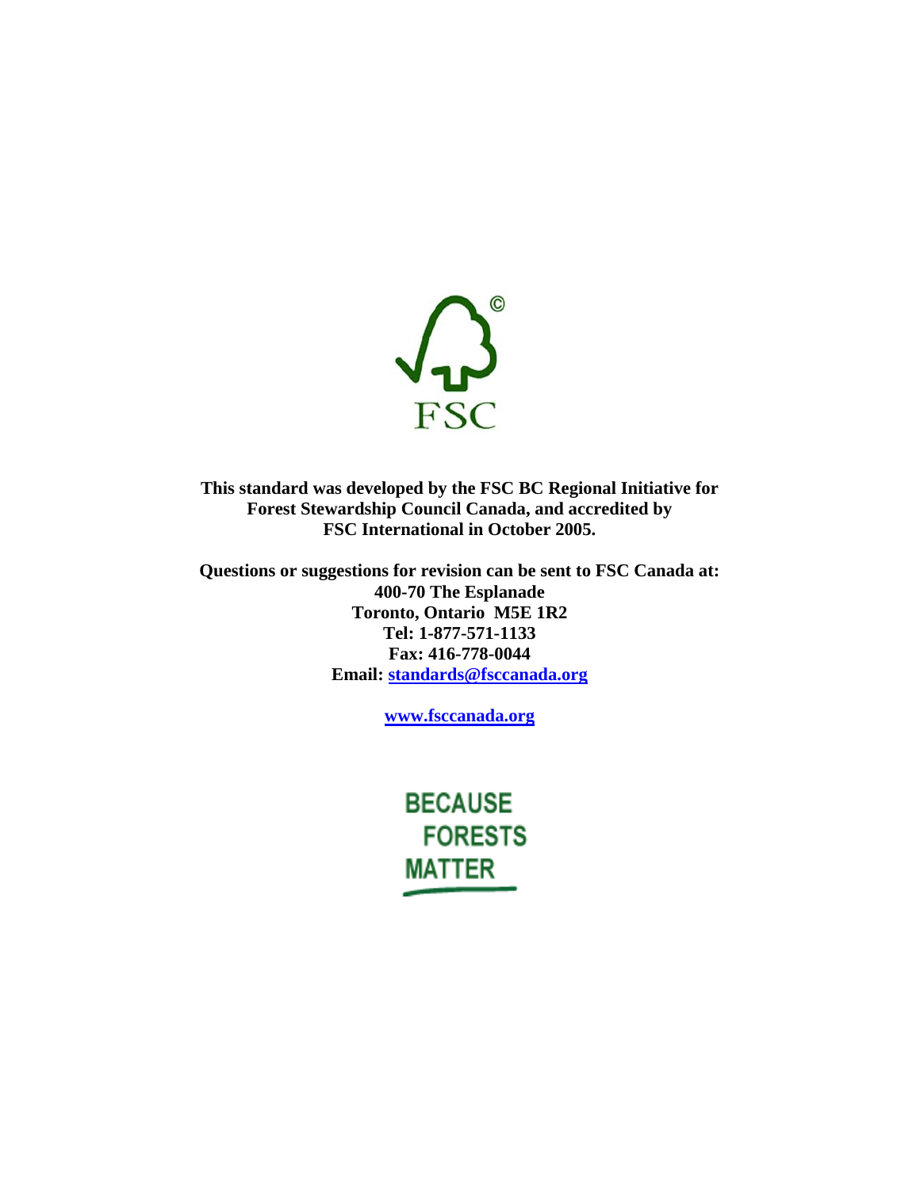**This standard was developed by the FSC BC Regional Initiative for Forest Stewardship Council Canada, and accredited by FSC International in October 2005.**

**Questions or suggestions for revision can be sent to FSC Canada at:**
**400-70 The Esplanade**
**Toronto, Ontario M5E 1R2**
**Tel: 1-877-571-1133**
**Fax: 416-778-0044**
**Email: standards@fsccanada.org**

**www.fsccanada.org**

**BECAUSE FORESTS MATTER**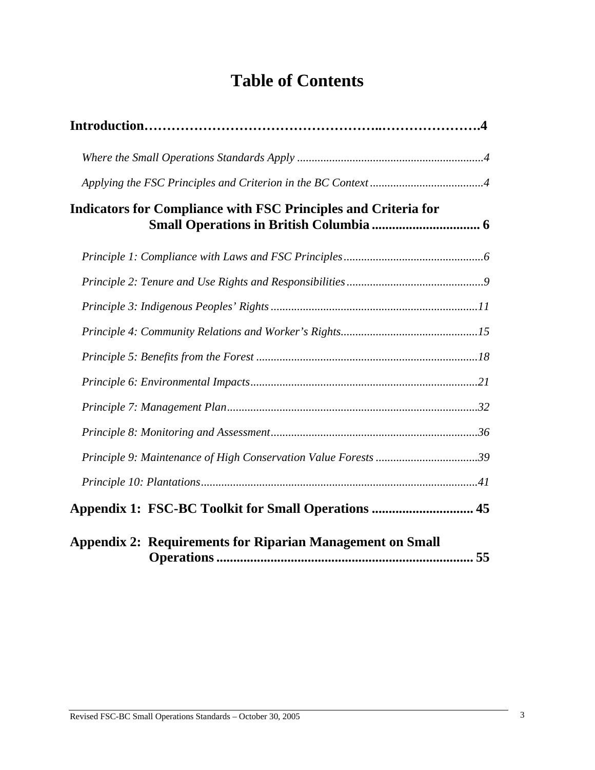# Table of Contents

**Introduction………………………………………………..………………….4**

*Where the Small Operations Standards Apply ...............................................................4*

*Applying the FSC Principles and Criterion in the BC Context .......................................4*

**Indicators for Compliance with FSC Principles and Criteria for Small Operations in British Columbia ................................ 6**

*Principle 1: Compliance with Laws and FSC Principles ................................................6*

*Principle 2: Tenure and Use Rights and Responsibilities ...............................................9*

*Principle 3: Indigenous Peoples' Rights .......................................................................11*

*Principle 4: Community Relations and Worker's Rights...............................................15*

*Principle 5: Benefits from the Forest ............................................................................18*

*Principle 6: Environmental Impacts..............................................................................21*

*Principle 7: Management Plan......................................................................................32*

*Principle 8: Monitoring and Assessment.......................................................................36*

*Principle 9: Maintenance of High Conservation Value Forests ...................................39*

*Principle 10: Plantations...............................................................................................41*

**Appendix 1: FSC-BC Toolkit for Small Operations .............................. 45**

**Appendix 2: Requirements for Riparian Management on Small Operations ............................................................................ 55**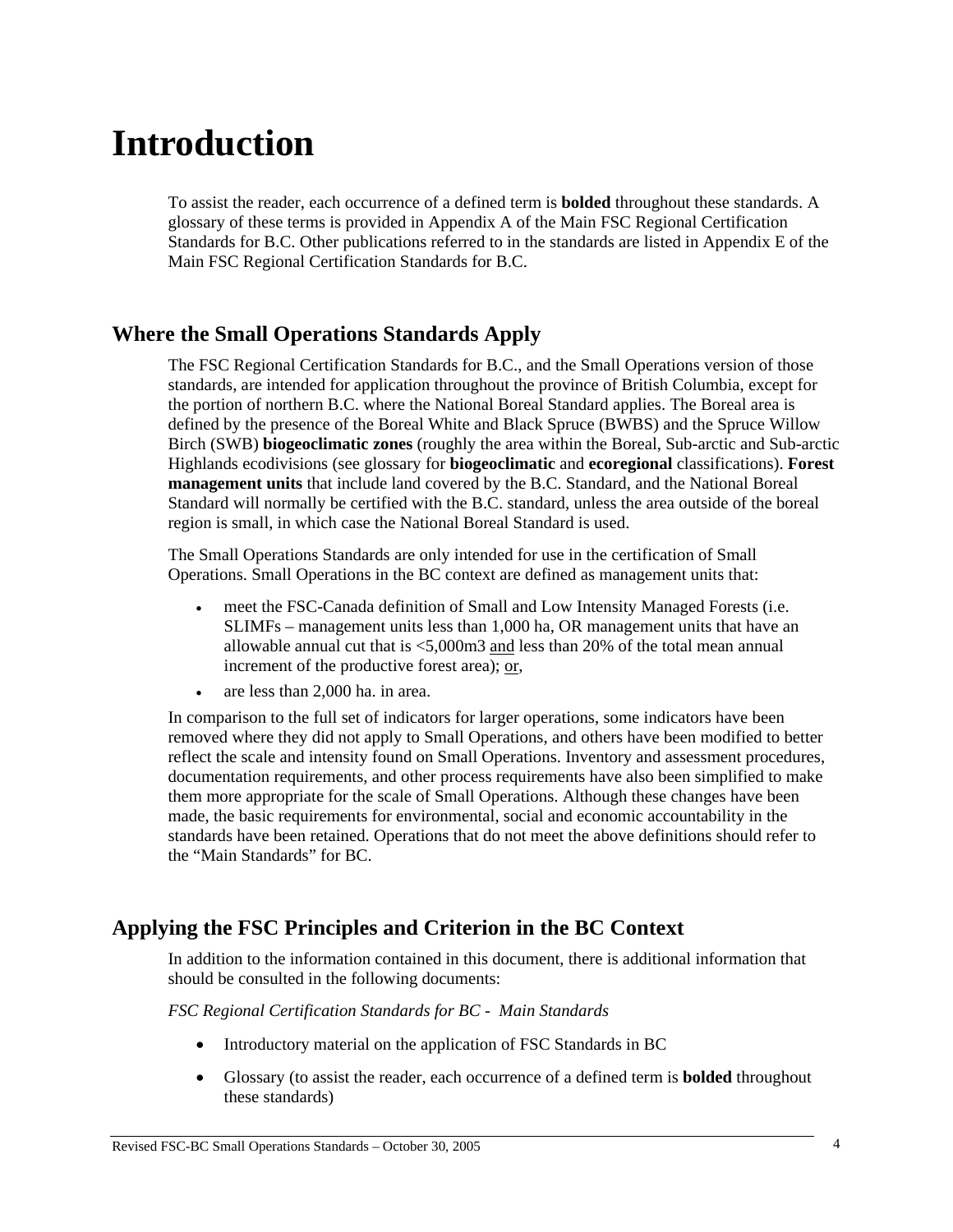# Introduction

To assist the reader, each occurrence of a defined term is **bolded** throughout these standards. A glossary of these terms is provided in Appendix A of the Main FSC Regional Certification Standards for B.C. Other publications referred to in the standards are listed in Appendix E of the Main FSC Regional Certification Standards for B.C.

## Where the Small Operations Standards Apply

The FSC Regional Certification Standards for B.C., and the Small Operations version of those standards, are intended for application throughout the province of British Columbia, except for the portion of northern B.C. where the National Boreal Standard applies. The Boreal area is defined by the presence of the Boreal White and Black Spruce (BWBS) and the Spruce Willow Birch (SWB) **biogeoclimatic zones** (roughly the area within the Boreal, Sub-arctic and Sub-arctic Highlands ecodivisions (see glossary for **biogeoclimatic** and **ecoregional** classifications). **Forest management units** that include land covered by the B.C. Standard, and the National Boreal Standard will normally be certified with the B.C. standard, unless the area outside of the boreal region is small, in which case the National Boreal Standard is used.

The Small Operations Standards are only intended for use in the certification of Small Operations. Small Operations in the BC context are defined as management units that:

- meet the FSC-Canada definition of Small and Low Intensity Managed Forests (i.e. SLIMFs – management units less than 1,000 ha, OR management units that have an allowable annual cut that is <5,000m3 <u>and</u> less than 20% of the total mean annual increment of the productive forest area); <u>or</u>,
- are less than 2,000 ha. in area.

In comparison to the full set of indicators for larger operations, some indicators have been removed where they did not apply to Small Operations, and others have been modified to better reflect the scale and intensity found on Small Operations. Inventory and assessment procedures, documentation requirements, and other process requirements have also been simplified to make them more appropriate for the scale of Small Operations. Although these changes have been made, the basic requirements for environmental, social and economic accountability in the standards have been retained. Operations that do not meet the above definitions should refer to the "Main Standards" for BC.

## Applying the FSC Principles and Criterion in the BC Context

In addition to the information contained in this document, there is additional information that should be consulted in the following documents:

*FSC Regional Certification Standards for BC - Main Standards*

- Introductory material on the application of FSC Standards in BC
- Glossary (to assist the reader, each occurrence of a defined term is **bolded** throughout these standards)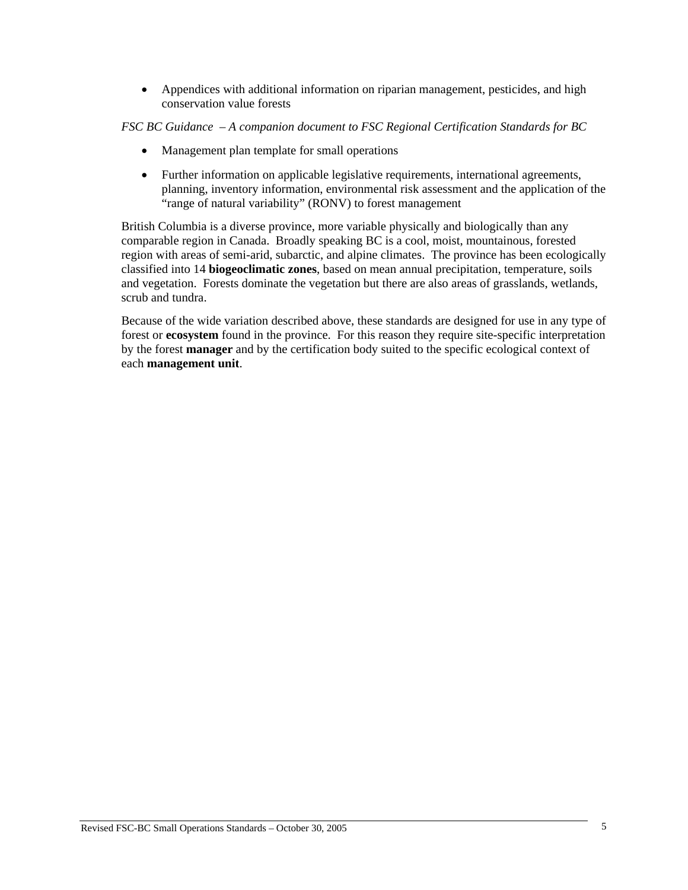- Appendices with additional information on riparian management, pesticides, and high conservation value forests

*FSC BC Guidance – A companion document to FSC Regional Certification Standards for BC*

- Management plan template for small operations
- Further information on applicable legislative requirements, international agreements, planning, inventory information, environmental risk assessment and the application of the "range of natural variability" (RONV) to forest management

British Columbia is a diverse province, more variable physically and biologically than any comparable region in Canada. Broadly speaking BC is a cool, moist, mountainous, forested region with areas of semi-arid, subarctic, and alpine climates. The province has been ecologically classified into 14 **biogeoclimatic zones**, based on mean annual precipitation, temperature, soils and vegetation. Forests dominate the vegetation but there are also areas of grasslands, wetlands, scrub and tundra.

Because of the wide variation described above, these standards are designed for use in any type of forest or **ecosystem** found in the province. For this reason they require site-specific interpretation by the forest **manager** and by the certification body suited to the specific ecological context of each **management unit**.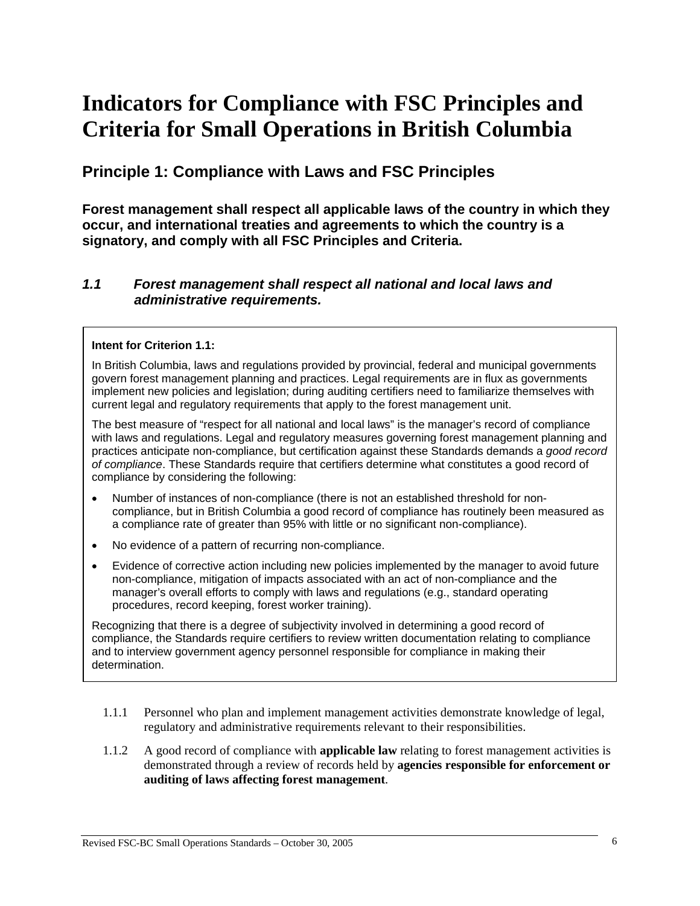# Indicators for Compliance with FSC Principles and Criteria for Small Operations in British Columbia

## Principle 1: Compliance with Laws and FSC Principles

**Forest management shall respect all applicable laws of the country in which they occur, and international treaties and agreements to which the country is a signatory, and comply with all FSC Principles and Criteria.**

### *1.1 Forest management shall respect all national and local laws and administrative requirements.*

**Intent for Criterion 1.1:**

In British Columbia, laws and regulations provided by provincial, federal and municipal governments govern forest management planning and practices. Legal requirements are in flux as governments implement new policies and legislation; during auditing certifiers need to familiarize themselves with current legal and regulatory requirements that apply to the forest management unit.

The best measure of "respect for all national and local laws" is the manager's record of compliance with laws and regulations. Legal and regulatory measures governing forest management planning and practices anticipate non-compliance, but certification against these Standards demands a *good record of compliance*. These Standards require that certifiers determine what constitutes a good record of compliance by considering the following:

- Number of instances of non-compliance (there is not an established threshold for non-compliance, but in British Columbia a good record of compliance has routinely been measured as a compliance rate of greater than 95% with little or no significant non-compliance).
- No evidence of a pattern of recurring non-compliance.
- Evidence of corrective action including new policies implemented by the manager to avoid future non-compliance, mitigation of impacts associated with an act of non-compliance and the manager's overall efforts to comply with laws and regulations (e.g., standard operating procedures, record keeping, forest worker training).

Recognizing that there is a degree of subjectivity involved in determining a good record of compliance, the Standards require certifiers to review written documentation relating to compliance and to interview government agency personnel responsible for compliance in making their determination.

1.1.1 Personnel who plan and implement management activities demonstrate knowledge of legal, regulatory and administrative requirements relevant to their responsibilities.

1.1.2 A good record of compliance with **applicable law** relating to forest management activities is demonstrated through a review of records held by **agencies responsible for enforcement or auditing of laws affecting forest management**.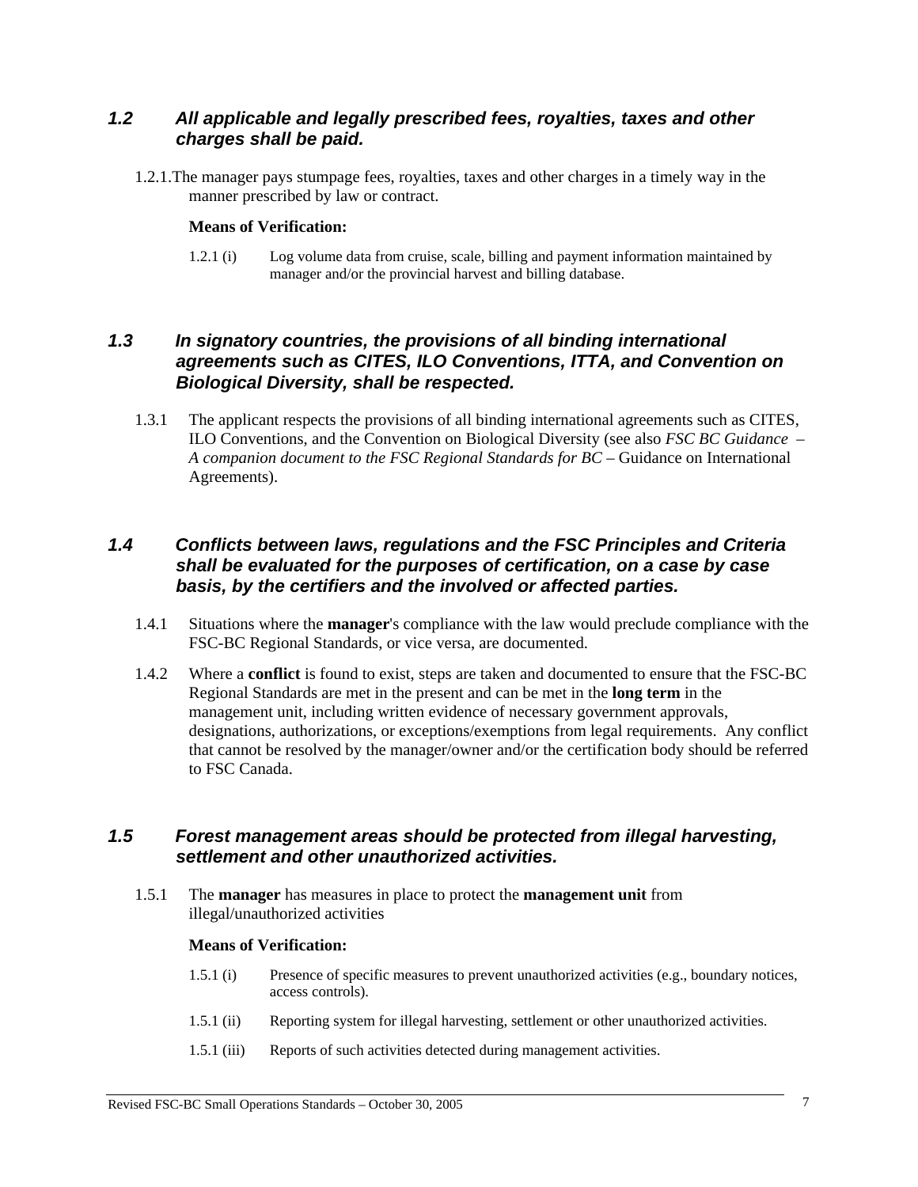### *1.2 All applicable and legally prescribed fees, royalties, taxes and other charges shall be paid.*

1.2.1. The manager pays stumpage fees, royalties, taxes and other charges in a timely way in the manner prescribed by law or contract.

**Means of Verification:**

1.2.1 (i) Log volume data from cruise, scale, billing and payment information maintained by manager and/or the provincial harvest and billing database.

### *1.3 In signatory countries, the provisions of all binding international agreements such as CITES, ILO Conventions, ITTA, and Convention on Biological Diversity, shall be respected.*

1.3.1 The applicant respects the provisions of all binding international agreements such as CITES, ILO Conventions, and the Convention on Biological Diversity (see also *FSC BC Guidance – A companion document to the FSC Regional Standards for BC* – Guidance on International Agreements).

### *1.4 Conflicts between laws, regulations and the FSC Principles and Criteria shall be evaluated for the purposes of certification, on a case by case basis, by the certifiers and the involved or affected parties.*

1.4.1 Situations where the **manager**'s compliance with the law would preclude compliance with the FSC-BC Regional Standards, or vice versa, are documented.

1.4.2 Where a **conflict** is found to exist, steps are taken and documented to ensure that the FSC-BC Regional Standards are met in the present and can be met in the **long term** in the management unit, including written evidence of necessary government approvals, designations, authorizations, or exceptions/exemptions from legal requirements. Any conflict that cannot be resolved by the manager/owner and/or the certification body should be referred to FSC Canada.

### *1.5 Forest management areas should be protected from illegal harvesting, settlement and other unauthorized activities.*

1.5.1 The **manager** has measures in place to protect the **management unit** from illegal/unauthorized activities

**Means of Verification:**

1.5.1 (i) Presence of specific measures to prevent unauthorized activities (e.g., boundary notices, access controls).

1.5.1 (ii) Reporting system for illegal harvesting, settlement or other unauthorized activities.

1.5.1 (iii) Reports of such activities detected during management activities.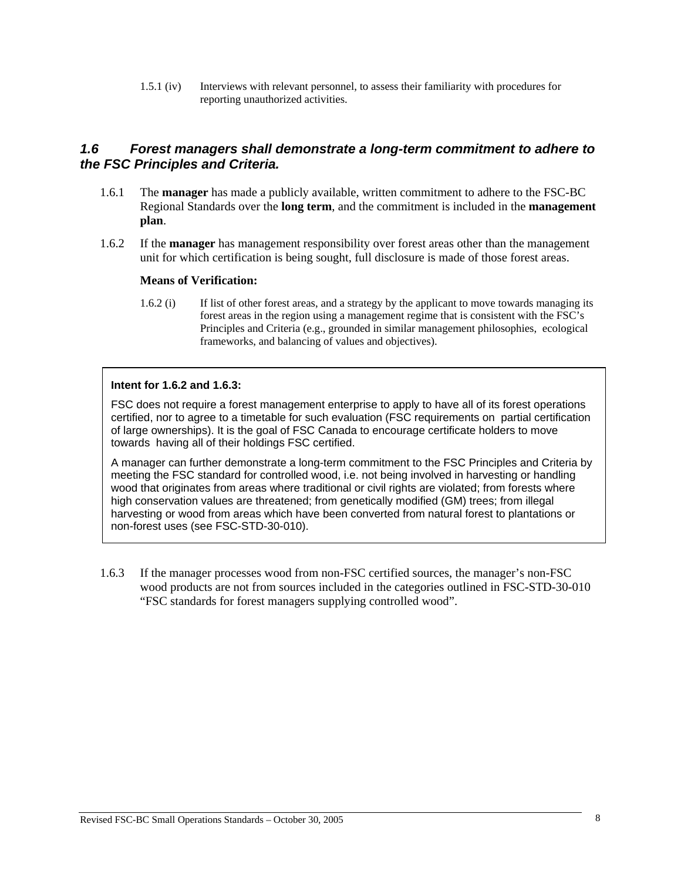1.5.1 (iv) Interviews with relevant personnel, to assess their familiarity with procedures for reporting unauthorized activities.

### *1.6 Forest managers shall demonstrate a long-term commitment to adhere to the FSC Principles and Criteria.*

1.6.1 The **manager** has made a publicly available, written commitment to adhere to the FSC-BC Regional Standards over the **long term**, and the commitment is included in the **management plan**.

1.6.2 If the **manager** has management responsibility over forest areas other than the management unit for which certification is being sought, full disclosure is made of those forest areas.

**Means of Verification:**

1.6.2 (i) If list of other forest areas, and a strategy by the applicant to move towards managing its forest areas in the region using a management regime that is consistent with the FSC's Principles and Criteria (e.g., grounded in similar management philosophies, ecological frameworks, and balancing of values and objectives).

> **Intent for 1.6.2 and 1.6.3:**
>
> FSC does not require a forest management enterprise to apply to have all of its forest operations certified, nor to agree to a timetable for such evaluation (FSC requirements on partial certification of large ownerships). It is the goal of FSC Canada to encourage certificate holders to move towards having all of their holdings FSC certified.
>
> A manager can further demonstrate a long-term commitment to the FSC Principles and Criteria by meeting the FSC standard for controlled wood, i.e. not being involved in harvesting or handling wood that originates from areas where traditional or civil rights are violated; from forests where high conservation values are threatened; from genetically modified (GM) trees; from illegal harvesting or wood from areas which have been converted from natural forest to plantations or non-forest uses (see FSC-STD-30-010).

1.6.3 If the manager processes wood from non-FSC certified sources, the manager's non-FSC wood products are not from sources included in the categories outlined in FSC-STD-30-010 "FSC standards for forest managers supplying controlled wood".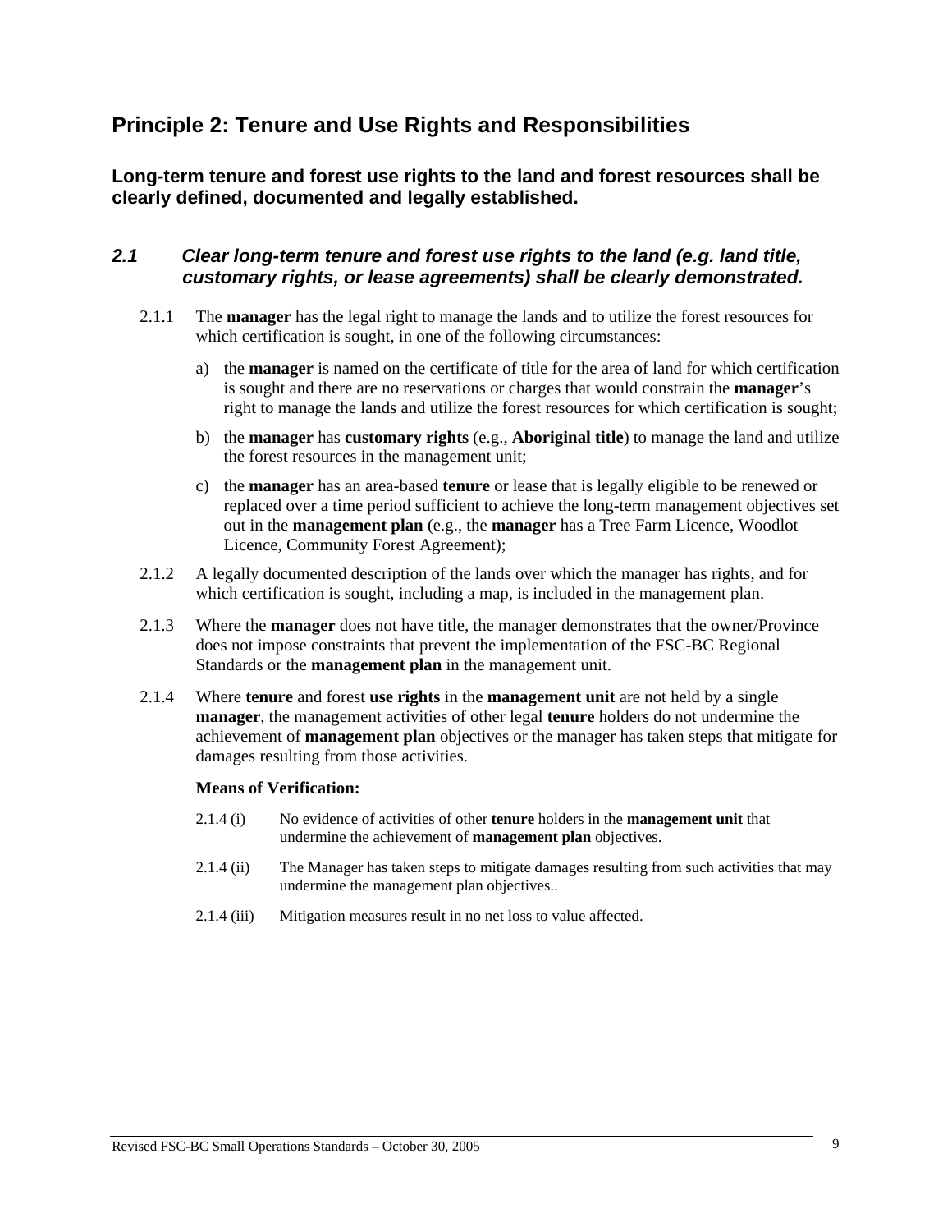# Principle 2: Tenure and Use Rights and Responsibilities

## Long-term tenure and forest use rights to the land and forest resources shall be clearly defined, documented and legally established.

### *2.1 Clear long-term tenure and forest use rights to the land (e.g. land title, customary rights, or lease agreements) shall be clearly demonstrated.*

2.1.1 The **manager** has the legal right to manage the lands and to utilize the forest resources for which certification is sought, in one of the following circumstances:

a) the **manager** is named on the certificate of title for the area of land for which certification is sought and there are no reservations or charges that would constrain the **manager**'s right to manage the lands and utilize the forest resources for which certification is sought;

b) the **manager** has **customary rights** (e.g., **Aboriginal title**) to manage the land and utilize the forest resources in the management unit;

c) the **manager** has an area-based **tenure** or lease that is legally eligible to be renewed or replaced over a time period sufficient to achieve the long-term management objectives set out in the **management plan** (e.g., the **manager** has a Tree Farm Licence, Woodlot Licence, Community Forest Agreement);

2.1.2 A legally documented description of the lands over which the manager has rights, and for which certification is sought, including a map, is included in the management plan.

2.1.3 Where the **manager** does not have title, the manager demonstrates that the owner/Province does not impose constraints that prevent the implementation of the FSC-BC Regional Standards or the **management plan** in the management unit.

2.1.4 Where **tenure** and forest **use rights** in the **management unit** are not held by a single **manager**, the management activities of other legal **tenure** holders do not undermine the achievement of **management plan** objectives or the manager has taken steps that mitigate for damages resulting from those activities.

**Means of Verification:**

2.1.4 (i) No evidence of activities of other **tenure** holders in the **management unit** that undermine the achievement of **management plan** objectives.

2.1.4 (ii) The Manager has taken steps to mitigate damages resulting from such activities that may undermine the management plan objectives..

2.1.4 (iii) Mitigation measures result in no net loss to value affected.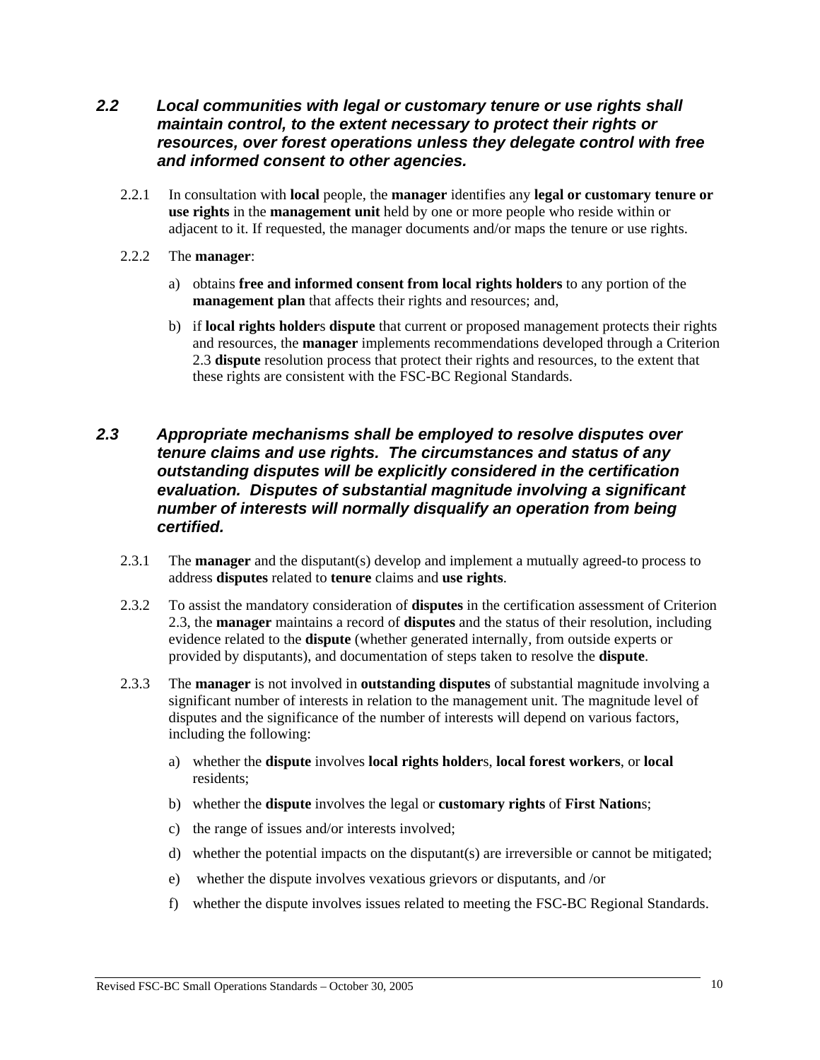### *2.2 Local communities with legal or customary tenure or use rights shall maintain control, to the extent necessary to protect their rights or resources, over forest operations unless they delegate control with free and informed consent to other agencies.*

2.2.1 In consultation with **local** people, the **manager** identifies any **legal or customary tenure or use rights** in the **management unit** held by one or more people who reside within or adjacent to it. If requested, the manager documents and/or maps the tenure or use rights.

2.2.2 The **manager**:

a) obtains **free and informed consent from local rights holders** to any portion of the **management plan** that affects their rights and resources; and,

b) if **local rights holder**s **dispute** that current or proposed management protects their rights and resources, the **manager** implements recommendations developed through a Criterion 2.3 **dispute** resolution process that protect their rights and resources, to the extent that these rights are consistent with the FSC-BC Regional Standards.

### *2.3 Appropriate mechanisms shall be employed to resolve disputes over tenure claims and use rights. The circumstances and status of any outstanding disputes will be explicitly considered in the certification evaluation. Disputes of substantial magnitude involving a significant number of interests will normally disqualify an operation from being certified.*

2.3.1 The **manager** and the disputant(s) develop and implement a mutually agreed-to process to address **disputes** related to **tenure** claims and **use rights**.

2.3.2 To assist the mandatory consideration of **disputes** in the certification assessment of Criterion 2.3, the **manager** maintains a record of **disputes** and the status of their resolution, including evidence related to the **dispute** (whether generated internally, from outside experts or provided by disputants), and documentation of steps taken to resolve the **dispute**.

2.3.3 The **manager** is not involved in **outstanding disputes** of substantial magnitude involving a significant number of interests in relation to the management unit. The magnitude level of disputes and the significance of the number of interests will depend on various factors, including the following:

a) whether the **dispute** involves **local rights holder**s, **local forest workers**, or **local** residents;

b) whether the **dispute** involves the legal or **customary rights** of **First Nation**s;

c) the range of issues and/or interests involved;

d) whether the potential impacts on the disputant(s) are irreversible or cannot be mitigated;

e) whether the dispute involves vexatious grievors or disputants, and /or

f) whether the dispute involves issues related to meeting the FSC-BC Regional Standards.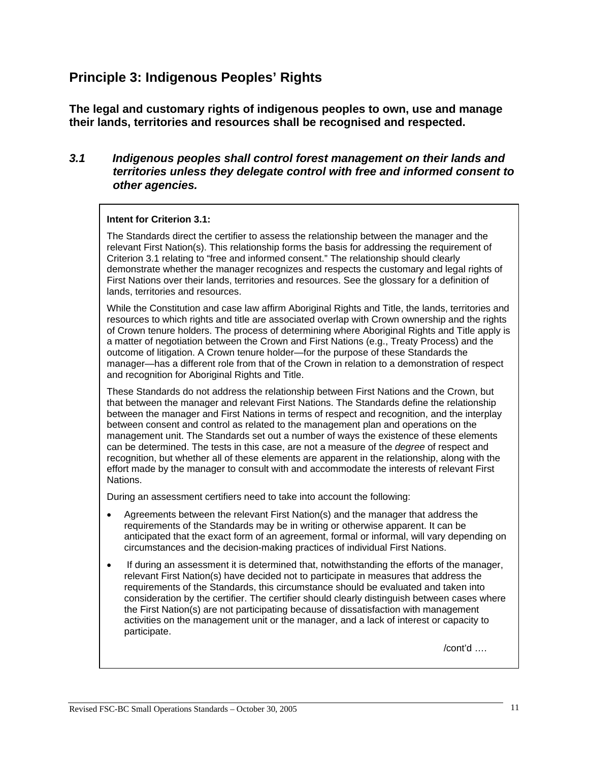## Principle 3: Indigenous Peoples' Rights

**The legal and customary rights of indigenous peoples to own, use and manage their lands, territories and resources shall be recognised and respected.**

### *3.1 Indigenous peoples shall control forest management on their lands and territories unless they delegate control with free and informed consent to other agencies.*

**Intent for Criterion 3.1:**

The Standards direct the certifier to assess the relationship between the manager and the relevant First Nation(s). This relationship forms the basis for addressing the requirement of Criterion 3.1 relating to "free and informed consent." The relationship should clearly demonstrate whether the manager recognizes and respects the customary and legal rights of First Nations over their lands, territories and resources. See the glossary for a definition of lands, territories and resources.

While the Constitution and case law affirm Aboriginal Rights and Title, the lands, territories and resources to which rights and title are associated overlap with Crown ownership and the rights of Crown tenure holders. The process of determining where Aboriginal Rights and Title apply is a matter of negotiation between the Crown and First Nations (e.g., Treaty Process) and the outcome of litigation. A Crown tenure holder—for the purpose of these Standards the manager—has a different role from that of the Crown in relation to a demonstration of respect and recognition for Aboriginal Rights and Title.

These Standards do not address the relationship between First Nations and the Crown, but that between the manager and relevant First Nations. The Standards define the relationship between the manager and First Nations in terms of respect and recognition, and the interplay between consent and control as related to the management plan and operations on the management unit. The Standards set out a number of ways the existence of these elements can be determined. The tests in this case, are not a measure of the *degree* of respect and recognition, but whether all of these elements are apparent in the relationship, along with the effort made by the manager to consult with and accommodate the interests of relevant First Nations.

During an assessment certifiers need to take into account the following:

- Agreements between the relevant First Nation(s) and the manager that address the requirements of the Standards may be in writing or otherwise apparent. It can be anticipated that the exact form of an agreement, formal or informal, will vary depending on circumstances and the decision-making practices of individual First Nations.
- If during an assessment it is determined that, notwithstanding the efforts of the manager, relevant First Nation(s) have decided not to participate in measures that address the requirements of the Standards, this circumstance should be evaluated and taken into consideration by the certifier. The certifier should clearly distinguish between cases where the First Nation(s) are not participating because of dissatisfaction with management activities on the management unit or the manager, and a lack of interest or capacity to participate.

/cont'd ….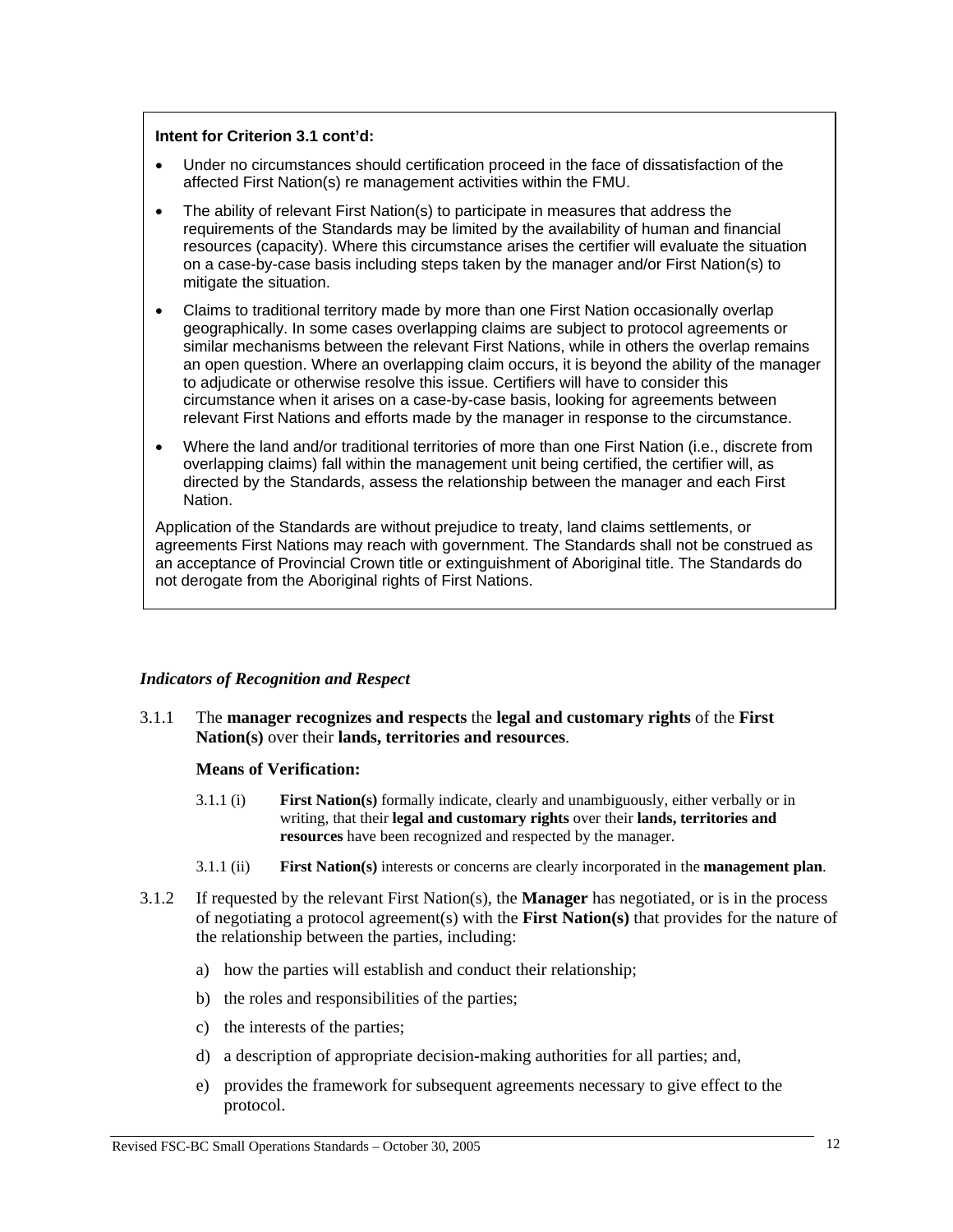**Intent for Criterion 3.1 cont'd:**

- Under no circumstances should certification proceed in the face of dissatisfaction of the affected First Nation(s) re management activities within the FMU.
- The ability of relevant First Nation(s) to participate in measures that address the requirements of the Standards may be limited by the availability of human and financial resources (capacity). Where this circumstance arises the certifier will evaluate the situation on a case-by-case basis including steps taken by the manager and/or First Nation(s) to mitigate the situation.
- Claims to traditional territory made by more than one First Nation occasionally overlap geographically. In some cases overlapping claims are subject to protocol agreements or similar mechanisms between the relevant First Nations, while in others the overlap remains an open question. Where an overlapping claim occurs, it is beyond the ability of the manager to adjudicate or otherwise resolve this issue. Certifiers will have to consider this circumstance when it arises on a case-by-case basis, looking for agreements between relevant First Nations and efforts made by the manager in response to the circumstance.
- Where the land and/or traditional territories of more than one First Nation (i.e., discrete from overlapping claims) fall within the management unit being certified, the certifier will, as directed by the Standards, assess the relationship between the manager and each First Nation.

Application of the Standards are without prejudice to treaty, land claims settlements, or agreements First Nations may reach with government. The Standards shall not be construed as an acceptance of Provincial Crown title or extinguishment of Aboriginal title. The Standards do not derogate from the Aboriginal rights of First Nations.

### *Indicators of Recognition and Respect*

3.1.1 The **manager recognizes and respects** the **legal and customary rights** of the **First Nation(s)** over their **lands, territories and resources**.

**Means of Verification:**

3.1.1 (i) **First Nation(s)** formally indicate, clearly and unambiguously, either verbally or in writing, that their **legal and customary rights** over their **lands, territories and resources** have been recognized and respected by the manager.

3.1.1 (ii) **First Nation(s)** interests or concerns are clearly incorporated in the **management plan**.

3.1.2 If requested by the relevant First Nation(s), the **Manager** has negotiated, or is in the process of negotiating a protocol agreement(s) with the **First Nation(s)** that provides for the nature of the relationship between the parties, including:

a) how the parties will establish and conduct their relationship;

b) the roles and responsibilities of the parties;

c) the interests of the parties;

d) a description of appropriate decision-making authorities for all parties; and,

e) provides the framework for subsequent agreements necessary to give effect to the protocol.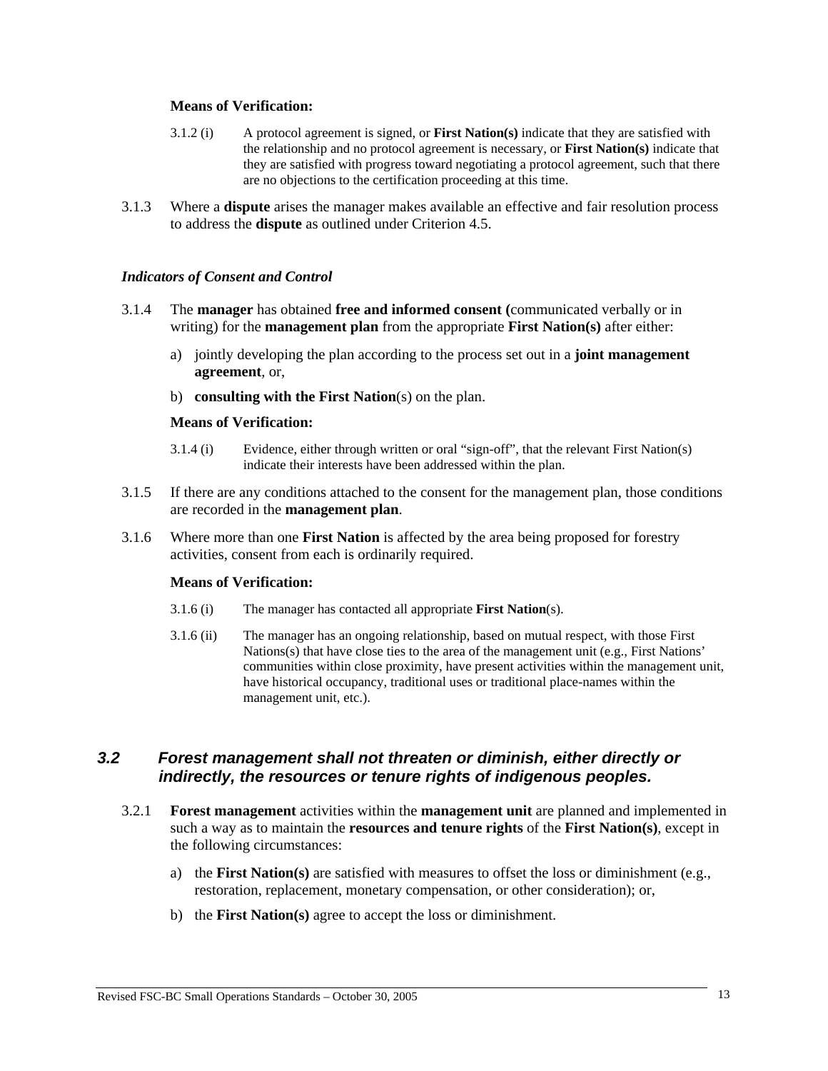**Means of Verification:**

3.1.2 (i) A protocol agreement is signed, or **First Nation(s)** indicate that they are satisfied with the relationship and no protocol agreement is necessary, or **First Nation(s)** indicate that they are satisfied with progress toward negotiating a protocol agreement, such that there are no objections to the certification proceeding at this time.

3.1.3 Where a **dispute** arises the manager makes available an effective and fair resolution process to address the **dispute** as outlined under Criterion 4.5.

*Indicators of Consent and Control*

3.1.4 The **manager** has obtained **free and informed consent (**communicated verbally or in writing) for the **management plan** from the appropriate **First Nation(s)** after either:

a) jointly developing the plan according to the process set out in a **joint management agreement**, or,

b) **consulting with the First Nation**(s) on the plan.

**Means of Verification:**

3.1.4 (i) Evidence, either through written or oral "sign-off", that the relevant First Nation(s) indicate their interests have been addressed within the plan.

3.1.5 If there are any conditions attached to the consent for the management plan, those conditions are recorded in the **management plan**.

3.1.6 Where more than one **First Nation** is affected by the area being proposed for forestry activities, consent from each is ordinarily required.

**Means of Verification:**

3.1.6 (i) The manager has contacted all appropriate **First Nation**(s).

3.1.6 (ii) The manager has an ongoing relationship, based on mutual respect, with those First Nations(s) that have close ties to the area of the management unit (e.g., First Nations' communities within close proximity, have present activities within the management unit, have historical occupancy, traditional uses or traditional place-names within the management unit, etc.).

## *3.2 Forest management shall not threaten or diminish, either directly or indirectly, the resources or tenure rights of indigenous peoples.*

3.2.1 **Forest management** activities within the **management unit** are planned and implemented in such a way as to maintain the **resources and tenure rights** of the **First Nation(s)**, except in the following circumstances:

a) the **First Nation(s)** are satisfied with measures to offset the loss or diminishment (e.g., restoration, replacement, monetary compensation, or other consideration); or,

b) the **First Nation(s)** agree to accept the loss or diminishment.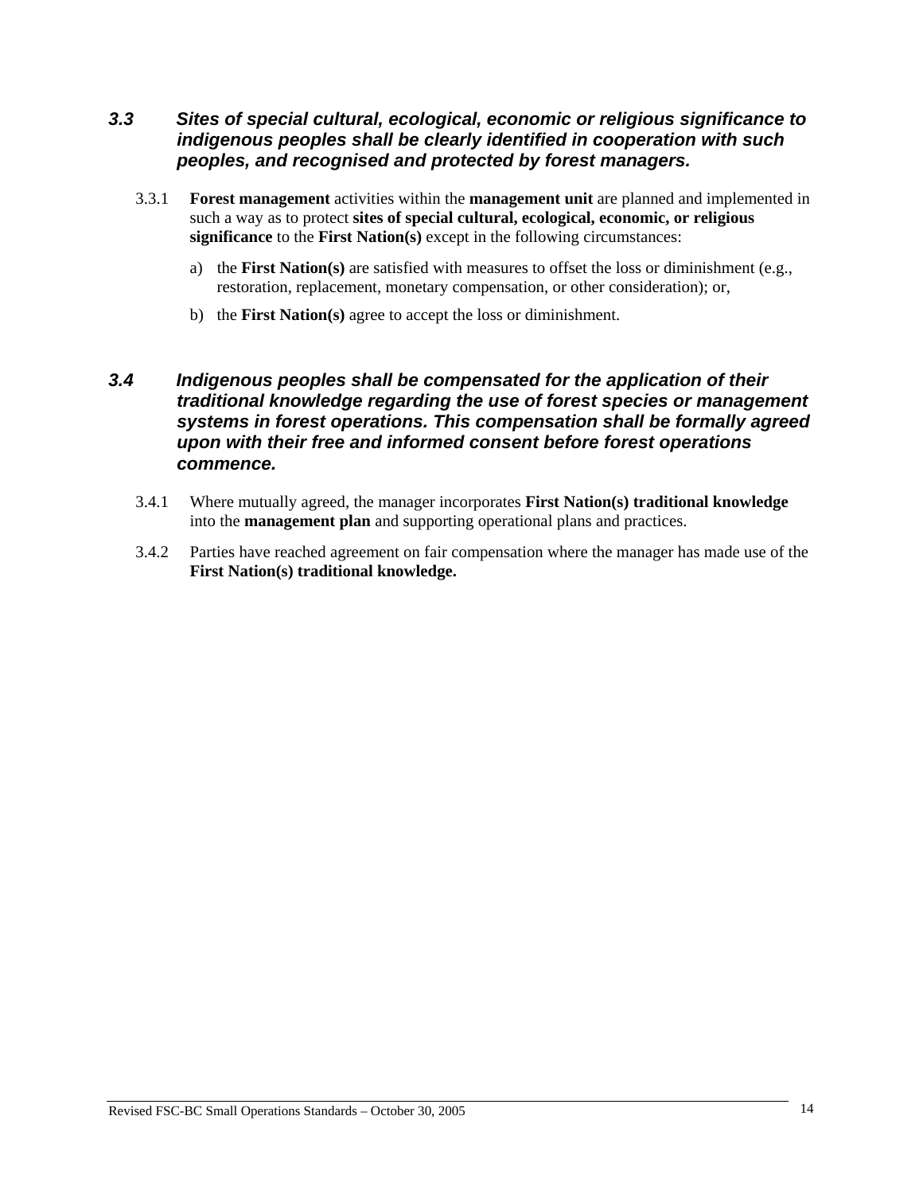### *3.3 Sites of special cultural, ecological, economic or religious significance to indigenous peoples shall be clearly identified in cooperation with such peoples, and recognised and protected by forest managers.*

3.3.1 **Forest management** activities within the **management unit** are planned and implemented in such a way as to protect **sites of special cultural, ecological, economic, or religious significance** to the **First Nation(s)** except in the following circumstances:

a) the **First Nation(s)** are satisfied with measures to offset the loss or diminishment (e.g., restoration, replacement, monetary compensation, or other consideration); or,

b) the **First Nation(s)** agree to accept the loss or diminishment.

### *3.4 Indigenous peoples shall be compensated for the application of their traditional knowledge regarding the use of forest species or management systems in forest operations. This compensation shall be formally agreed upon with their free and informed consent before forest operations commence.*

3.4.1 Where mutually agreed, the manager incorporates **First Nation(s) traditional knowledge** into the **management plan** and supporting operational plans and practices.

3.4.2 Parties have reached agreement on fair compensation where the manager has made use of the **First Nation(s) traditional knowledge.**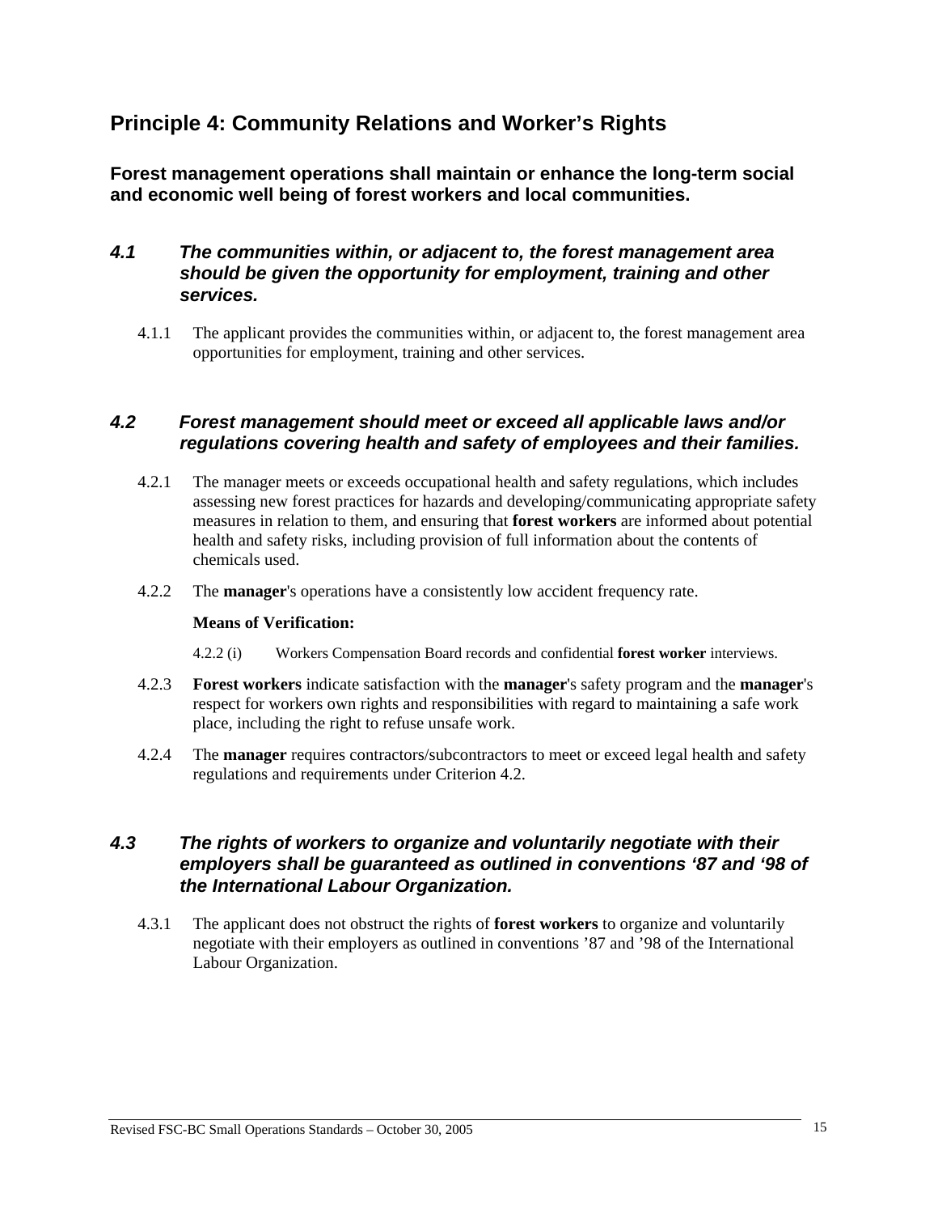## Principle 4: Community Relations and Worker's Rights

**Forest management operations shall maintain or enhance the long-term social and economic well being of forest workers and local communities.**

### *4.1 The communities within, or adjacent to, the forest management area should be given the opportunity for employment, training and other services.*

4.1.1 The applicant provides the communities within, or adjacent to, the forest management area opportunities for employment, training and other services.

### *4.2 Forest management should meet or exceed all applicable laws and/or regulations covering health and safety of employees and their families.*

4.2.1 The manager meets or exceeds occupational health and safety regulations, which includes assessing new forest practices for hazards and developing/communicating appropriate safety measures in relation to them, and ensuring that **forest workers** are informed about potential health and safety risks, including provision of full information about the contents of chemicals used.

4.2.2 The **manager**'s operations have a consistently low accident frequency rate.

**Means of Verification:**

4.2.2 (i) Workers Compensation Board records and confidential **forest worker** interviews.

4.2.3 **Forest workers** indicate satisfaction with the **manager**'s safety program and the **manager**'s respect for workers own rights and responsibilities with regard to maintaining a safe work place, including the right to refuse unsafe work.

4.2.4 The **manager** requires contractors/subcontractors to meet or exceed legal health and safety regulations and requirements under Criterion 4.2.

### *4.3 The rights of workers to organize and voluntarily negotiate with their employers shall be guaranteed as outlined in conventions '87 and '98 of the International Labour Organization.*

4.3.1 The applicant does not obstruct the rights of **forest workers** to organize and voluntarily negotiate with their employers as outlined in conventions '87 and '98 of the International Labour Organization.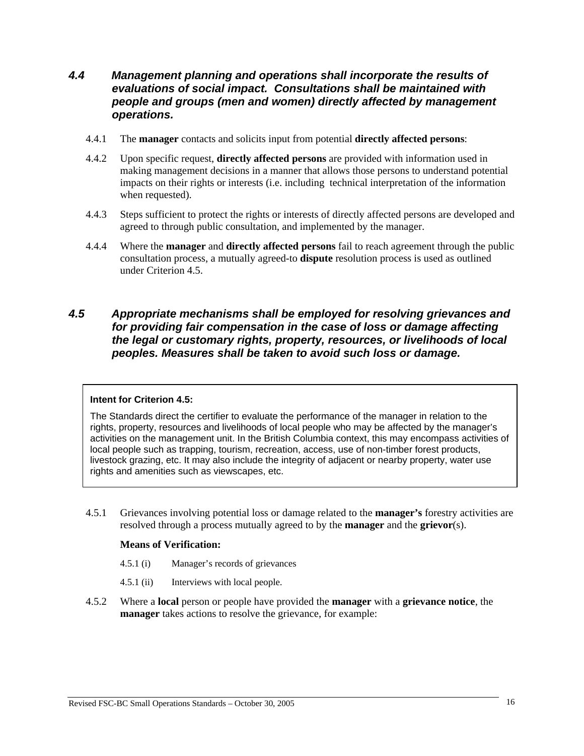### *4.4 Management planning and operations shall incorporate the results of evaluations of social impact. Consultations shall be maintained with people and groups (men and women) directly affected by management operations.*

4.4.1 The **manager** contacts and solicits input from potential **directly affected persons**:

4.4.2 Upon specific request, **directly affected persons** are provided with information used in making management decisions in a manner that allows those persons to understand potential impacts on their rights or interests (i.e. including technical interpretation of the information when requested).

4.4.3 Steps sufficient to protect the rights or interests of directly affected persons are developed and agreed to through public consultation, and implemented by the manager.

4.4.4 Where the **manager** and **directly affected persons** fail to reach agreement through the public consultation process, a mutually agreed-to **dispute** resolution process is used as outlined under Criterion 4.5.

### *4.5 Appropriate mechanisms shall be employed for resolving grievances and for providing fair compensation in the case of loss or damage affecting the legal or customary rights, property, resources, or livelihoods of local peoples. Measures shall be taken to avoid such loss or damage.*

> **Intent for Criterion 4.5:**
>
> The Standards direct the certifier to evaluate the performance of the manager in relation to the rights, property, resources and livelihoods of local people who may be affected by the manager's activities on the management unit. In the British Columbia context, this may encompass activities of local people such as trapping, tourism, recreation, access, use of non-timber forest products, livestock grazing, etc. It may also include the integrity of adjacent or nearby property, water use rights and amenities such as viewscapes, etc.

4.5.1 Grievances involving potential loss or damage related to the **manager's** forestry activities are resolved through a process mutually agreed to by the **manager** and the **grievor**(s).

**Means of Verification:**

4.5.1 (i) Manager's records of grievances

4.5.1 (ii) Interviews with local people.

4.5.2 Where a **local** person or people have provided the **manager** with a **grievance notice**, the **manager** takes actions to resolve the grievance, for example: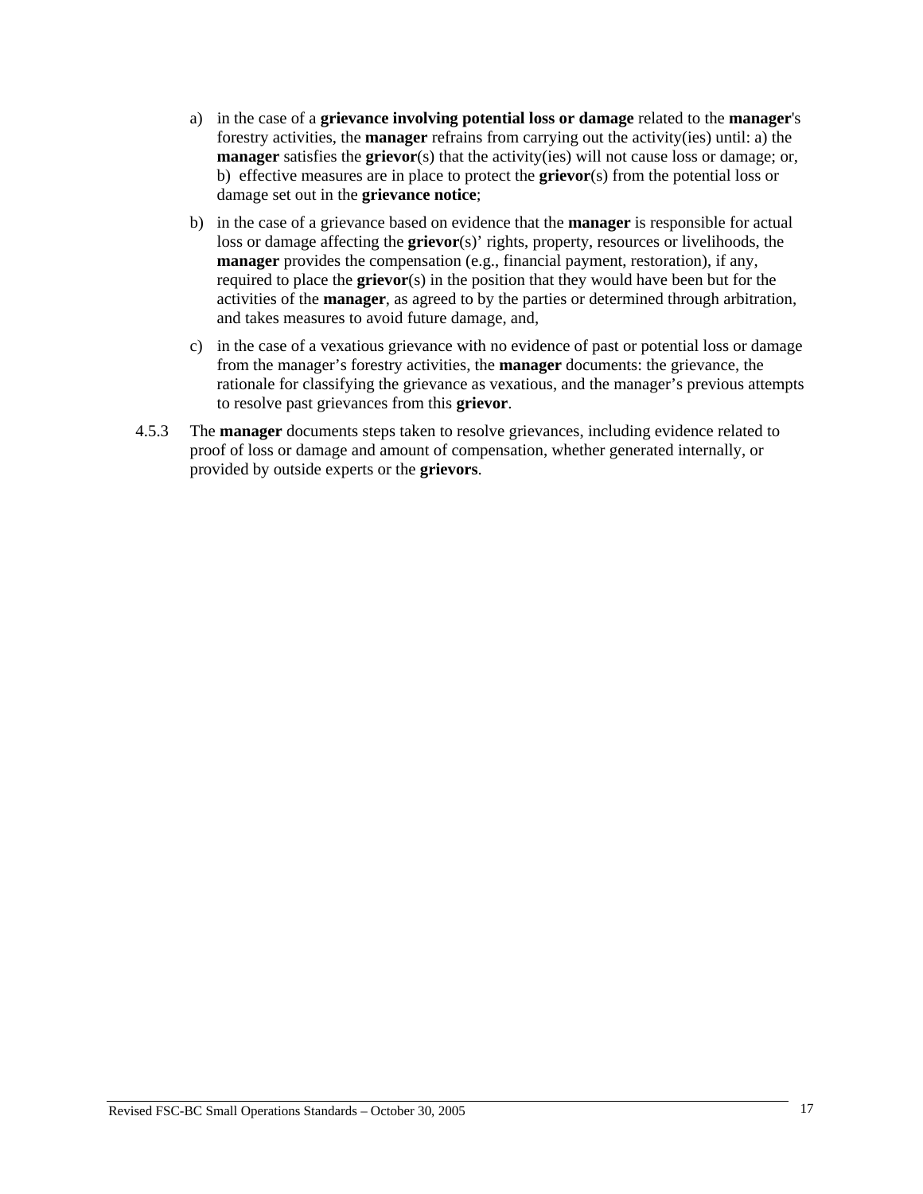a) in the case of a **grievance involving potential loss or damage** related to the **manager**'s forestry activities, the **manager** refrains from carrying out the activity(ies) until: a) the **manager** satisfies the **grievor**(s) that the activity(ies) will not cause loss or damage; or, b) effective measures are in place to protect the **grievor**(s) from the potential loss or damage set out in the **grievance notice**;

b) in the case of a grievance based on evidence that the **manager** is responsible for actual loss or damage affecting the **grievor**(s)' rights, property, resources or livelihoods, the **manager** provides the compensation (e.g., financial payment, restoration), if any, required to place the **grievor**(s) in the position that they would have been but for the activities of the **manager**, as agreed to by the parties or determined through arbitration, and takes measures to avoid future damage, and,

c) in the case of a vexatious grievance with no evidence of past or potential loss or damage from the manager's forestry activities, the **manager** documents: the grievance, the rationale for classifying the grievance as vexatious, and the manager's previous attempts to resolve past grievances from this **grievor**.

4.5.3 The **manager** documents steps taken to resolve grievances, including evidence related to proof of loss or damage and amount of compensation, whether generated internally, or provided by outside experts or the **grievors**.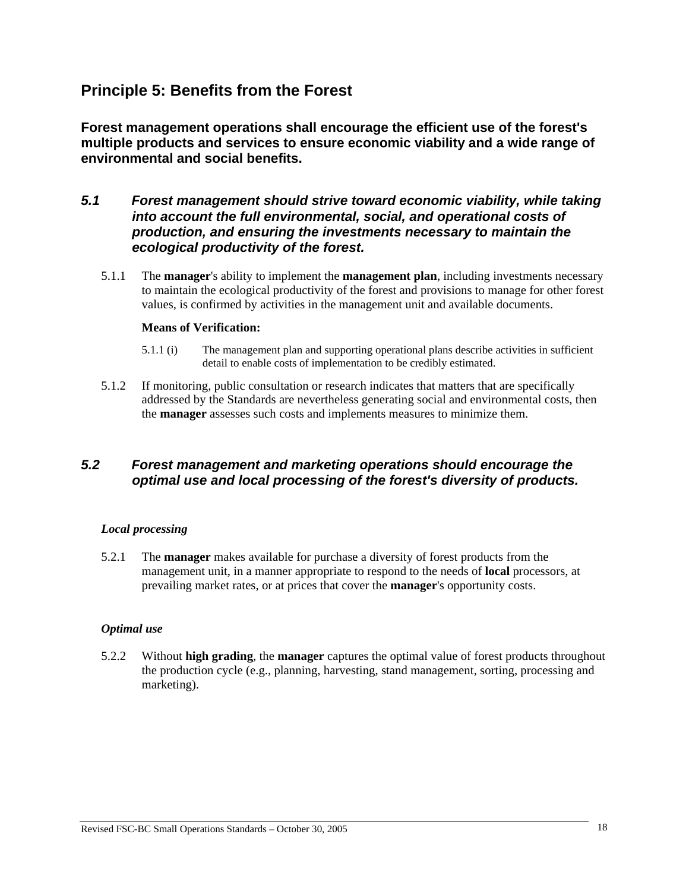## Principle 5: Benefits from the Forest

**Forest management operations shall encourage the efficient use of the forest's multiple products and services to ensure economic viability and a wide range of environmental and social benefits.**

### *5.1 Forest management should strive toward economic viability, while taking into account the full environmental, social, and operational costs of production, and ensuring the investments necessary to maintain the ecological productivity of the forest.*

5.1.1 The **manager**'s ability to implement the **management plan**, including investments necessary to maintain the ecological productivity of the forest and provisions to manage for other forest values, is confirmed by activities in the management unit and available documents.

**Means of Verification:**

5.1.1 (i) The management plan and supporting operational plans describe activities in sufficient detail to enable costs of implementation to be credibly estimated.

5.1.2 If monitoring, public consultation or research indicates that matters that are specifically addressed by the Standards are nevertheless generating social and environmental costs, then the **manager** assesses such costs and implements measures to minimize them.

### *5.2 Forest management and marketing operations should encourage the optimal use and local processing of the forest's diversity of products.*

***Local processing***

5.2.1 The **manager** makes available for purchase a diversity of forest products from the management unit, in a manner appropriate to respond to the needs of **local** processors, at prevailing market rates, or at prices that cover the **manager**'s opportunity costs.

***Optimal use***

5.2.2 Without **high grading**, the **manager** captures the optimal value of forest products throughout the production cycle (e.g., planning, harvesting, stand management, sorting, processing and marketing).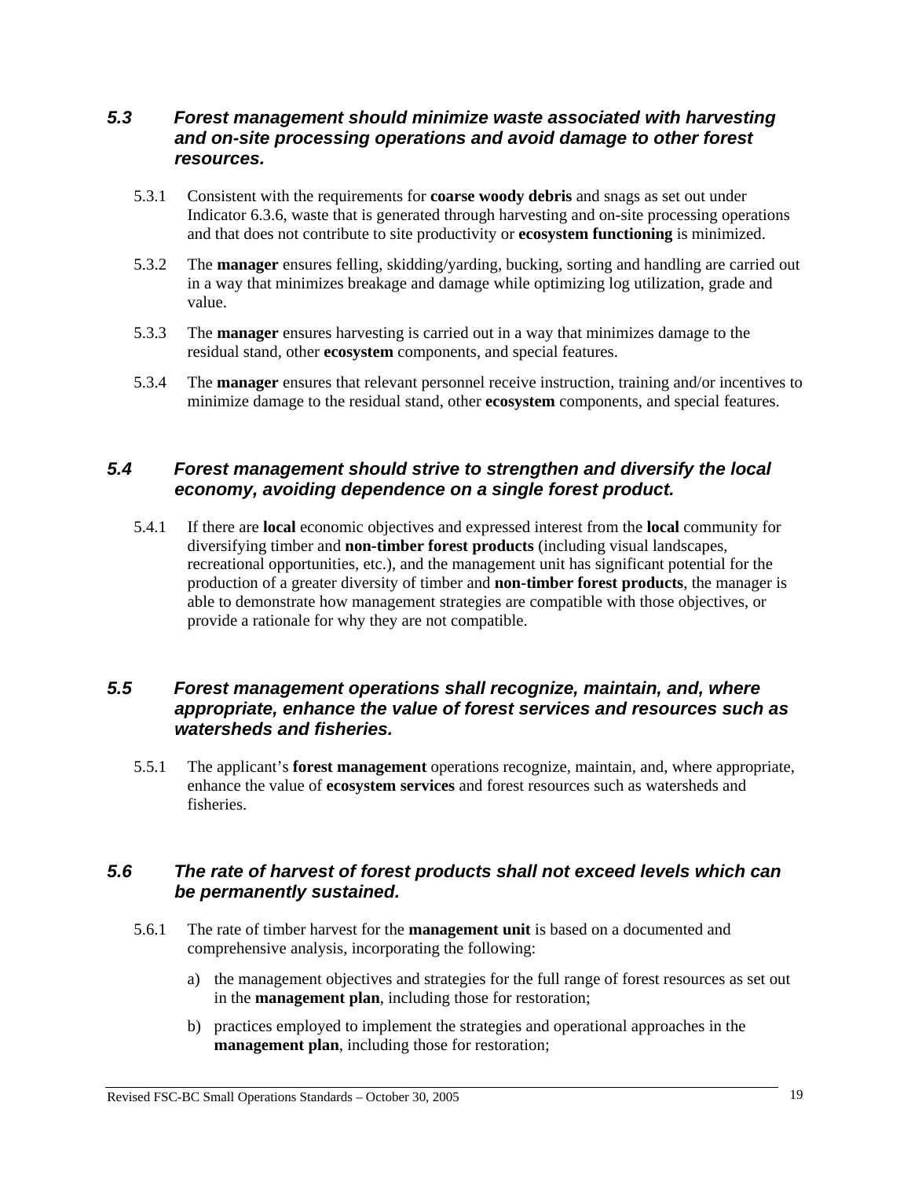### *5.3 Forest management should minimize waste associated with harvesting and on-site processing operations and avoid damage to other forest resources.*

5.3.1 Consistent with the requirements for **coarse woody debris** and snags as set out under Indicator 6.3.6, waste that is generated through harvesting and on-site processing operations and that does not contribute to site productivity or **ecosystem functioning** is minimized.

5.3.2 The **manager** ensures felling, skidding/yarding, bucking, sorting and handling are carried out in a way that minimizes breakage and damage while optimizing log utilization, grade and value.

5.3.3 The **manager** ensures harvesting is carried out in a way that minimizes damage to the residual stand, other **ecosystem** components, and special features.

5.3.4 The **manager** ensures that relevant personnel receive instruction, training and/or incentives to minimize damage to the residual stand, other **ecosystem** components, and special features.

### *5.4 Forest management should strive to strengthen and diversify the local economy, avoiding dependence on a single forest product.*

5.4.1 If there are **local** economic objectives and expressed interest from the **local** community for diversifying timber and **non-timber forest products** (including visual landscapes, recreational opportunities, etc.), and the management unit has significant potential for the production of a greater diversity of timber and **non-timber forest products**, the manager is able to demonstrate how management strategies are compatible with those objectives, or provide a rationale for why they are not compatible.

### *5.5 Forest management operations shall recognize, maintain, and, where appropriate, enhance the value of forest services and resources such as watersheds and fisheries.*

5.5.1 The applicant's **forest management** operations recognize, maintain, and, where appropriate, enhance the value of **ecosystem services** and forest resources such as watersheds and fisheries.

### *5.6 The rate of harvest of forest products shall not exceed levels which can be permanently sustained.*

5.6.1 The rate of timber harvest for the **management unit** is based on a documented and comprehensive analysis, incorporating the following:

a) the management objectives and strategies for the full range of forest resources as set out in the **management plan**, including those for restoration;

b) practices employed to implement the strategies and operational approaches in the **management plan**, including those for restoration;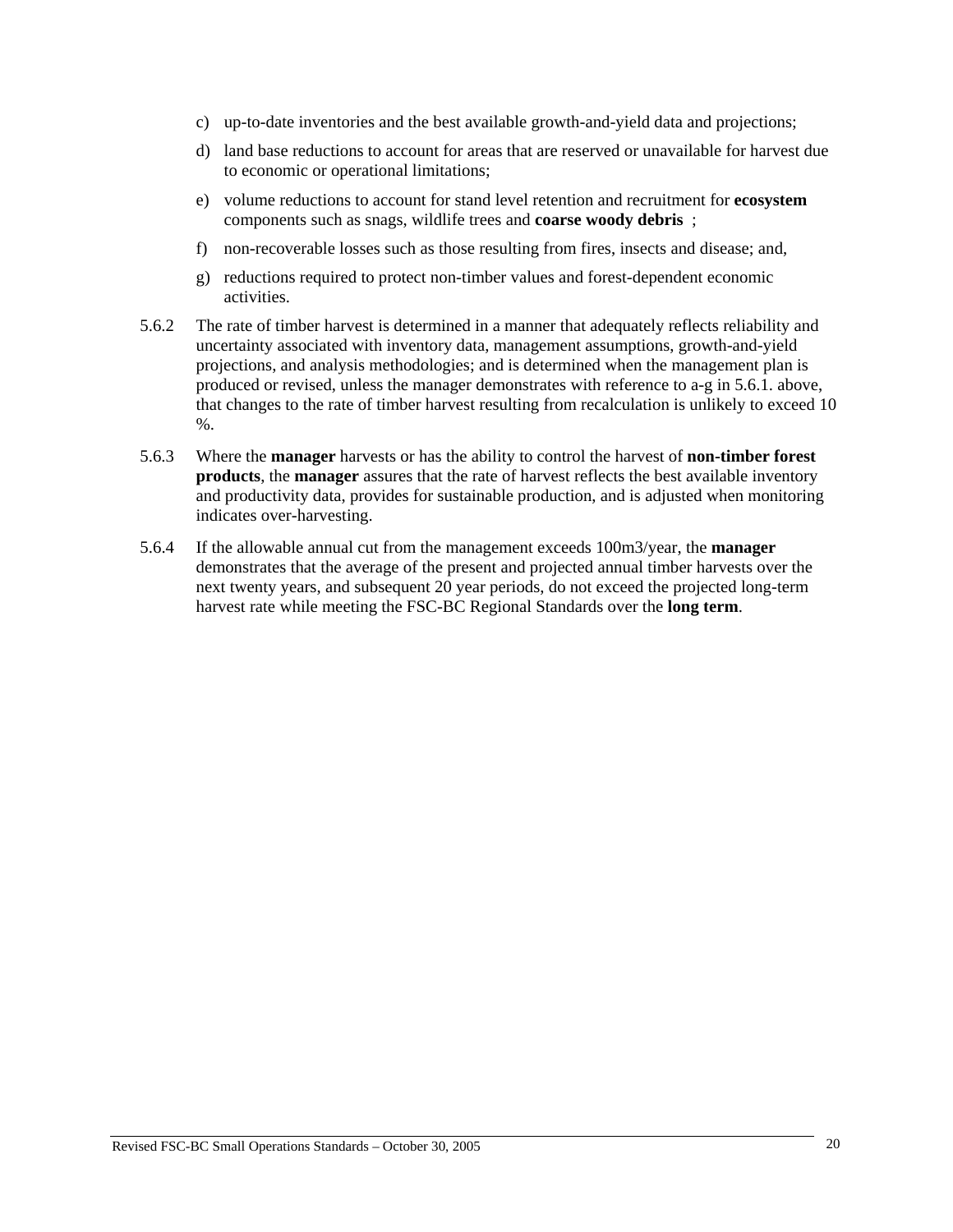c) up-to-date inventories and the best available growth-and-yield data and projections;

d) land base reductions to account for areas that are reserved or unavailable for harvest due to economic or operational limitations;

e) volume reductions to account for stand level retention and recruitment for **ecosystem** components such as snags, wildlife trees and **coarse woody debris** ;

f) non-recoverable losses such as those resulting from fires, insects and disease; and,

g) reductions required to protect non-timber values and forest-dependent economic activities.

5.6.2 The rate of timber harvest is determined in a manner that adequately reflects reliability and uncertainty associated with inventory data, management assumptions, growth-and-yield projections, and analysis methodologies; and is determined when the management plan is produced or revised, unless the manager demonstrates with reference to a-g in 5.6.1. above, that changes to the rate of timber harvest resulting from recalculation is unlikely to exceed 10 %.

5.6.3 Where the **manager** harvests or has the ability to control the harvest of **non-timber forest products**, the **manager** assures that the rate of harvest reflects the best available inventory and productivity data, provides for sustainable production, and is adjusted when monitoring indicates over-harvesting.

5.6.4 If the allowable annual cut from the management exceeds 100m3/year, the **manager** demonstrates that the average of the present and projected annual timber harvests over the next twenty years, and subsequent 20 year periods, do not exceed the projected long-term harvest rate while meeting the FSC-BC Regional Standards over the **long term**.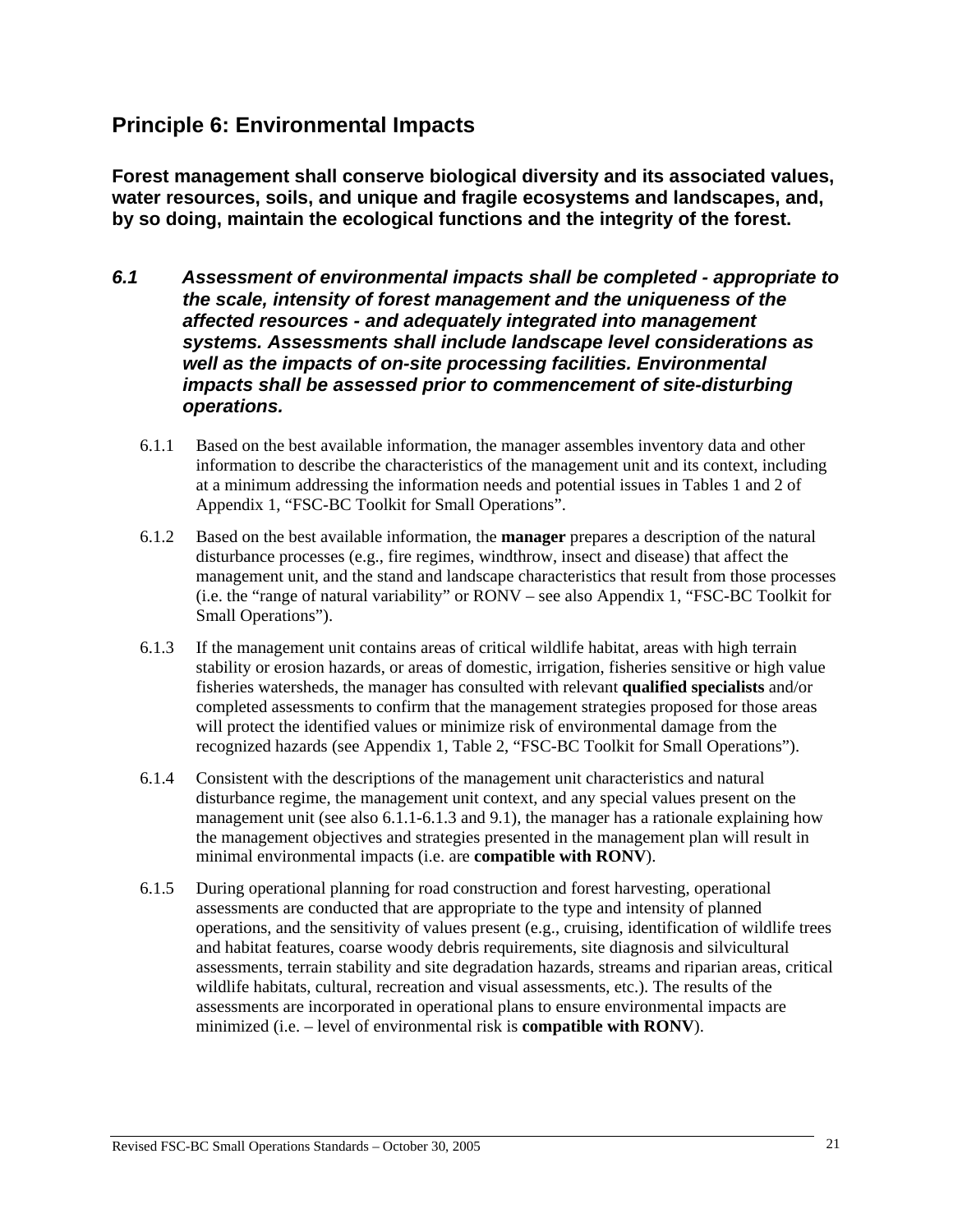## Principle 6: Environmental Impacts

**Forest management shall conserve biological diversity and its associated values, water resources, soils, and unique and fragile ecosystems and landscapes, and, by so doing, maintain the ecological functions and the integrity of the forest.**

***6.1 Assessment of environmental impacts shall be completed - appropriate to the scale, intensity of forest management and the uniqueness of the affected resources - and adequately integrated into management systems. Assessments shall include landscape level considerations as well as the impacts of on-site processing facilities. Environmental impacts shall be assessed prior to commencement of site-disturbing operations.***

6.1.1 Based on the best available information, the manager assembles inventory data and other information to describe the characteristics of the management unit and its context, including at a minimum addressing the information needs and potential issues in Tables 1 and 2 of Appendix 1, "FSC-BC Toolkit for Small Operations".

6.1.2 Based on the best available information, the **manager** prepares a description of the natural disturbance processes (e.g., fire regimes, windthrow, insect and disease) that affect the management unit, and the stand and landscape characteristics that result from those processes (i.e. the "range of natural variability" or RONV – see also Appendix 1, "FSC-BC Toolkit for Small Operations").

6.1.3 If the management unit contains areas of critical wildlife habitat, areas with high terrain stability or erosion hazards, or areas of domestic, irrigation, fisheries sensitive or high value fisheries watersheds, the manager has consulted with relevant **qualified specialists** and/or completed assessments to confirm that the management strategies proposed for those areas will protect the identified values or minimize risk of environmental damage from the recognized hazards (see Appendix 1, Table 2, "FSC-BC Toolkit for Small Operations").

6.1.4 Consistent with the descriptions of the management unit characteristics and natural disturbance regime, the management unit context, and any special values present on the management unit (see also 6.1.1-6.1.3 and 9.1), the manager has a rationale explaining how the management objectives and strategies presented in the management plan will result in minimal environmental impacts (i.e. are **compatible with RONV**).

6.1.5 During operational planning for road construction and forest harvesting, operational assessments are conducted that are appropriate to the type and intensity of planned operations, and the sensitivity of values present (e.g., cruising, identification of wildlife trees and habitat features, coarse woody debris requirements, site diagnosis and silvicultural assessments, terrain stability and site degradation hazards, streams and riparian areas, critical wildlife habitats, cultural, recreation and visual assessments, etc.). The results of the assessments are incorporated in operational plans to ensure environmental impacts are minimized (i.e. – level of environmental risk is **compatible with RONV**).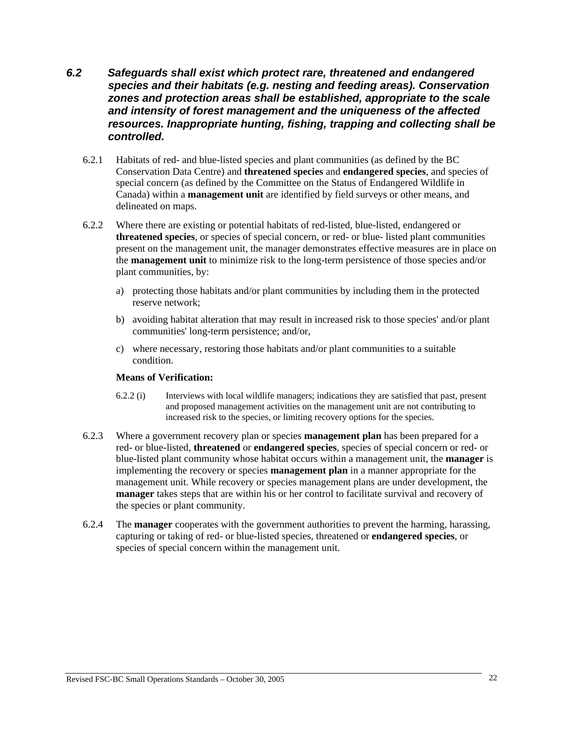### *6.2 Safeguards shall exist which protect rare, threatened and endangered species and their habitats (e.g. nesting and feeding areas). Conservation zones and protection areas shall be established, appropriate to the scale and intensity of forest management and the uniqueness of the affected resources. Inappropriate hunting, fishing, trapping and collecting shall be controlled.*

6.2.1 Habitats of red- and blue-listed species and plant communities (as defined by the BC Conservation Data Centre) and **threatened species** and **endangered species**, and species of special concern (as defined by the Committee on the Status of Endangered Wildlife in Canada) within a **management unit** are identified by field surveys or other means, and delineated on maps.

6.2.2 Where there are existing or potential habitats of red-listed, blue-listed, endangered or **threatened species**, or species of special concern, or red- or blue- listed plant communities present on the management unit, the manager demonstrates effective measures are in place on the **management unit** to minimize risk to the long-term persistence of those species and/or plant communities, by:

a) protecting those habitats and/or plant communities by including them in the protected reserve network;

b) avoiding habitat alteration that may result in increased risk to those species' and/or plant communities' long-term persistence; and/or,

c) where necessary, restoring those habitats and/or plant communities to a suitable condition.

**Means of Verification:**

6.2.2 (i) Interviews with local wildlife managers; indications they are satisfied that past, present and proposed management activities on the management unit are not contributing to increased risk to the species, or limiting recovery options for the species.

6.2.3 Where a government recovery plan or species **management plan** has been prepared for a red- or blue-listed, **threatened** or **endangered species**, species of special concern or red- or blue-listed plant community whose habitat occurs within a management unit, the **manager** is implementing the recovery or species **management plan** in a manner appropriate for the management unit. While recovery or species management plans are under development, the **manager** takes steps that are within his or her control to facilitate survival and recovery of the species or plant community.

6.2.4 The **manager** cooperates with the government authorities to prevent the harming, harassing, capturing or taking of red- or blue-listed species, threatened or **endangered species**, or species of special concern within the management unit.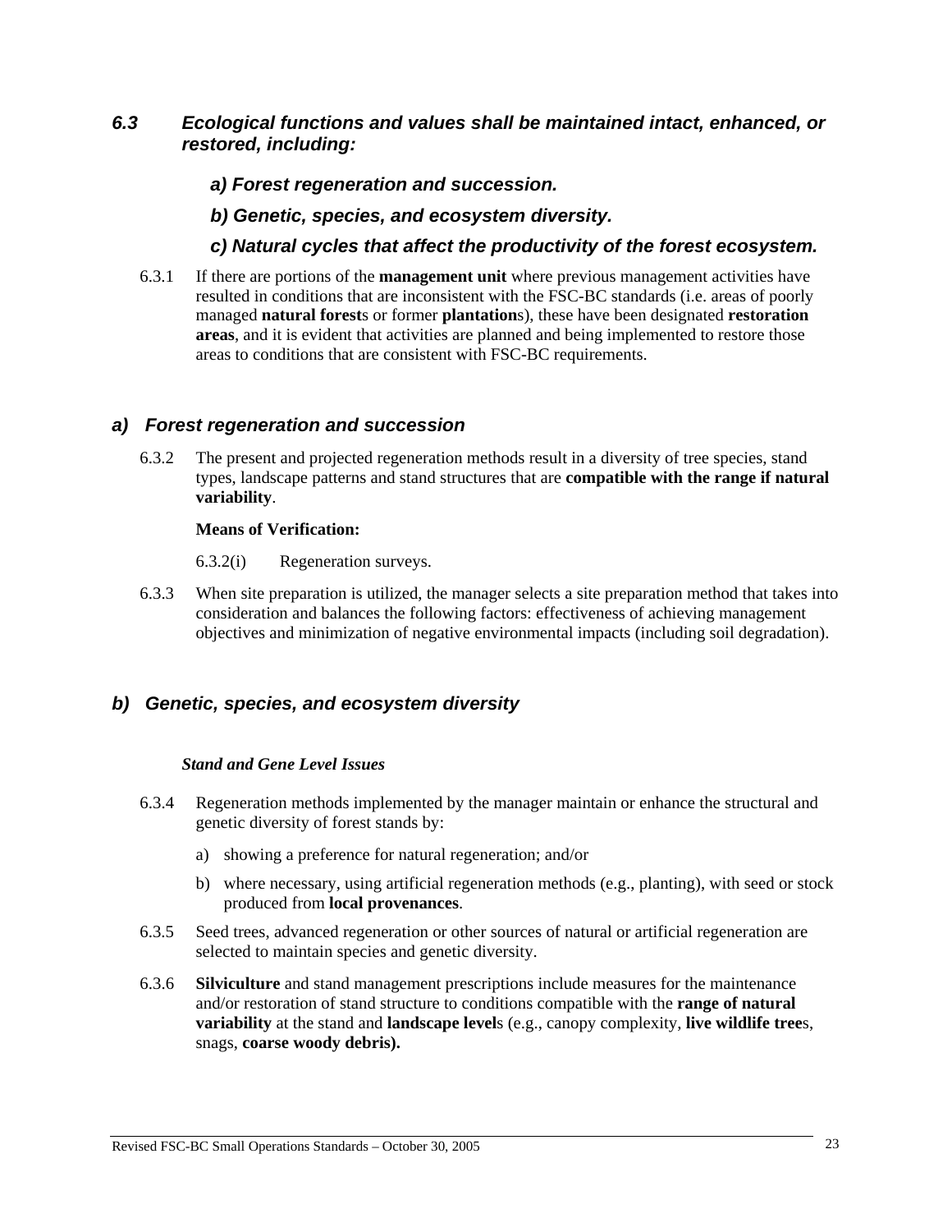### *6.3 Ecological functions and values shall be maintained intact, enhanced, or restored, including:*

***a) Forest regeneration and succession.***

***b) Genetic, species, and ecosystem diversity.***

***c) Natural cycles that affect the productivity of the forest ecosystem.***

6.3.1 If there are portions of the **management unit** where previous management activities have resulted in conditions that are inconsistent with the FSC-BC standards (i.e. areas of poorly managed **natural forest**s or former **plantation**s), these have been designated **restoration areas**, and it is evident that activities are planned and being implemented to restore those areas to conditions that are consistent with FSC-BC requirements.

### *a) Forest regeneration and succession*

6.3.2 The present and projected regeneration methods result in a diversity of tree species, stand types, landscape patterns and stand structures that are **compatible with the range if natural variability**.

**Means of Verification:**

6.3.2(i) Regeneration surveys.

6.3.3 When site preparation is utilized, the manager selects a site preparation method that takes into consideration and balances the following factors: effectiveness of achieving management objectives and minimization of negative environmental impacts (including soil degradation).

### *b) Genetic, species, and ecosystem diversity*

***Stand and Gene Level Issues***

6.3.4 Regeneration methods implemented by the manager maintain or enhance the structural and genetic diversity of forest stands by:

a) showing a preference for natural regeneration; and/or

b) where necessary, using artificial regeneration methods (e.g., planting), with seed or stock produced from **local provenances**.

6.3.5 Seed trees, advanced regeneration or other sources of natural or artificial regeneration are selected to maintain species and genetic diversity.

6.3.6 **Silviculture** and stand management prescriptions include measures for the maintenance and/or restoration of stand structure to conditions compatible with the **range of natural variability** at the stand and **landscape level**s (e.g., canopy complexity, **live wildlife tree**s, snags, **coarse woody debris).**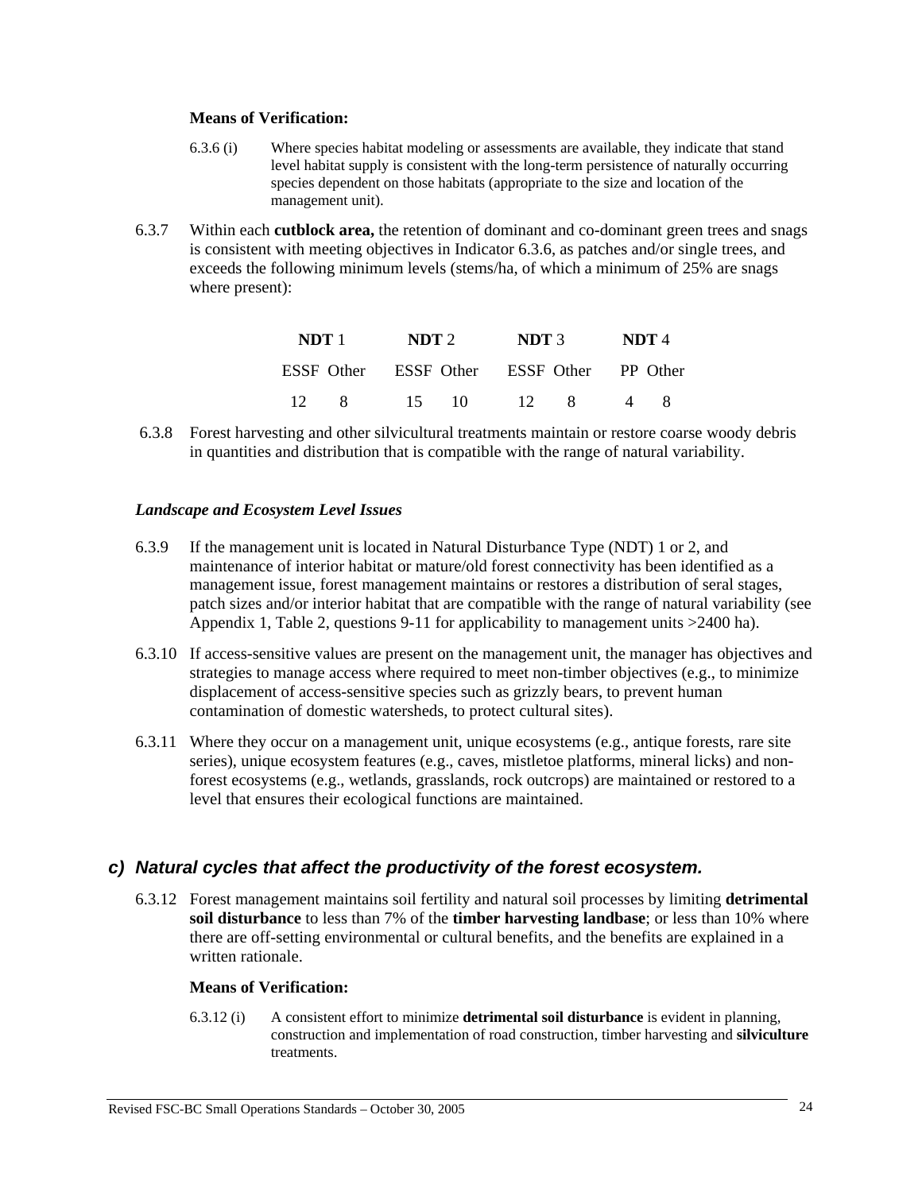**Means of Verification:**

6.3.6 (i) Where species habitat modeling or assessments are available, they indicate that stand level habitat supply is consistent with the long-term persistence of naturally occurring species dependent on those habitats (appropriate to the size and location of the management unit).

6.3.7 Within each **cutblock area,** the retention of dominant and co-dominant green trees and snags is consistent with meeting objectives in Indicator 6.3.6, as patches and/or single trees, and exceeds the following minimum levels (stems/ha, of which a minimum of 25% are snags where present):

| **NDT** 1 | | **NDT** 2 | | **NDT** 3 | | **NDT** 4 | |
|---|---|---|---|---|---|---|---|
| ESSF | Other | ESSF | Other | ESSF | Other | PP | Other |
| 12 | 8 | 15 | 10 | 12 | 8 | 4 | 8 |

6.3.8 Forest harvesting and other silvicultural treatments maintain or restore coarse woody debris in quantities and distribution that is compatible with the range of natural variability.

***Landscape and Ecosystem Level Issues***

6.3.9 If the management unit is located in Natural Disturbance Type (NDT) 1 or 2, and maintenance of interior habitat or mature/old forest connectivity has been identified as a management issue, forest management maintains or restores a distribution of seral stages, patch sizes and/or interior habitat that are compatible with the range of natural variability (see Appendix 1, Table 2, questions 9-11 for applicability to management units >2400 ha).

6.3.10 If access-sensitive values are present on the management unit, the manager has objectives and strategies to manage access where required to meet non-timber objectives (e.g., to minimize displacement of access-sensitive species such as grizzly bears, to prevent human contamination of domestic watersheds, to protect cultural sites).

6.3.11 Where they occur on a management unit, unique ecosystems (e.g., antique forests, rare site series), unique ecosystem features (e.g., caves, mistletoe platforms, mineral licks) and non-forest ecosystems (e.g., wetlands, grasslands, rock outcrops) are maintained or restored to a level that ensures their ecological functions are maintained.

## *c) Natural cycles that affect the productivity of the forest ecosystem.*

6.3.12 Forest management maintains soil fertility and natural soil processes by limiting **detrimental soil disturbance** to less than 7% of the **timber harvesting landbase**; or less than 10% where there are off-setting environmental or cultural benefits, and the benefits are explained in a written rationale.

**Means of Verification:**

6.3.12 (i) A consistent effort to minimize **detrimental soil disturbance** is evident in planning, construction and implementation of road construction, timber harvesting and **silviculture** treatments.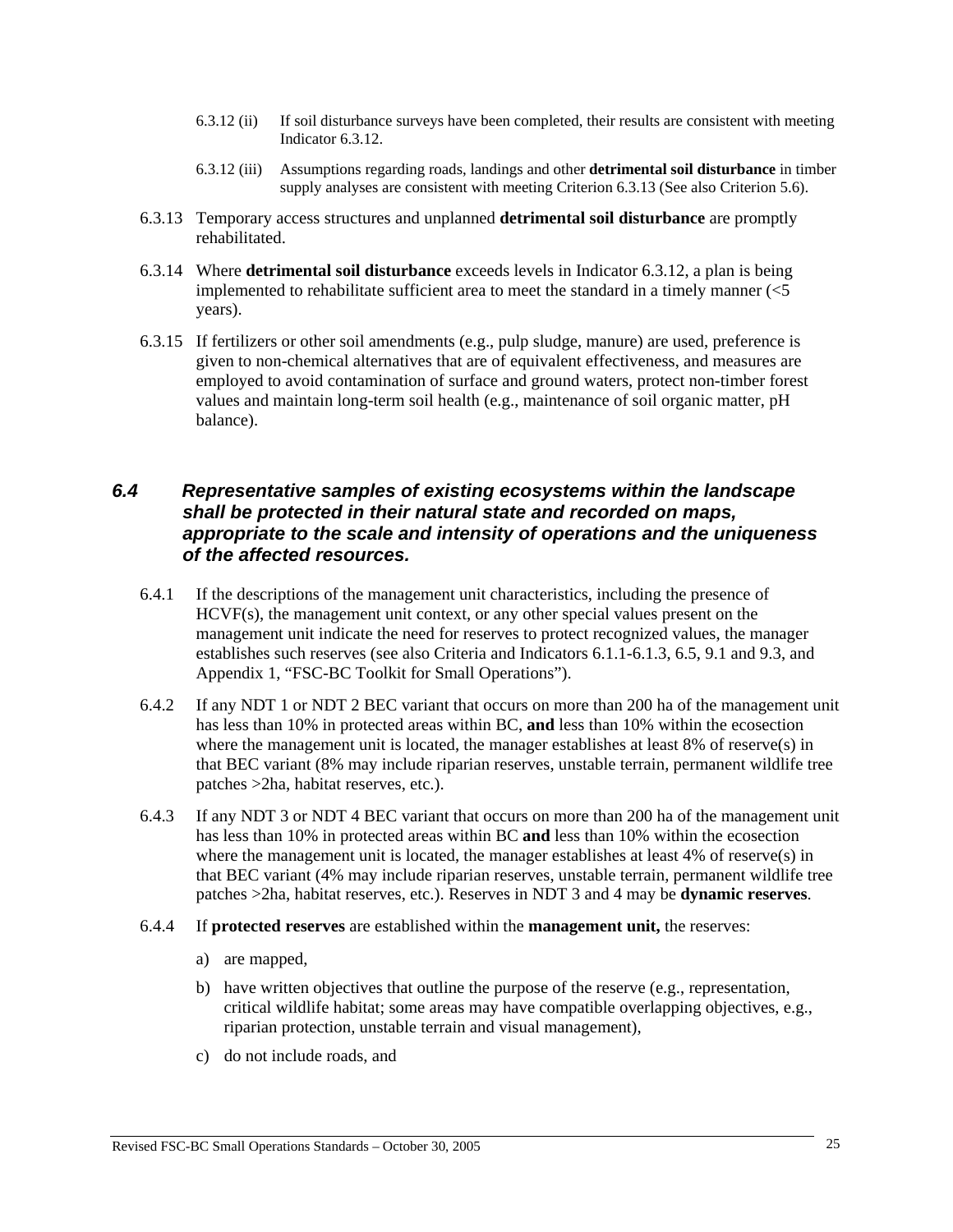6.3.12 (ii) If soil disturbance surveys have been completed, their results are consistent with meeting Indicator 6.3.12.

6.3.12 (iii) Assumptions regarding roads, landings and other **detrimental soil disturbance** in timber supply analyses are consistent with meeting Criterion 6.3.13 (See also Criterion 5.6).

6.3.13 Temporary access structures and unplanned **detrimental soil disturbance** are promptly rehabilitated.

6.3.14 Where **detrimental soil disturbance** exceeds levels in Indicator 6.3.12, a plan is being implemented to rehabilitate sufficient area to meet the standard in a timely manner (<5 years).

6.3.15 If fertilizers or other soil amendments (e.g., pulp sludge, manure) are used, preference is given to non-chemical alternatives that are of equivalent effectiveness, and measures are employed to avoid contamination of surface and ground waters, protect non-timber forest values and maintain long-term soil health (e.g., maintenance of soil organic matter, pH balance).

### *6.4 Representative samples of existing ecosystems within the landscape shall be protected in their natural state and recorded on maps, appropriate to the scale and intensity of operations and the uniqueness of the affected resources.*

6.4.1 If the descriptions of the management unit characteristics, including the presence of HCVF(s), the management unit context, or any other special values present on the management unit indicate the need for reserves to protect recognized values, the manager establishes such reserves (see also Criteria and Indicators 6.1.1-6.1.3, 6.5, 9.1 and 9.3, and Appendix 1, "FSC-BC Toolkit for Small Operations").

6.4.2 If any NDT 1 or NDT 2 BEC variant that occurs on more than 200 ha of the management unit has less than 10% in protected areas within BC, **and** less than 10% within the ecosection where the management unit is located, the manager establishes at least 8% of reserve(s) in that BEC variant (8% may include riparian reserves, unstable terrain, permanent wildlife tree patches >2ha, habitat reserves, etc.).

6.4.3 If any NDT 3 or NDT 4 BEC variant that occurs on more than 200 ha of the management unit has less than 10% in protected areas within BC **and** less than 10% within the ecosection where the management unit is located, the manager establishes at least 4% of reserve(s) in that BEC variant (4% may include riparian reserves, unstable terrain, permanent wildlife tree patches >2ha, habitat reserves, etc.). Reserves in NDT 3 and 4 may be **dynamic reserves**.

6.4.4 If **protected reserves** are established within the **management unit,** the reserves:

a) are mapped,

b) have written objectives that outline the purpose of the reserve (e.g., representation, critical wildlife habitat; some areas may have compatible overlapping objectives, e.g., riparian protection, unstable terrain and visual management),

c) do not include roads, and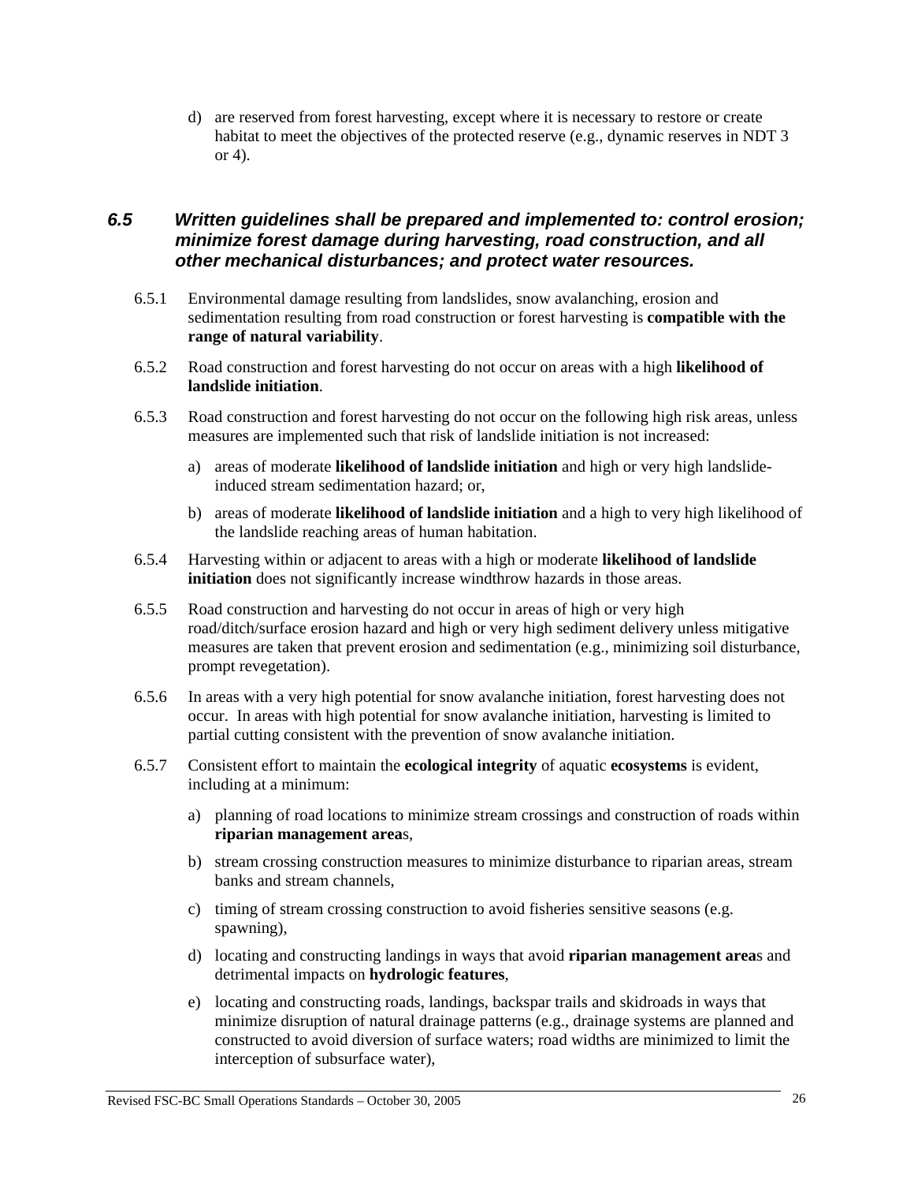d) are reserved from forest harvesting, except where it is necessary to restore or create habitat to meet the objectives of the protected reserve (e.g., dynamic reserves in NDT 3 or 4).

### *6.5 Written guidelines shall be prepared and implemented to: control erosion; minimize forest damage during harvesting, road construction, and all other mechanical disturbances; and protect water resources.*

6.5.1 Environmental damage resulting from landslides, snow avalanching, erosion and sedimentation resulting from road construction or forest harvesting is **compatible with the range of natural variability**.

6.5.2 Road construction and forest harvesting do not occur on areas with a high **likelihood of landslide initiation**.

6.5.3 Road construction and forest harvesting do not occur on the following high risk areas, unless measures are implemented such that risk of landslide initiation is not increased:

a) areas of moderate **likelihood of landslide initiation** and high or very high landslide-induced stream sedimentation hazard; or,

b) areas of moderate **likelihood of landslide initiation** and a high to very high likelihood of the landslide reaching areas of human habitation.

6.5.4 Harvesting within or adjacent to areas with a high or moderate **likelihood of landslide initiation** does not significantly increase windthrow hazards in those areas.

6.5.5 Road construction and harvesting do not occur in areas of high or very high road/ditch/surface erosion hazard and high or very high sediment delivery unless mitigative measures are taken that prevent erosion and sedimentation (e.g., minimizing soil disturbance, prompt revegetation).

6.5.6 In areas with a very high potential for snow avalanche initiation, forest harvesting does not occur. In areas with high potential for snow avalanche initiation, harvesting is limited to partial cutting consistent with the prevention of snow avalanche initiation.

6.5.7 Consistent effort to maintain the **ecological integrity** of aquatic **ecosystems** is evident, including at a minimum:

a) planning of road locations to minimize stream crossings and construction of roads within **riparian management area**s,

b) stream crossing construction measures to minimize disturbance to riparian areas, stream banks and stream channels,

c) timing of stream crossing construction to avoid fisheries sensitive seasons (e.g. spawning),

d) locating and constructing landings in ways that avoid **riparian management area**s and detrimental impacts on **hydrologic features**,

e) locating and constructing roads, landings, backspar trails and skidroads in ways that minimize disruption of natural drainage patterns (e.g., drainage systems are planned and constructed to avoid diversion of surface waters; road widths are minimized to limit the interception of subsurface water),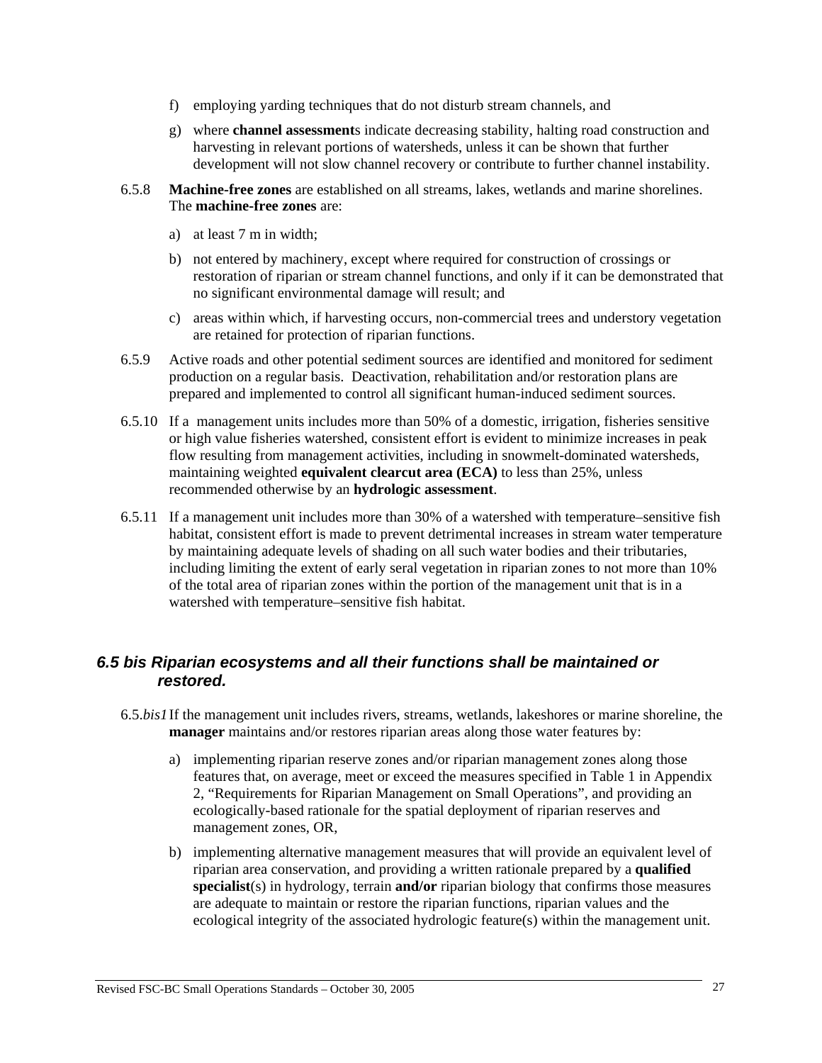f) employing yarding techniques that do not disturb stream channels, and

g) where **channel assessment**s indicate decreasing stability, halting road construction and harvesting in relevant portions of watersheds, unless it can be shown that further development will not slow channel recovery or contribute to further channel instability.

6.5.8 **Machine-free zones** are established on all streams, lakes, wetlands and marine shorelines. The **machine-free zones** are:

a) at least 7 m in width;

b) not entered by machinery, except where required for construction of crossings or restoration of riparian or stream channel functions, and only if it can be demonstrated that no significant environmental damage will result; and

c) areas within which, if harvesting occurs, non-commercial trees and understory vegetation are retained for protection of riparian functions.

6.5.9 Active roads and other potential sediment sources are identified and monitored for sediment production on a regular basis. Deactivation, rehabilitation and/or restoration plans are prepared and implemented to control all significant human-induced sediment sources.

6.5.10 If a management units includes more than 50% of a domestic, irrigation, fisheries sensitive or high value fisheries watershed, consistent effort is evident to minimize increases in peak flow resulting from management activities, including in snowmelt-dominated watersheds, maintaining weighted **equivalent clearcut area (ECA)** to less than 25%, unless recommended otherwise by an **hydrologic assessment**.

6.5.11 If a management unit includes more than 30% of a watershed with temperature–sensitive fish habitat, consistent effort is made to prevent detrimental increases in stream water temperature by maintaining adequate levels of shading on all such water bodies and their tributaries, including limiting the extent of early seral vegetation in riparian zones to not more than 10% of the total area of riparian zones within the portion of the management unit that is in a watershed with temperature–sensitive fish habitat.

### *6.5 bis Riparian ecosystems and all their functions shall be maintained or restored.*

6.5.*bis1* If the management unit includes rivers, streams, wetlands, lakeshores or marine shoreline, the **manager** maintains and/or restores riparian areas along those water features by:

a) implementing riparian reserve zones and/or riparian management zones along those features that, on average, meet or exceed the measures specified in Table 1 in Appendix 2, "Requirements for Riparian Management on Small Operations", and providing an ecologically-based rationale for the spatial deployment of riparian reserves and management zones, OR,

b) implementing alternative management measures that will provide an equivalent level of riparian area conservation, and providing a written rationale prepared by a **qualified specialist**(s) in hydrology, terrain **and/or** riparian biology that confirms those measures are adequate to maintain or restore the riparian functions, riparian values and the ecological integrity of the associated hydrologic feature(s) within the management unit.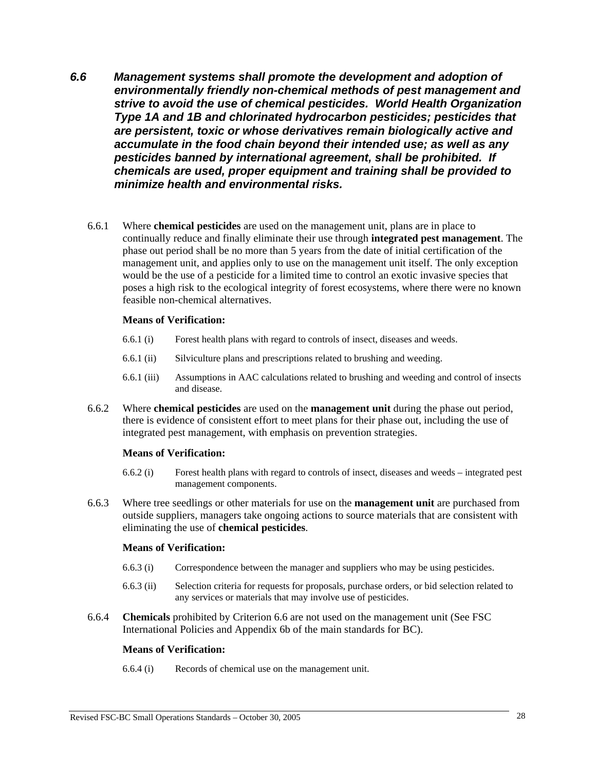***6.6 Management systems shall promote the development and adoption of environmentally friendly non-chemical methods of pest management and strive to avoid the use of chemical pesticides. World Health Organization Type 1A and 1B and chlorinated hydrocarbon pesticides; pesticides that are persistent, toxic or whose derivatives remain biologically active and accumulate in the food chain beyond their intended use; as well as any pesticides banned by international agreement, shall be prohibited. If chemicals are used, proper equipment and training shall be provided to minimize health and environmental risks.***

6.6.1 Where **chemical pesticides** are used on the management unit, plans are in place to continually reduce and finally eliminate their use through **integrated pest management**. The phase out period shall be no more than 5 years from the date of initial certification of the management unit, and applies only to use on the management unit itself. The only exception would be the use of a pesticide for a limited time to control an exotic invasive species that poses a high risk to the ecological integrity of forest ecosystems, where there were no known feasible non-chemical alternatives.

**Means of Verification:**

6.6.1 (i) Forest health plans with regard to controls of insect, diseases and weeds.

6.6.1 (ii) Silviculture plans and prescriptions related to brushing and weeding.

6.6.1 (iii) Assumptions in AAC calculations related to brushing and weeding and control of insects and disease.

6.6.2 Where **chemical pesticides** are used on the **management unit** during the phase out period, there is evidence of consistent effort to meet plans for their phase out, including the use of integrated pest management, with emphasis on prevention strategies.

**Means of Verification:**

6.6.2 (i) Forest health plans with regard to controls of insect, diseases and weeds – integrated pest management components.

6.6.3 Where tree seedlings or other materials for use on the **management unit** are purchased from outside suppliers, managers take ongoing actions to source materials that are consistent with eliminating the use of **chemical pesticides**.

**Means of Verification:**

6.6.3 (i) Correspondence between the manager and suppliers who may be using pesticides.

6.6.3 (ii) Selection criteria for requests for proposals, purchase orders, or bid selection related to any services or materials that may involve use of pesticides.

6.6.4 **Chemicals** prohibited by Criterion 6.6 are not used on the management unit (See FSC International Policies and Appendix 6b of the main standards for BC).

**Means of Verification:**

6.6.4 (i) Records of chemical use on the management unit.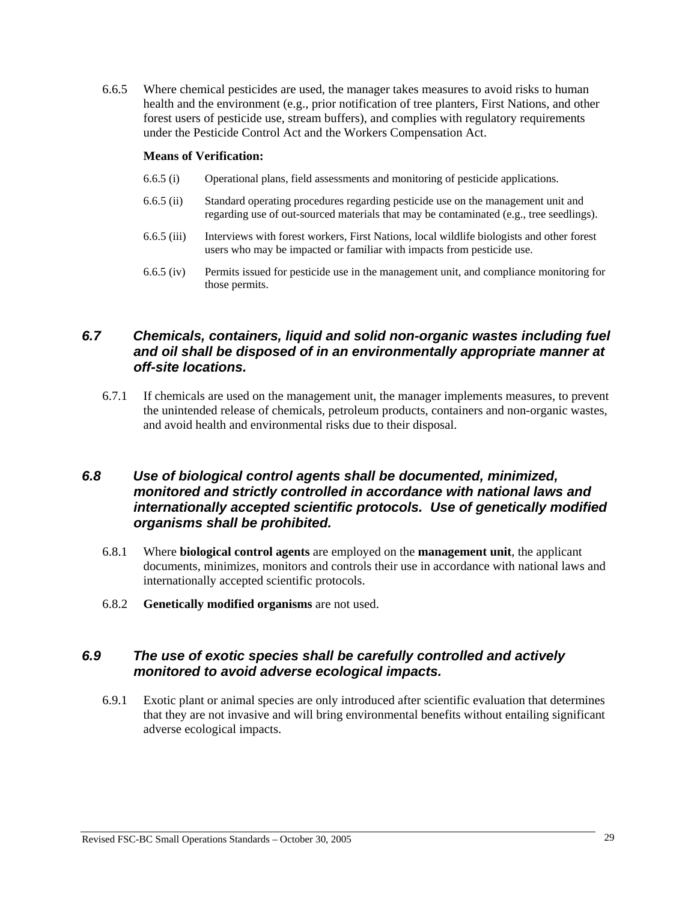6.6.5 Where chemical pesticides are used, the manager takes measures to avoid risks to human health and the environment (e.g., prior notification of tree planters, First Nations, and other forest users of pesticide use, stream buffers), and complies with regulatory requirements under the Pesticide Control Act and the Workers Compensation Act.

**Means of Verification:**

6.6.5 (i) Operational plans, field assessments and monitoring of pesticide applications.

6.6.5 (ii) Standard operating procedures regarding pesticide use on the management unit and regarding use of out-sourced materials that may be contaminated (e.g., tree seedlings).

6.6.5 (iii) Interviews with forest workers, First Nations, local wildlife biologists and other forest users who may be impacted or familiar with impacts from pesticide use.

6.6.5 (iv) Permits issued for pesticide use in the management unit, and compliance monitoring for those permits.

### *6.7 Chemicals, containers, liquid and solid non-organic wastes including fuel and oil shall be disposed of in an environmentally appropriate manner at off-site locations.*

6.7.1 If chemicals are used on the management unit, the manager implements measures, to prevent the unintended release of chemicals, petroleum products, containers and non-organic wastes, and avoid health and environmental risks due to their disposal.

### *6.8 Use of biological control agents shall be documented, minimized, monitored and strictly controlled in accordance with national laws and internationally accepted scientific protocols. Use of genetically modified organisms shall be prohibited.*

6.8.1 Where **biological control agents** are employed on the **management unit**, the applicant documents, minimizes, monitors and controls their use in accordance with national laws and internationally accepted scientific protocols.

6.8.2 **Genetically modified organisms** are not used.

### *6.9 The use of exotic species shall be carefully controlled and actively monitored to avoid adverse ecological impacts.*

6.9.1 Exotic plant or animal species are only introduced after scientific evaluation that determines that they are not invasive and will bring environmental benefits without entailing significant adverse ecological impacts.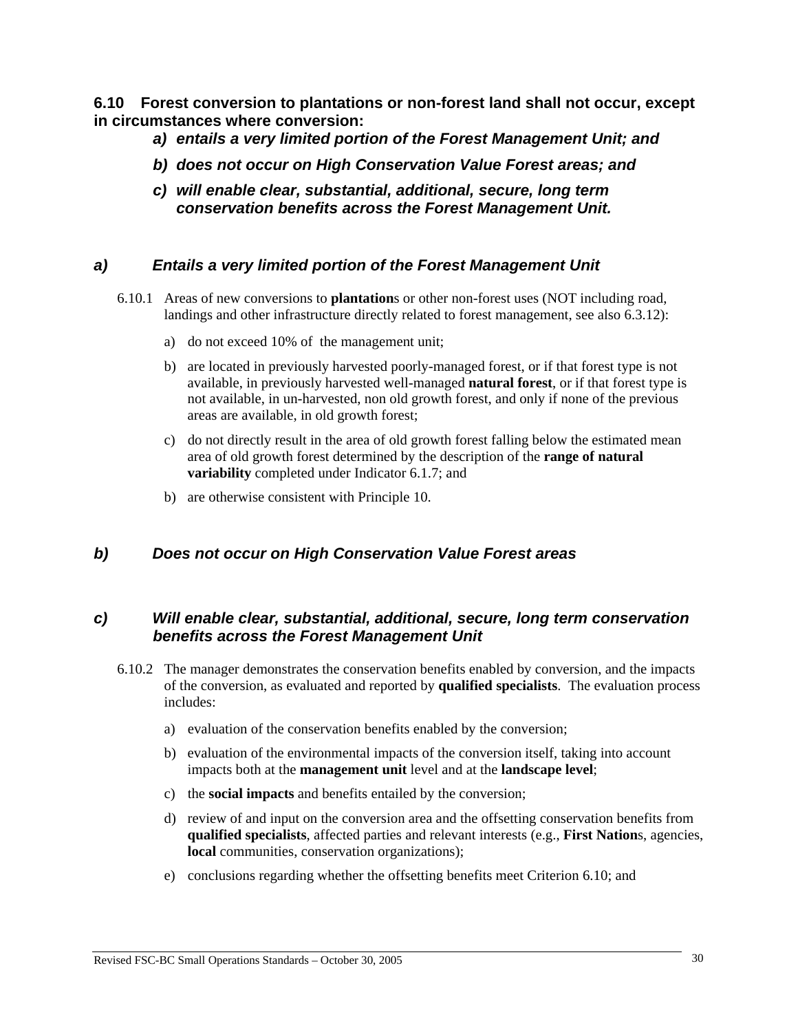**6.10 Forest conversion to plantations or non-forest land shall not occur, except in circumstances where conversion:**

- ***a) entails a very limited portion of the Forest Management Unit; and***
- ***b) does not occur on High Conservation Value Forest areas; and***
- ***c) will enable clear, substantial, additional, secure, long term conservation benefits across the Forest Management Unit.***

### *a) Entails a very limited portion of the Forest Management Unit*

6.10.1 Areas of new conversions to **plantation**s or other non-forest uses (NOT including road, landings and other infrastructure directly related to forest management, see also 6.3.12):

a) do not exceed 10% of the management unit;

b) are located in previously harvested poorly-managed forest, or if that forest type is not available, in previously harvested well-managed **natural forest**, or if that forest type is not available, in un-harvested, non old growth forest, and only if none of the previous areas are available, in old growth forest;

c) do not directly result in the area of old growth forest falling below the estimated mean area of old growth forest determined by the description of the **range of natural variability** completed under Indicator 6.1.7; and

b) are otherwise consistent with Principle 10.

### *b) Does not occur on High Conservation Value Forest areas*

### *c) Will enable clear, substantial, additional, secure, long term conservation benefits across the Forest Management Unit*

6.10.2 The manager demonstrates the conservation benefits enabled by conversion, and the impacts of the conversion, as evaluated and reported by **qualified specialists**. The evaluation process includes:

a) evaluation of the conservation benefits enabled by the conversion;

b) evaluation of the environmental impacts of the conversion itself, taking into account impacts both at the **management unit** level and at the **landscape level**;

c) the **social impacts** and benefits entailed by the conversion;

d) review of and input on the conversion area and the offsetting conservation benefits from **qualified specialists**, affected parties and relevant interests (e.g., **First Nation**s, agencies, **local** communities, conservation organizations);

e) conclusions regarding whether the offsetting benefits meet Criterion 6.10; and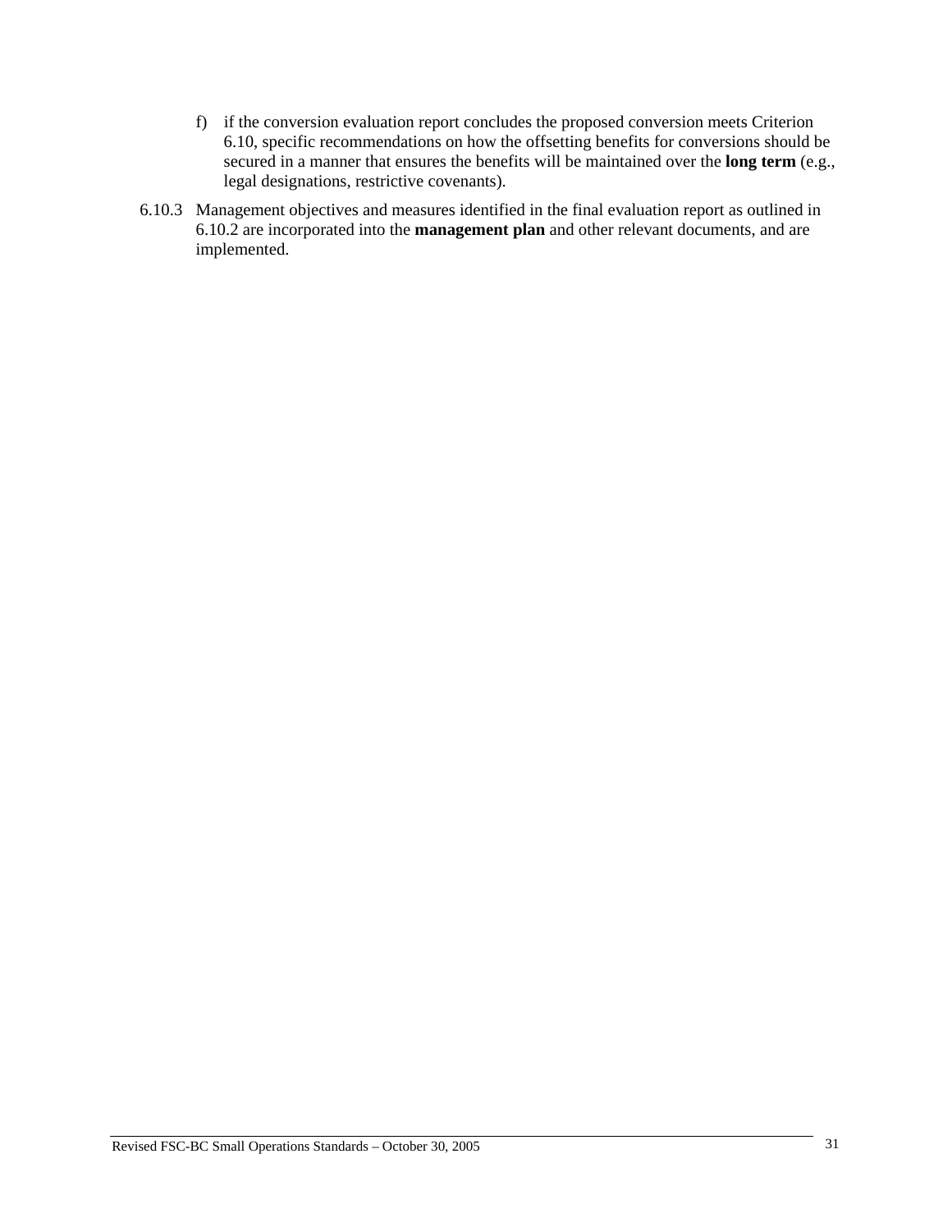f) if the conversion evaluation report concludes the proposed conversion meets Criterion 6.10, specific recommendations on how the offsetting benefits for conversions should be secured in a manner that ensures the benefits will be maintained over the **long term** (e.g., legal designations, restrictive covenants).

6.10.3 Management objectives and measures identified in the final evaluation report as outlined in 6.10.2 are incorporated into the **management plan** and other relevant documents, and are implemented.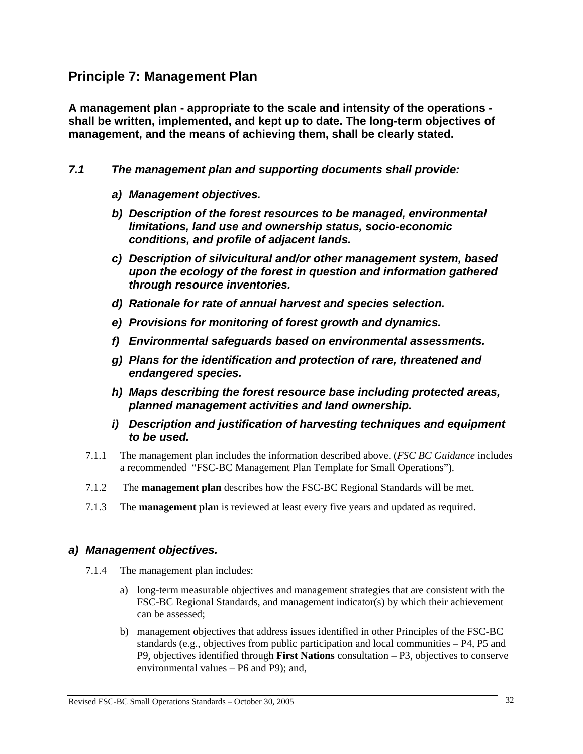## Principle 7: Management Plan

**A management plan - appropriate to the scale and intensity of the operations - shall be written, implemented, and kept up to date. The long-term objectives of management, and the means of achieving them, shall be clearly stated.**

### *7.1 The management plan and supporting documents shall provide:*

***a) Management objectives.***

***b) Description of the forest resources to be managed, environmental limitations, land use and ownership status, socio-economic conditions, and profile of adjacent lands.***

***c) Description of silvicultural and/or other management system, based upon the ecology of the forest in question and information gathered through resource inventories.***

***d) Rationale for rate of annual harvest and species selection.***

***e) Provisions for monitoring of forest growth and dynamics.***

***f) Environmental safeguards based on environmental assessments.***

***g) Plans for the identification and protection of rare, threatened and endangered species.***

***h) Maps describing the forest resource base including protected areas, planned management activities and land ownership.***

***i) Description and justification of harvesting techniques and equipment to be used.***

7.1.1 The management plan includes the information described above. (*FSC BC Guidance* includes a recommended "FSC-BC Management Plan Template for Small Operations").

7.1.2 The **management plan** describes how the FSC-BC Regional Standards will be met.

7.1.3 The **management plan** is reviewed at least every five years and updated as required.

### *a) Management objectives.*

7.1.4 The management plan includes:

a) long-term measurable objectives and management strategies that are consistent with the FSC-BC Regional Standards, and management indicator(s) by which their achievement can be assessed;

b) management objectives that address issues identified in other Principles of the FSC-BC standards (e.g., objectives from public participation and local communities – P4, P5 and P9, objectives identified through **First Nations** consultation – P3, objectives to conserve environmental values – P6 and P9); and,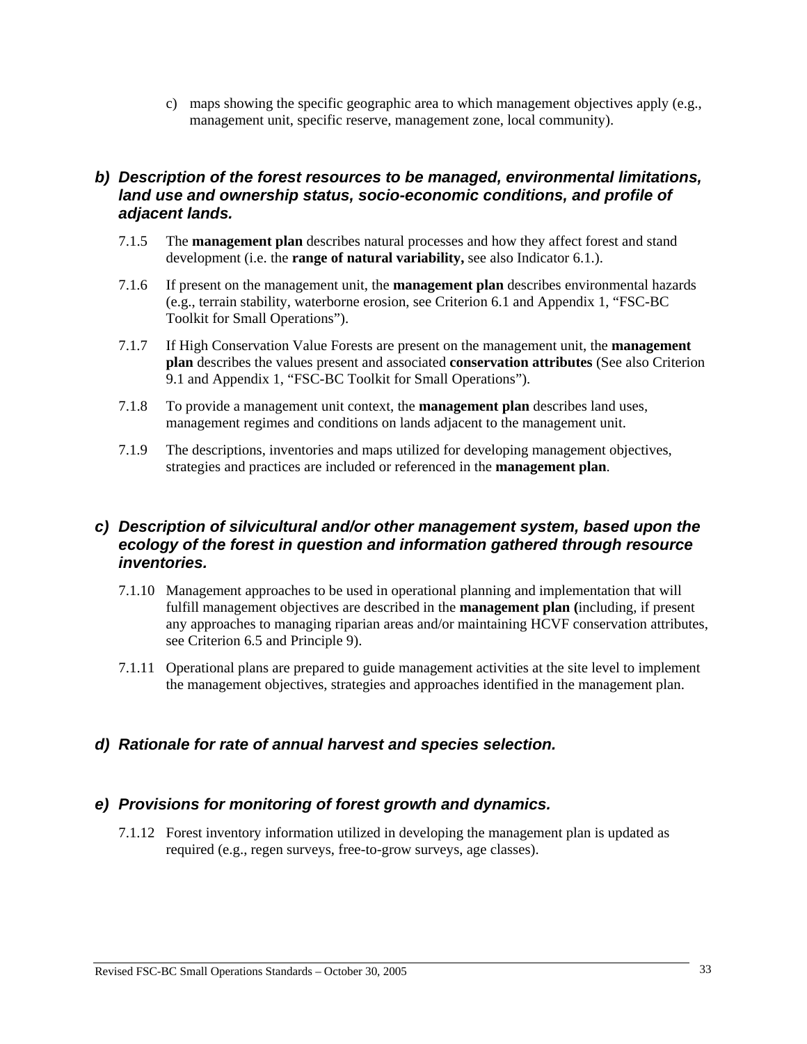c) maps showing the specific geographic area to which management objectives apply (e.g., management unit, specific reserve, management zone, local community).

### *b) Description of the forest resources to be managed, environmental limitations, land use and ownership status, socio-economic conditions, and profile of adjacent lands.*

7.1.5 The **management plan** describes natural processes and how they affect forest and stand development (i.e. the **range of natural variability,** see also Indicator 6.1.).

7.1.6 If present on the management unit, the **management plan** describes environmental hazards (e.g., terrain stability, waterborne erosion, see Criterion 6.1 and Appendix 1, "FSC-BC Toolkit for Small Operations").

7.1.7 If High Conservation Value Forests are present on the management unit, the **management plan** describes the values present and associated **conservation attributes** (See also Criterion 9.1 and Appendix 1, "FSC-BC Toolkit for Small Operations").

7.1.8 To provide a management unit context, the **management plan** describes land uses, management regimes and conditions on lands adjacent to the management unit.

7.1.9 The descriptions, inventories and maps utilized for developing management objectives, strategies and practices are included or referenced in the **management plan**.

### *c) Description of silvicultural and/or other management system, based upon the ecology of the forest in question and information gathered through resource inventories.*

7.1.10 Management approaches to be used in operational planning and implementation that will fulfill management objectives are described in the **management plan (**including, if present any approaches to managing riparian areas and/or maintaining HCVF conservation attributes, see Criterion 6.5 and Principle 9).

7.1.11 Operational plans are prepared to guide management activities at the site level to implement the management objectives, strategies and approaches identified in the management plan.

### *d) Rationale for rate of annual harvest and species selection.*

### *e) Provisions for monitoring of forest growth and dynamics.*

7.1.12 Forest inventory information utilized in developing the management plan is updated as required (e.g., regen surveys, free-to-grow surveys, age classes).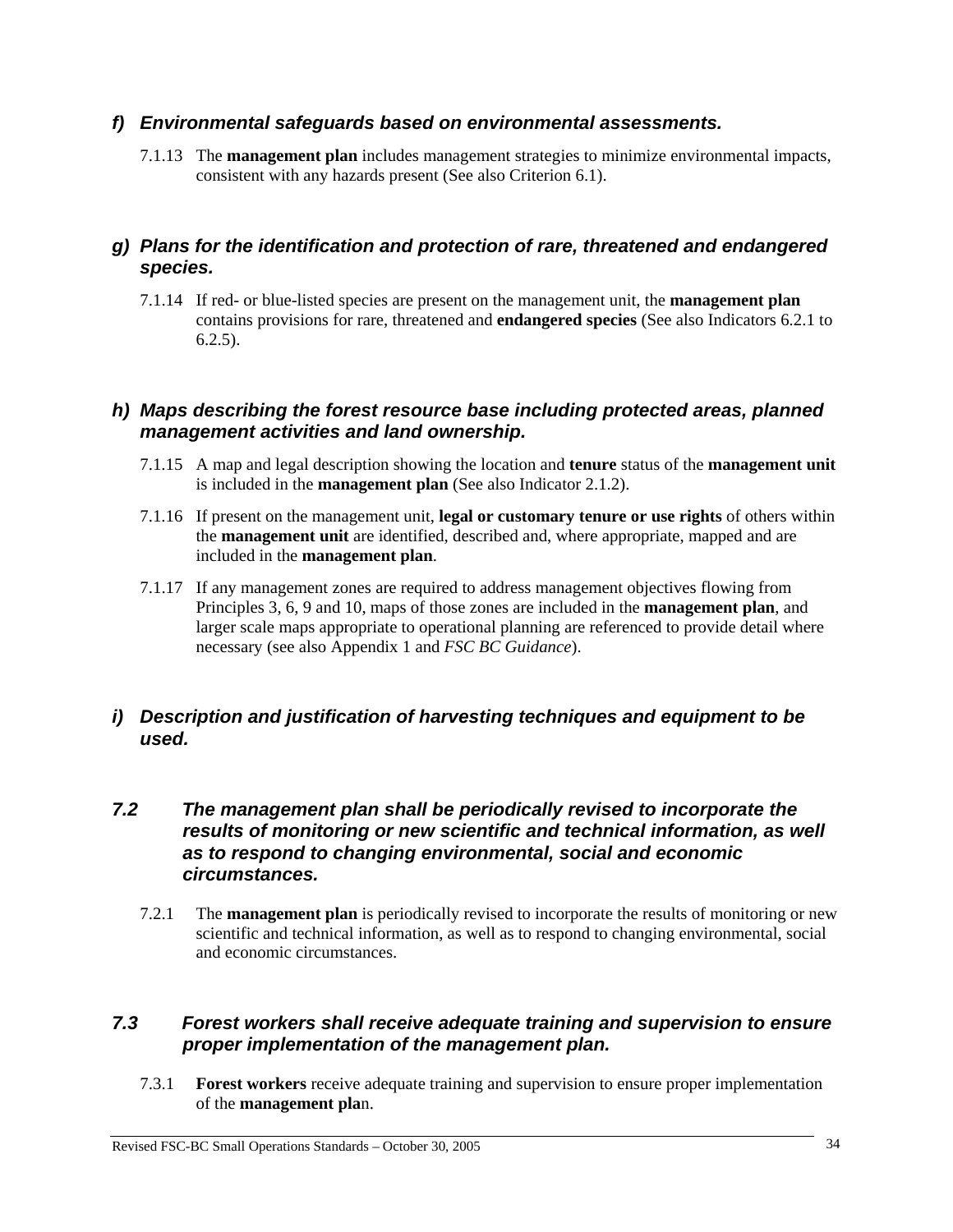#### *f) Environmental safeguards based on environmental assessments.*

7.1.13 The **management plan** includes management strategies to minimize environmental impacts, consistent with any hazards present (See also Criterion 6.1).

#### *g) Plans for the identification and protection of rare, threatened and endangered species.*

7.1.14 If red- or blue-listed species are present on the management unit, the **management plan** contains provisions for rare, threatened and **endangered species** (See also Indicators 6.2.1 to 6.2.5).

#### *h) Maps describing the forest resource base including protected areas, planned management activities and land ownership.*

7.1.15 A map and legal description showing the location and **tenure** status of the **management unit** is included in the **management plan** (See also Indicator 2.1.2).

7.1.16 If present on the management unit, **legal or customary tenure or use rights** of others within the **management unit** are identified, described and, where appropriate, mapped and are included in the **management plan**.

7.1.17 If any management zones are required to address management objectives flowing from Principles 3, 6, 9 and 10, maps of those zones are included in the **management plan**, and larger scale maps appropriate to operational planning are referenced to provide detail where necessary (see also Appendix 1 and *FSC BC Guidance*).

#### *i) Description and justification of harvesting techniques and equipment to be used.*

### *7.2 The management plan shall be periodically revised to incorporate the results of monitoring or new scientific and technical information, as well as to respond to changing environmental, social and economic circumstances.*

7.2.1 The **management plan** is periodically revised to incorporate the results of monitoring or new scientific and technical information, as well as to respond to changing environmental, social and economic circumstances.

### *7.3 Forest workers shall receive adequate training and supervision to ensure proper implementation of the management plan.*

7.3.1 **Forest workers** receive adequate training and supervision to ensure proper implementation of the **management pla**n.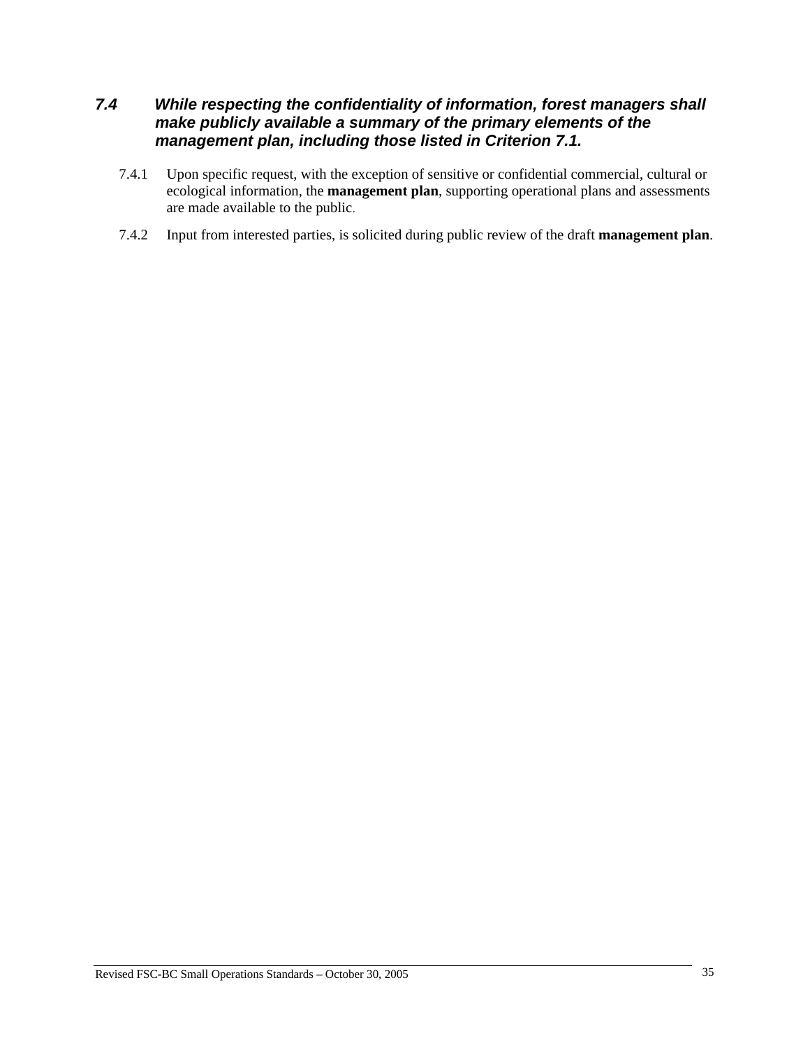### *7.4 While respecting the confidentiality of information, forest managers shall make publicly available a summary of the primary elements of the management plan, including those listed in Criterion 7.1.*

7.4.1 Upon specific request, with the exception of sensitive or confidential commercial, cultural or ecological information, the **management plan**, supporting operational plans and assessments are made available to the public.

7.4.2 Input from interested parties, is solicited during public review of the draft **management plan**.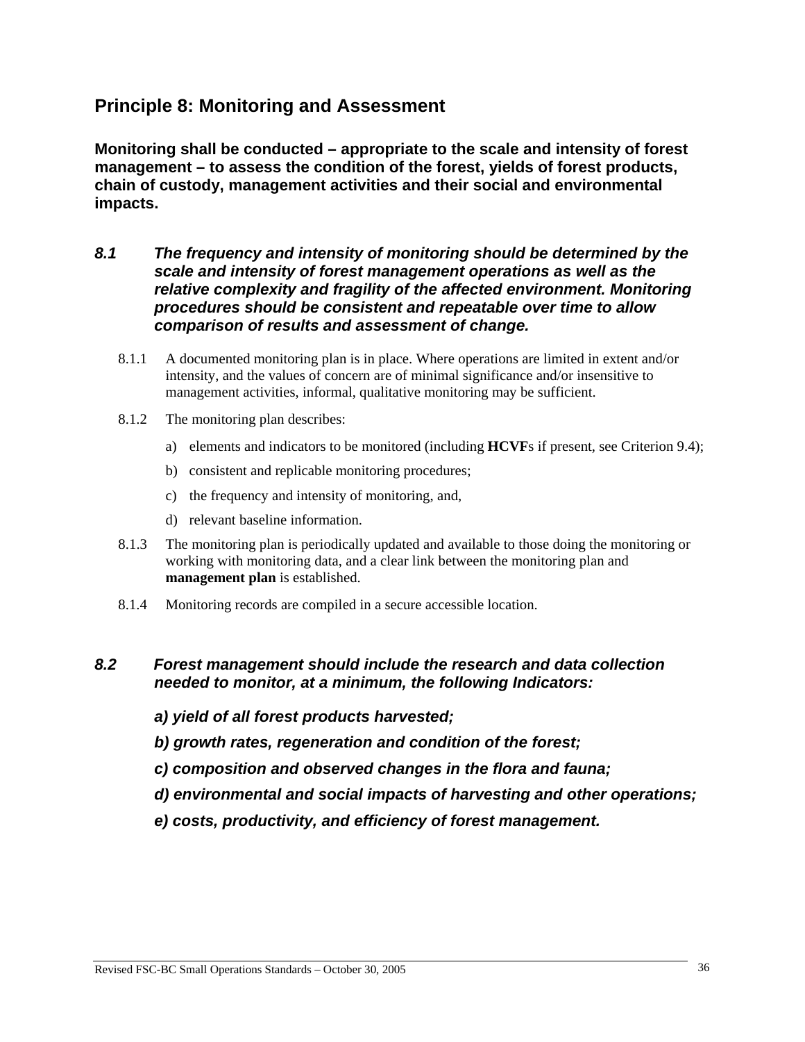## Principle 8: Monitoring and Assessment

**Monitoring shall be conducted – appropriate to the scale and intensity of forest management – to assess the condition of the forest, yields of forest products, chain of custody, management activities and their social and environmental impacts.**

### *8.1 The frequency and intensity of monitoring should be determined by the scale and intensity of forest management operations as well as the relative complexity and fragility of the affected environment. Monitoring procedures should be consistent and repeatable over time to allow comparison of results and assessment of change.*

8.1.1 A documented monitoring plan is in place. Where operations are limited in extent and/or intensity, and the values of concern are of minimal significance and/or insensitive to management activities, informal, qualitative monitoring may be sufficient.

8.1.2 The monitoring plan describes:

a) elements and indicators to be monitored (including **HCVF**s if present, see Criterion 9.4);

b) consistent and replicable monitoring procedures;

c) the frequency and intensity of monitoring, and,

d) relevant baseline information.

8.1.3 The monitoring plan is periodically updated and available to those doing the monitoring or working with monitoring data, and a clear link between the monitoring plan and **management plan** is established.

8.1.4 Monitoring records are compiled in a secure accessible location.

### *8.2 Forest management should include the research and data collection needed to monitor, at a minimum, the following Indicators:*

***a) yield of all forest products harvested;***

***b) growth rates, regeneration and condition of the forest;***

***c) composition and observed changes in the flora and fauna;***

***d) environmental and social impacts of harvesting and other operations;***

***e) costs, productivity, and efficiency of forest management.***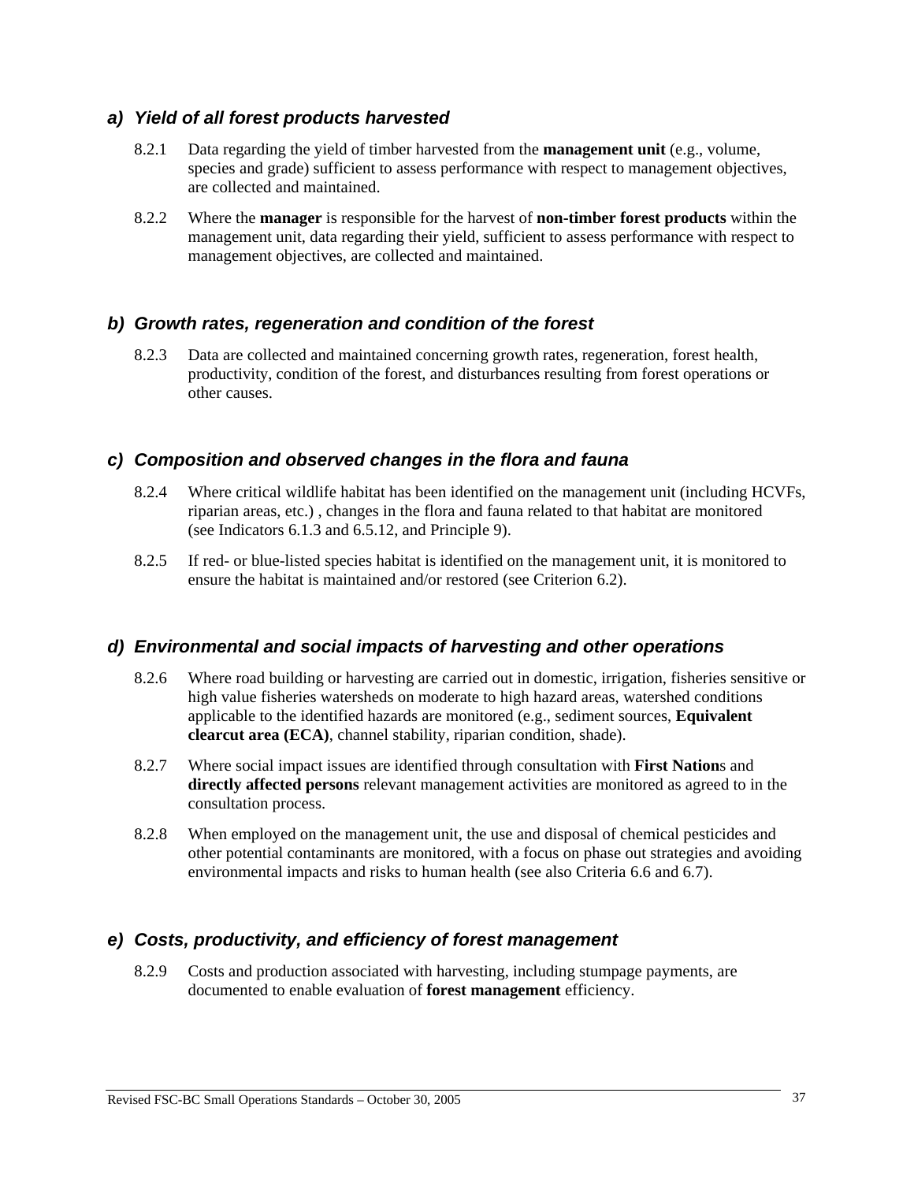### *a) Yield of all forest products harvested*

8.2.1 Data regarding the yield of timber harvested from the **management unit** (e.g., volume, species and grade) sufficient to assess performance with respect to management objectives, are collected and maintained.

8.2.2 Where the **manager** is responsible for the harvest of **non-timber forest products** within the management unit, data regarding their yield, sufficient to assess performance with respect to management objectives, are collected and maintained.

### *b) Growth rates, regeneration and condition of the forest*

8.2.3 Data are collected and maintained concerning growth rates, regeneration, forest health, productivity, condition of the forest, and disturbances resulting from forest operations or other causes.

### *c) Composition and observed changes in the flora and fauna*

8.2.4 Where critical wildlife habitat has been identified on the management unit (including HCVFs, riparian areas, etc.) , changes in the flora and fauna related to that habitat are monitored (see Indicators 6.1.3 and 6.5.12, and Principle 9).

8.2.5 If red- or blue-listed species habitat is identified on the management unit, it is monitored to ensure the habitat is maintained and/or restored (see Criterion 6.2).

### *d) Environmental and social impacts of harvesting and other operations*

8.2.6 Where road building or harvesting are carried out in domestic, irrigation, fisheries sensitive or high value fisheries watersheds on moderate to high hazard areas, watershed conditions applicable to the identified hazards are monitored (e.g., sediment sources, **Equivalent clearcut area (ECA)**, channel stability, riparian condition, shade).

8.2.7 Where social impact issues are identified through consultation with **First Nation**s and **directly affected persons** relevant management activities are monitored as agreed to in the consultation process.

8.2.8 When employed on the management unit, the use and disposal of chemical pesticides and other potential contaminants are monitored, with a focus on phase out strategies and avoiding environmental impacts and risks to human health (see also Criteria 6.6 and 6.7).

### *e) Costs, productivity, and efficiency of forest management*

8.2.9 Costs and production associated with harvesting, including stumpage payments, are documented to enable evaluation of **forest management** efficiency.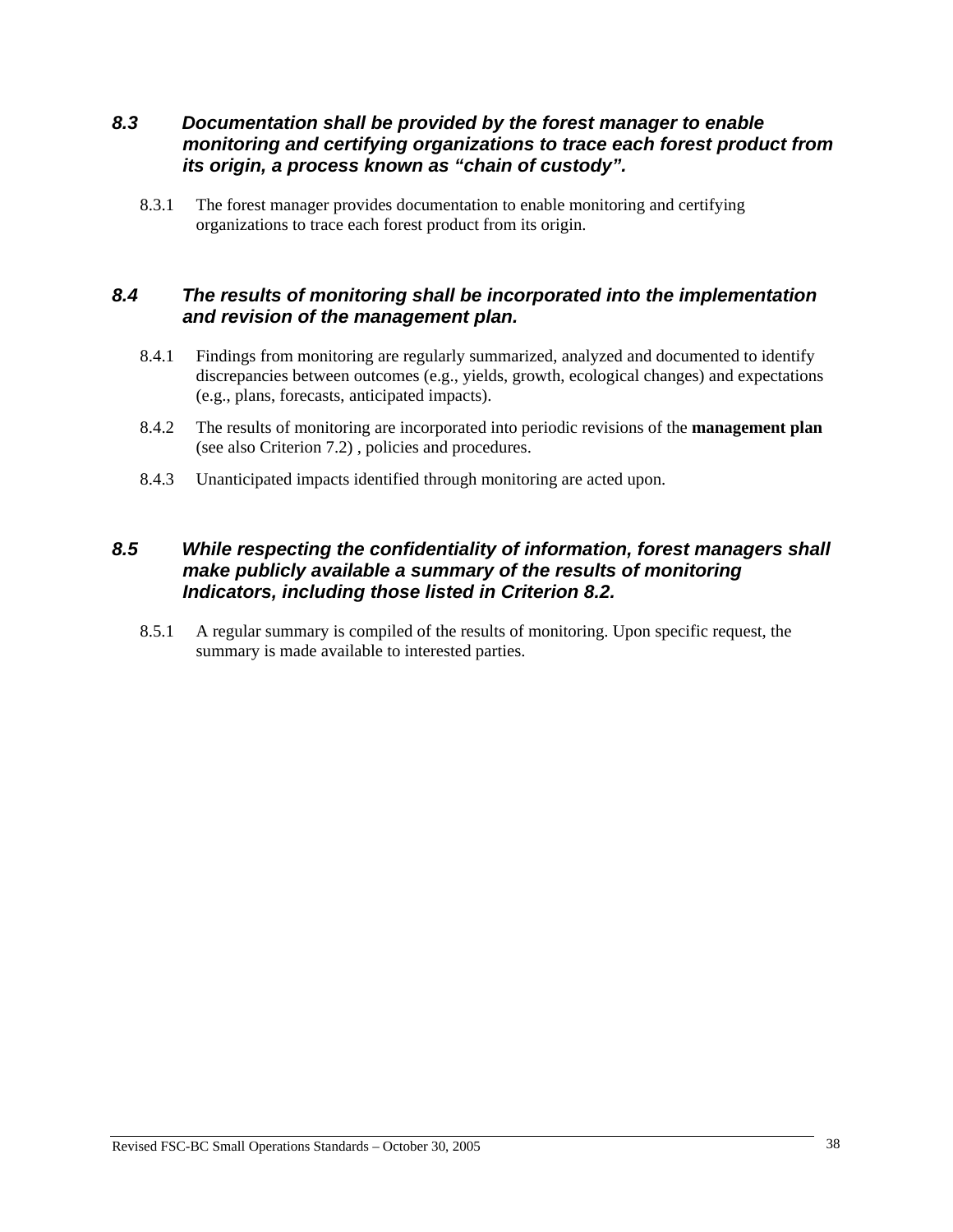### *8.3 Documentation shall be provided by the forest manager to enable monitoring and certifying organizations to trace each forest product from its origin, a process known as "chain of custody".*

8.3.1 The forest manager provides documentation to enable monitoring and certifying organizations to trace each forest product from its origin.

### *8.4 The results of monitoring shall be incorporated into the implementation and revision of the management plan.*

8.4.1 Findings from monitoring are regularly summarized, analyzed and documented to identify discrepancies between outcomes (e.g., yields, growth, ecological changes) and expectations (e.g., plans, forecasts, anticipated impacts).

8.4.2 The results of monitoring are incorporated into periodic revisions of the **management plan** (see also Criterion 7.2) , policies and procedures.

8.4.3 Unanticipated impacts identified through monitoring are acted upon.

### *8.5 While respecting the confidentiality of information, forest managers shall make publicly available a summary of the results of monitoring Indicators, including those listed in Criterion 8.2.*

8.5.1 A regular summary is compiled of the results of monitoring. Upon specific request, the summary is made available to interested parties.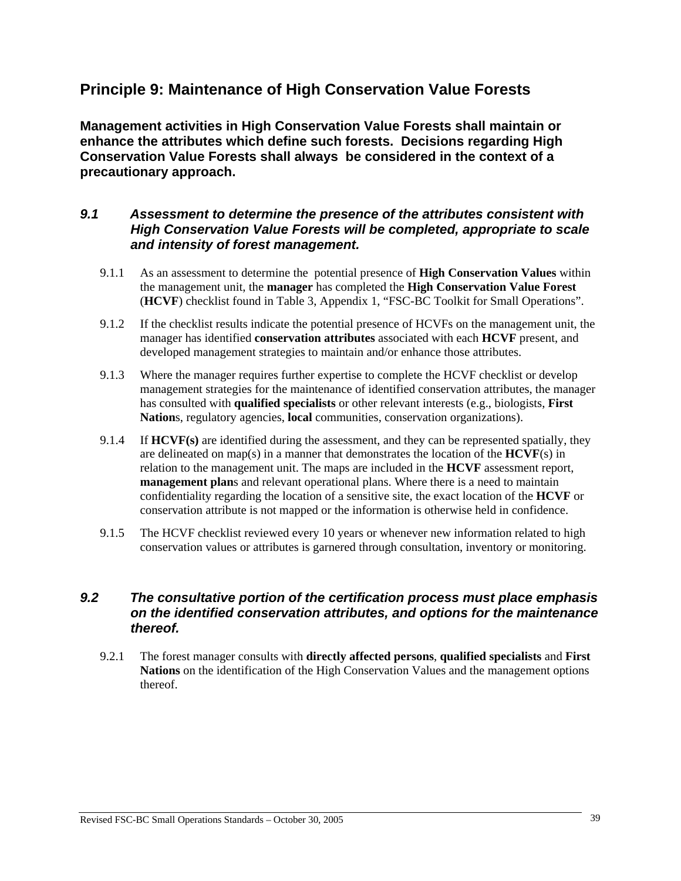## Principle 9: Maintenance of High Conservation Value Forests

**Management activities in High Conservation Value Forests shall maintain or enhance the attributes which define such forests. Decisions regarding High Conservation Value Forests shall always be considered in the context of a precautionary approach.**

### *9.1 Assessment to determine the presence of the attributes consistent with High Conservation Value Forests will be completed, appropriate to scale and intensity of forest management.*

9.1.1 As an assessment to determine the potential presence of **High Conservation Values** within the management unit, the **manager** has completed the **High Conservation Value Forest** (**HCVF**) checklist found in Table 3, Appendix 1, "FSC-BC Toolkit for Small Operations".

9.1.2 If the checklist results indicate the potential presence of HCVFs on the management unit, the manager has identified **conservation attributes** associated with each **HCVF** present, and developed management strategies to maintain and/or enhance those attributes.

9.1.3 Where the manager requires further expertise to complete the HCVF checklist or develop management strategies for the maintenance of identified conservation attributes, the manager has consulted with **qualified specialists** or other relevant interests (e.g., biologists, **First Nation**s, regulatory agencies, **local** communities, conservation organizations).

9.1.4 If **HCVF(s)** are identified during the assessment, and they can be represented spatially, they are delineated on map(s) in a manner that demonstrates the location of the **HCVF**(s) in relation to the management unit. The maps are included in the **HCVF** assessment report, **management plan**s and relevant operational plans. Where there is a need to maintain confidentiality regarding the location of a sensitive site, the exact location of the **HCVF** or conservation attribute is not mapped or the information is otherwise held in confidence.

9.1.5 The HCVF checklist reviewed every 10 years or whenever new information related to high conservation values or attributes is garnered through consultation, inventory or monitoring.

### *9.2 The consultative portion of the certification process must place emphasis on the identified conservation attributes, and options for the maintenance thereof.*

9.2.1 The forest manager consults with **directly affected persons**, **qualified specialists** and **First Nations** on the identification of the High Conservation Values and the management options thereof.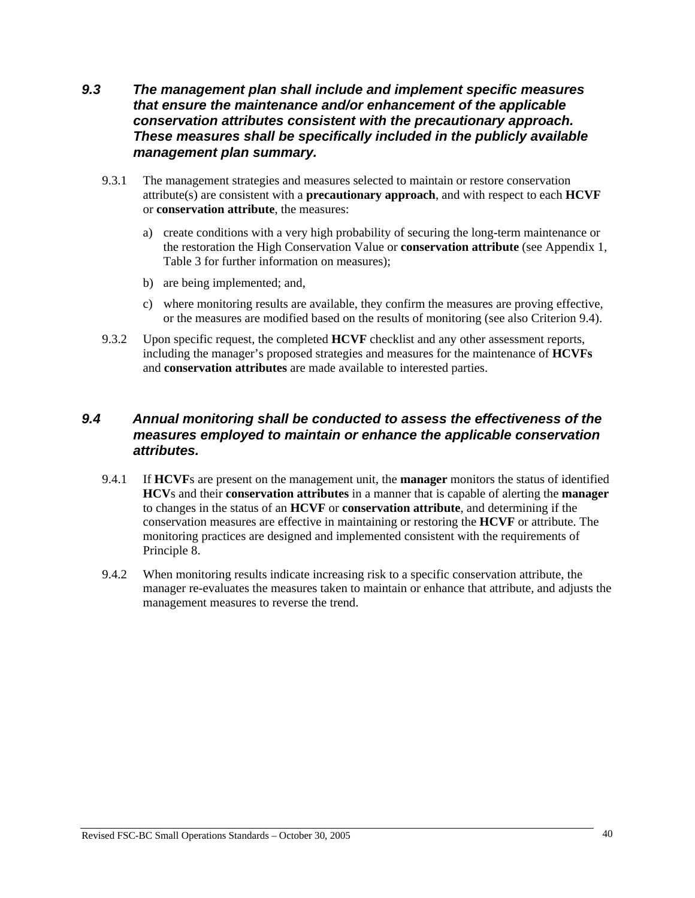### *9.3 The management plan shall include and implement specific measures that ensure the maintenance and/or enhancement of the applicable conservation attributes consistent with the precautionary approach. These measures shall be specifically included in the publicly available management plan summary.*

9.3.1 The management strategies and measures selected to maintain or restore conservation attribute(s) are consistent with a **precautionary approach**, and with respect to each **HCVF** or **conservation attribute**, the measures:

a) create conditions with a very high probability of securing the long-term maintenance or the restoration the High Conservation Value or **conservation attribute** (see Appendix 1, Table 3 for further information on measures);

b) are being implemented; and,

c) where monitoring results are available, they confirm the measures are proving effective, or the measures are modified based on the results of monitoring (see also Criterion 9.4).

9.3.2 Upon specific request, the completed **HCVF** checklist and any other assessment reports, including the manager's proposed strategies and measures for the maintenance of **HCVFs** and **conservation attributes** are made available to interested parties.

### *9.4 Annual monitoring shall be conducted to assess the effectiveness of the measures employed to maintain or enhance the applicable conservation attributes.*

9.4.1 If **HCVF**s are present on the management unit, the **manager** monitors the status of identified **HCV**s and their **conservation attributes** in a manner that is capable of alerting the **manager** to changes in the status of an **HCVF** or **conservation attribute**, and determining if the conservation measures are effective in maintaining or restoring the **HCVF** or attribute. The monitoring practices are designed and implemented consistent with the requirements of Principle 8.

9.4.2 When monitoring results indicate increasing risk to a specific conservation attribute, the manager re-evaluates the measures taken to maintain or enhance that attribute, and adjusts the management measures to reverse the trend.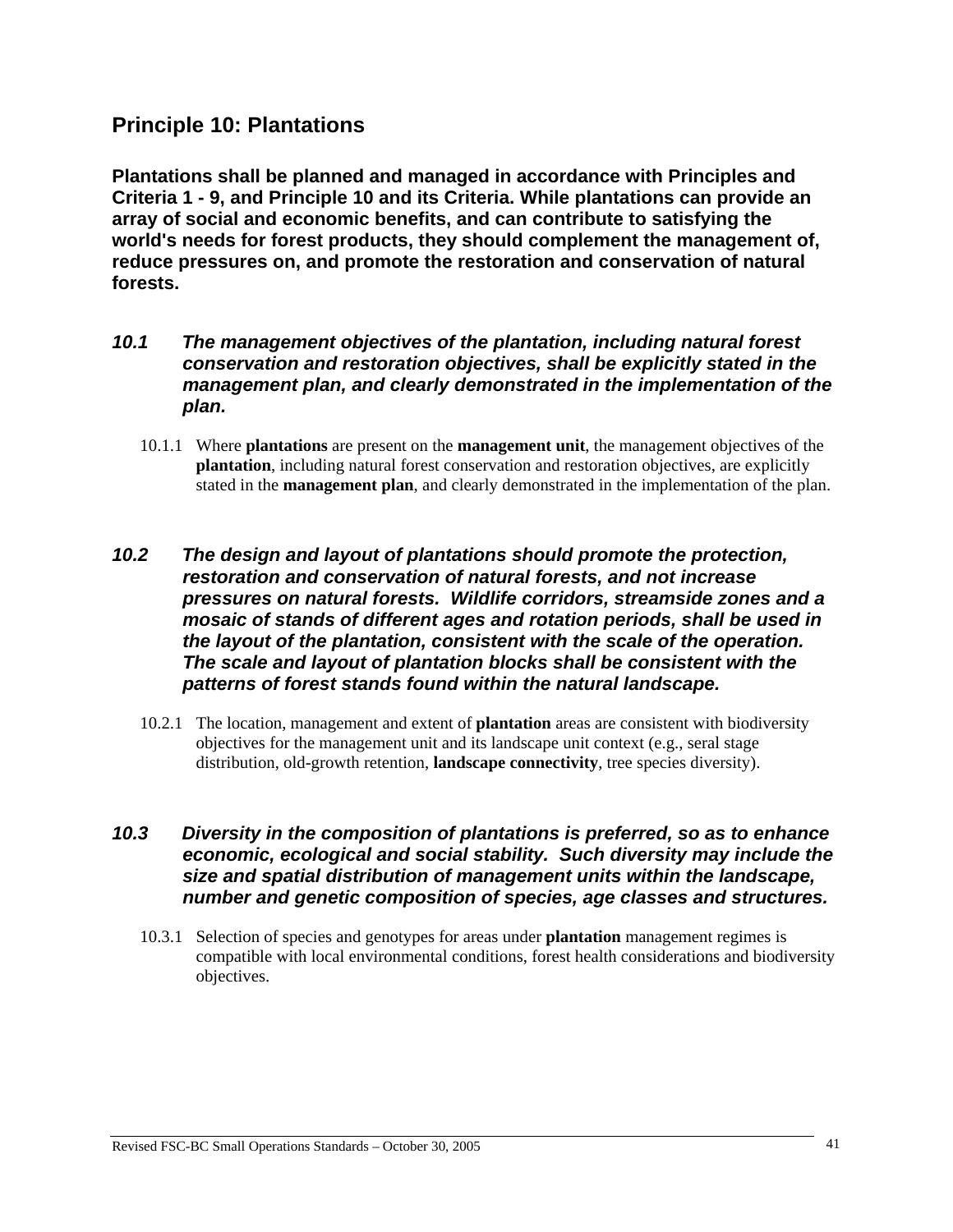## Principle 10: Plantations

**Plantations shall be planned and managed in accordance with Principles and Criteria 1 - 9, and Principle 10 and its Criteria. While plantations can provide an array of social and economic benefits, and can contribute to satisfying the world's needs for forest products, they should complement the management of, reduce pressures on, and promote the restoration and conservation of natural forests.**

***10.1 The management objectives of the plantation, including natural forest conservation and restoration objectives, shall be explicitly stated in the management plan, and clearly demonstrated in the implementation of the plan.***

10.1.1 Where **plantations** are present on the **management unit**, the management objectives of the **plantation**, including natural forest conservation and restoration objectives, are explicitly stated in the **management plan**, and clearly demonstrated in the implementation of the plan.

***10.2 The design and layout of plantations should promote the protection, restoration and conservation of natural forests, and not increase pressures on natural forests. Wildlife corridors, streamside zones and a mosaic of stands of different ages and rotation periods, shall be used in the layout of the plantation, consistent with the scale of the operation. The scale and layout of plantation blocks shall be consistent with the patterns of forest stands found within the natural landscape.***

10.2.1 The location, management and extent of **plantation** areas are consistent with biodiversity objectives for the management unit and its landscape unit context (e.g., seral stage distribution, old-growth retention, **landscape connectivity**, tree species diversity).

***10.3 Diversity in the composition of plantations is preferred, so as to enhance economic, ecological and social stability. Such diversity may include the size and spatial distribution of management units within the landscape, number and genetic composition of species, age classes and structures.***

10.3.1 Selection of species and genotypes for areas under **plantation** management regimes is compatible with local environmental conditions, forest health considerations and biodiversity objectives.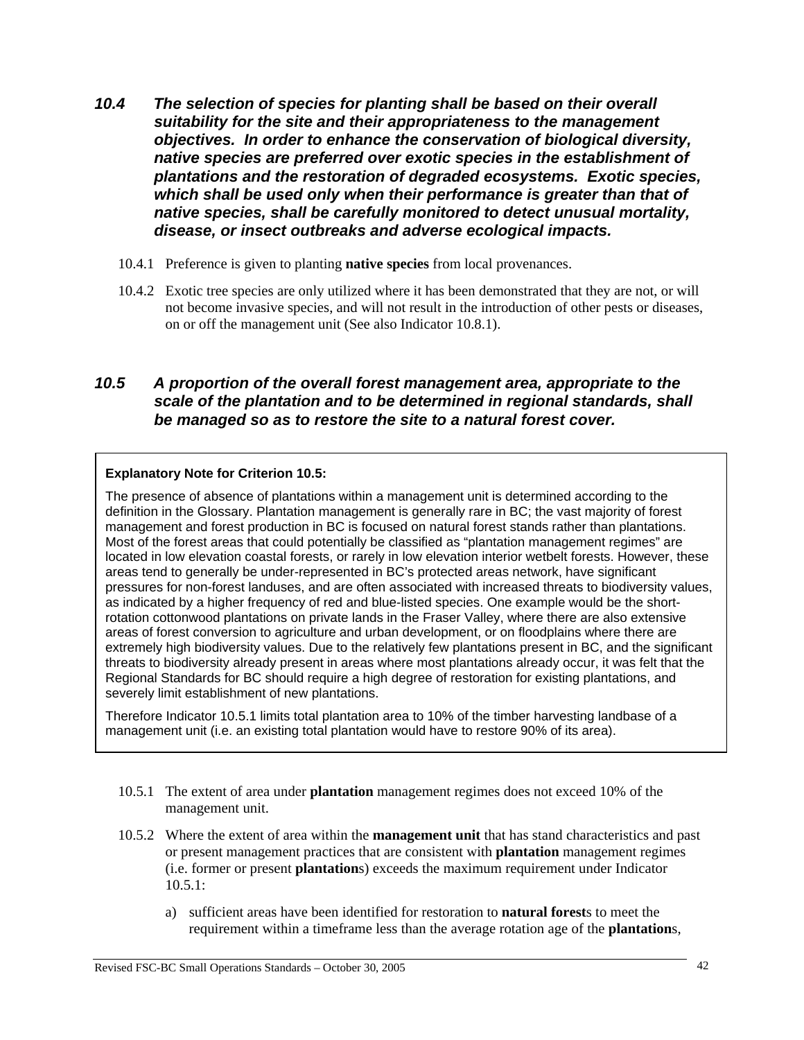### *10.4 The selection of species for planting shall be based on their overall suitability for the site and their appropriateness to the management objectives. In order to enhance the conservation of biological diversity, native species are preferred over exotic species in the establishment of plantations and the restoration of degraded ecosystems. Exotic species, which shall be used only when their performance is greater than that of native species, shall be carefully monitored to detect unusual mortality, disease, or insect outbreaks and adverse ecological impacts.*

10.4.1 Preference is given to planting **native species** from local provenances.

10.4.2 Exotic tree species are only utilized where it has been demonstrated that they are not, or will not become invasive species, and will not result in the introduction of other pests or diseases, on or off the management unit (See also Indicator 10.8.1).

### *10.5 A proportion of the overall forest management area, appropriate to the scale of the plantation and to be determined in regional standards, shall be managed so as to restore the site to a natural forest cover.*

**Explanatory Note for Criterion 10.5:**

The presence of absence of plantations within a management unit is determined according to the definition in the Glossary. Plantation management is generally rare in BC; the vast majority of forest management and forest production in BC is focused on natural forest stands rather than plantations. Most of the forest areas that could potentially be classified as "plantation management regimes" are located in low elevation coastal forests, or rarely in low elevation interior wetbelt forests. However, these areas tend to generally be under-represented in BC's protected areas network, have significant pressures for non-forest landuses, and are often associated with increased threats to biodiversity values, as indicated by a higher frequency of red and blue-listed species. One example would be the short-rotation cottonwood plantations on private lands in the Fraser Valley, where there are also extensive areas of forest conversion to agriculture and urban development, or on floodplains where there are extremely high biodiversity values. Due to the relatively few plantations present in BC, and the significant threats to biodiversity already present in areas where most plantations already occur, it was felt that the Regional Standards for BC should require a high degree of restoration for existing plantations, and severely limit establishment of new plantations.

Therefore Indicator 10.5.1 limits total plantation area to 10% of the timber harvesting landbase of a management unit (i.e. an existing total plantation would have to restore 90% of its area).

10.5.1 The extent of area under **plantation** management regimes does not exceed 10% of the management unit.

10.5.2 Where the extent of area within the **management unit** that has stand characteristics and past or present management practices that are consistent with **plantation** management regimes (i.e. former or present **plantation**s) exceeds the maximum requirement under Indicator 10.5.1:

a) sufficient areas have been identified for restoration to **natural forest**s to meet the requirement within a timeframe less than the average rotation age of the **plantation**s,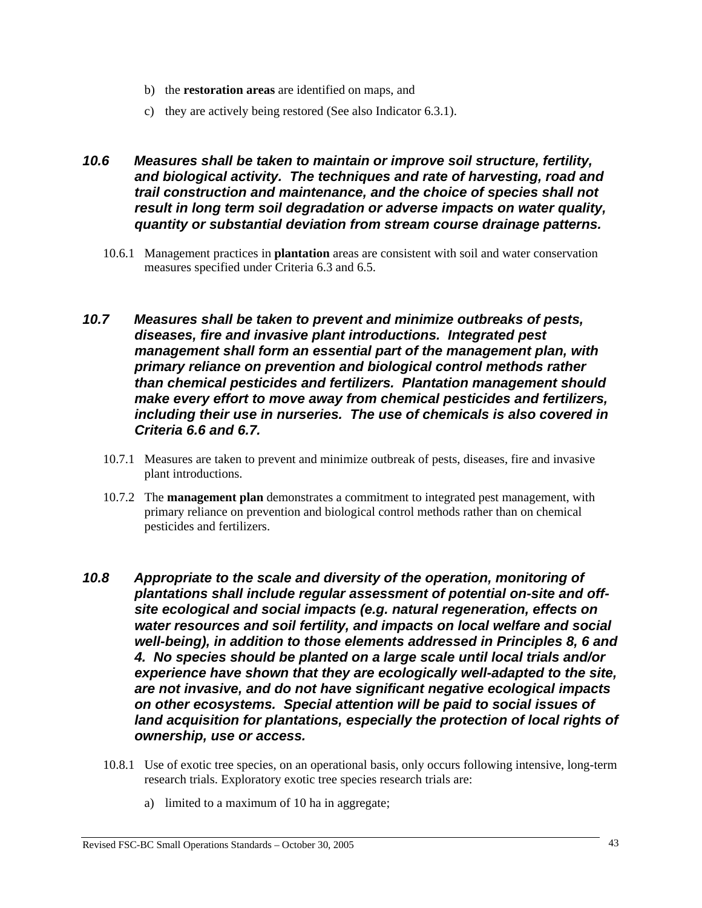b) the **restoration areas** are identified on maps, and

c) they are actively being restored (See also Indicator 6.3.1).

### *10.6 Measures shall be taken to maintain or improve soil structure, fertility, and biological activity. The techniques and rate of harvesting, road and trail construction and maintenance, and the choice of species shall not result in long term soil degradation or adverse impacts on water quality, quantity or substantial deviation from stream course drainage patterns.*

10.6.1 Management practices in **plantation** areas are consistent with soil and water conservation measures specified under Criteria 6.3 and 6.5.

### *10.7 Measures shall be taken to prevent and minimize outbreaks of pests, diseases, fire and invasive plant introductions. Integrated pest management shall form an essential part of the management plan, with primary reliance on prevention and biological control methods rather than chemical pesticides and fertilizers. Plantation management should make every effort to move away from chemical pesticides and fertilizers, including their use in nurseries. The use of chemicals is also covered in Criteria 6.6 and 6.7.*

10.7.1 Measures are taken to prevent and minimize outbreak of pests, diseases, fire and invasive plant introductions.

10.7.2 The **management plan** demonstrates a commitment to integrated pest management, with primary reliance on prevention and biological control methods rather than on chemical pesticides and fertilizers.

### *10.8 Appropriate to the scale and diversity of the operation, monitoring of plantations shall include regular assessment of potential on-site and off-site ecological and social impacts (e.g. natural regeneration, effects on water resources and soil fertility, and impacts on local welfare and social well-being), in addition to those elements addressed in Principles 8, 6 and 4. No species should be planted on a large scale until local trials and/or experience have shown that they are ecologically well-adapted to the site, are not invasive, and do not have significant negative ecological impacts on other ecosystems. Special attention will be paid to social issues of land acquisition for plantations, especially the protection of local rights of ownership, use or access.*

10.8.1 Use of exotic tree species, on an operational basis, only occurs following intensive, long-term research trials. Exploratory exotic tree species research trials are:

a) limited to a maximum of 10 ha in aggregate;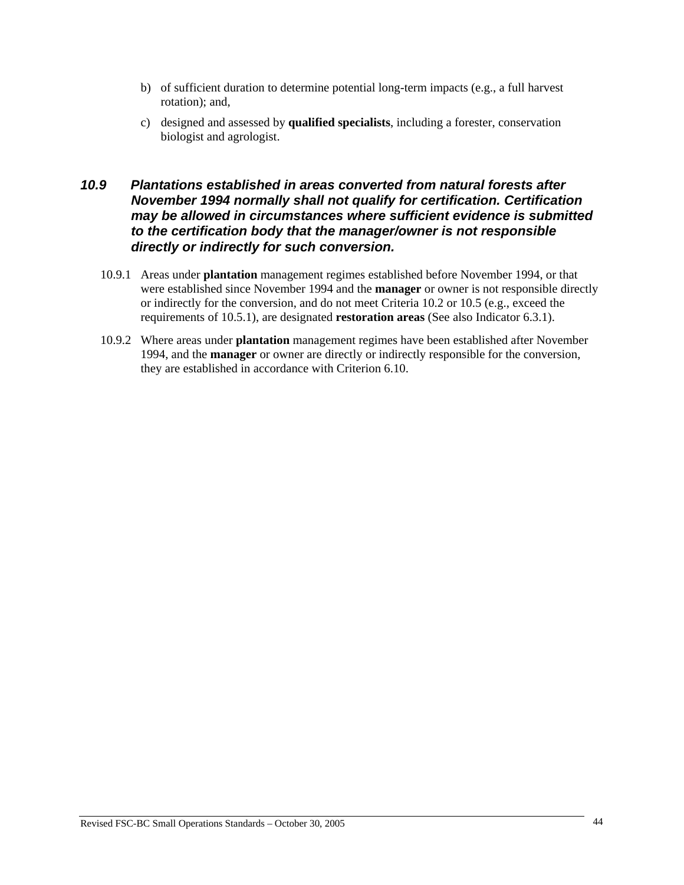b) of sufficient duration to determine potential long-term impacts (e.g., a full harvest rotation); and,

c) designed and assessed by **qualified specialists**, including a forester, conservation biologist and agrologist.

### *10.9 Plantations established in areas converted from natural forests after November 1994 normally shall not qualify for certification. Certification may be allowed in circumstances where sufficient evidence is submitted to the certification body that the manager/owner is not responsible directly or indirectly for such conversion.*

10.9.1 Areas under **plantation** management regimes established before November 1994, or that were established since November 1994 and the **manager** or owner is not responsible directly or indirectly for the conversion, and do not meet Criteria 10.2 or 10.5 (e.g., exceed the requirements of 10.5.1), are designated **restoration areas** (See also Indicator 6.3.1).

10.9.2 Where areas under **plantation** management regimes have been established after November 1994, and the **manager** or owner are directly or indirectly responsible for the conversion, they are established in accordance with Criterion 6.10.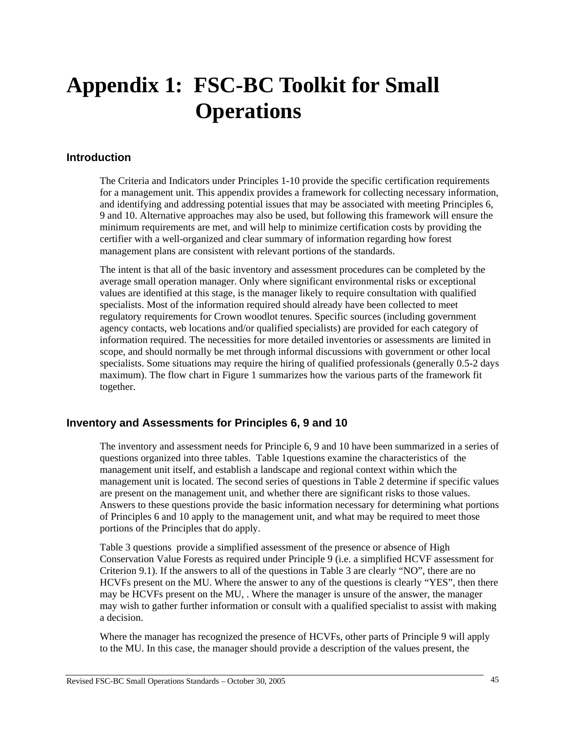# Appendix 1: FSC-BC Toolkit for Small Operations

## Introduction

The Criteria and Indicators under Principles 1-10 provide the specific certification requirements for a management unit. This appendix provides a framework for collecting necessary information, and identifying and addressing potential issues that may be associated with meeting Principles 6, 9 and 10. Alternative approaches may also be used, but following this framework will ensure the minimum requirements are met, and will help to minimize certification costs by providing the certifier with a well-organized and clear summary of information regarding how forest management plans are consistent with relevant portions of the standards.

The intent is that all of the basic inventory and assessment procedures can be completed by the average small operation manager. Only where significant environmental risks or exceptional values are identified at this stage, is the manager likely to require consultation with qualified specialists. Most of the information required should already have been collected to meet regulatory requirements for Crown woodlot tenures. Specific sources (including government agency contacts, web locations and/or qualified specialists) are provided for each category of information required. The necessities for more detailed inventories or assessments are limited in scope, and should normally be met through informal discussions with government or other local specialists. Some situations may require the hiring of qualified professionals (generally 0.5-2 days maximum). The flow chart in Figure 1 summarizes how the various parts of the framework fit together.

## Inventory and Assessments for Principles 6, 9 and 10

The inventory and assessment needs for Principle 6, 9 and 10 have been summarized in a series of questions organized into three tables. Table 1questions examine the characteristics of the management unit itself, and establish a landscape and regional context within which the management unit is located. The second series of questions in Table 2 determine if specific values are present on the management unit, and whether there are significant risks to those values. Answers to these questions provide the basic information necessary for determining what portions of Principles 6 and 10 apply to the management unit, and what may be required to meet those portions of the Principles that do apply.

Table 3 questions provide a simplified assessment of the presence or absence of High Conservation Value Forests as required under Principle 9 (i.e. a simplified HCVF assessment for Criterion 9.1). If the answers to all of the questions in Table 3 are clearly "NO", there are no HCVFs present on the MU. Where the answer to any of the questions is clearly "YES", then there may be HCVFs present on the MU, . Where the manager is unsure of the answer, the manager may wish to gather further information or consult with a qualified specialist to assist with making a decision.

Where the manager has recognized the presence of HCVFs, other parts of Principle 9 will apply to the MU. In this case, the manager should provide a description of the values present, the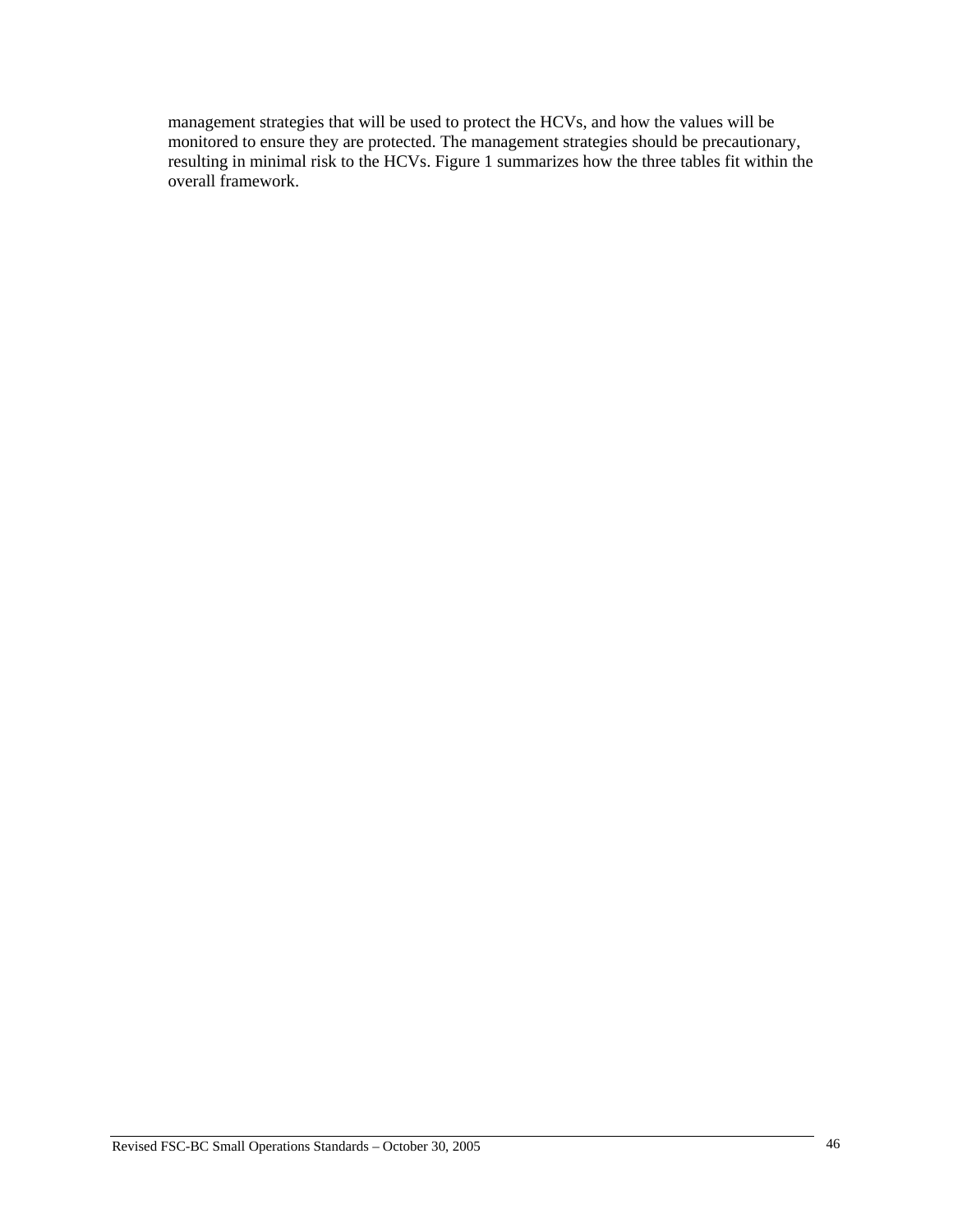management strategies that will be used to protect the HCVs, and how the values will be monitored to ensure they are protected. The management strategies should be precautionary, resulting in minimal risk to the HCVs. Figure 1 summarizes how the three tables fit within the overall framework.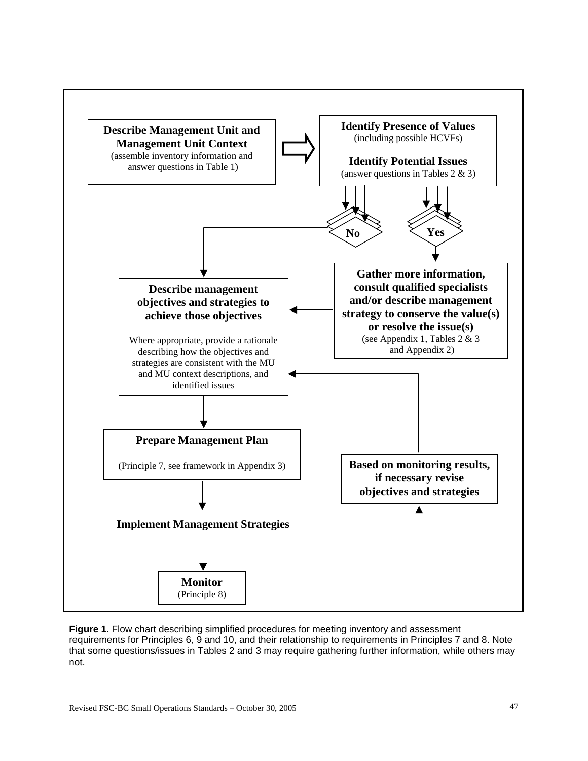**Describe Management Unit and Management Unit Context**
(assemble inventory information and answer questions in Table 1)

**Identify Presence of Values**
(including possible HCVFs)

**Identify Potential Issues**
(answer questions in Tables 2 & 3)

**No**

**Yes**

**Gather more information, consult qualified specialists and/or describe management strategy to conserve the value(s) or resolve the issue(s)**
(see Appendix 1, Tables 2 & 3 and Appendix 2)

**Describe management objectives and strategies to achieve those objectives**

Where appropriate, provide a rationale describing how the objectives and strategies are consistent with the MU and MU context descriptions, and identified issues

**Prepare Management Plan**

(Principle 7, see framework in Appendix 3)

**Based on monitoring results, if necessary revise objectives and strategies**

**Implement Management Strategies**

**Monitor**
(Principle 8)

**Figure 1.** Flow chart describing simplified procedures for meeting inventory and assessment requirements for Principles 6, 9 and 10, and their relationship to requirements in Principles 7 and 8. Note that some questions/issues in Tables 2 and 3 may require gathering further information, while others may not.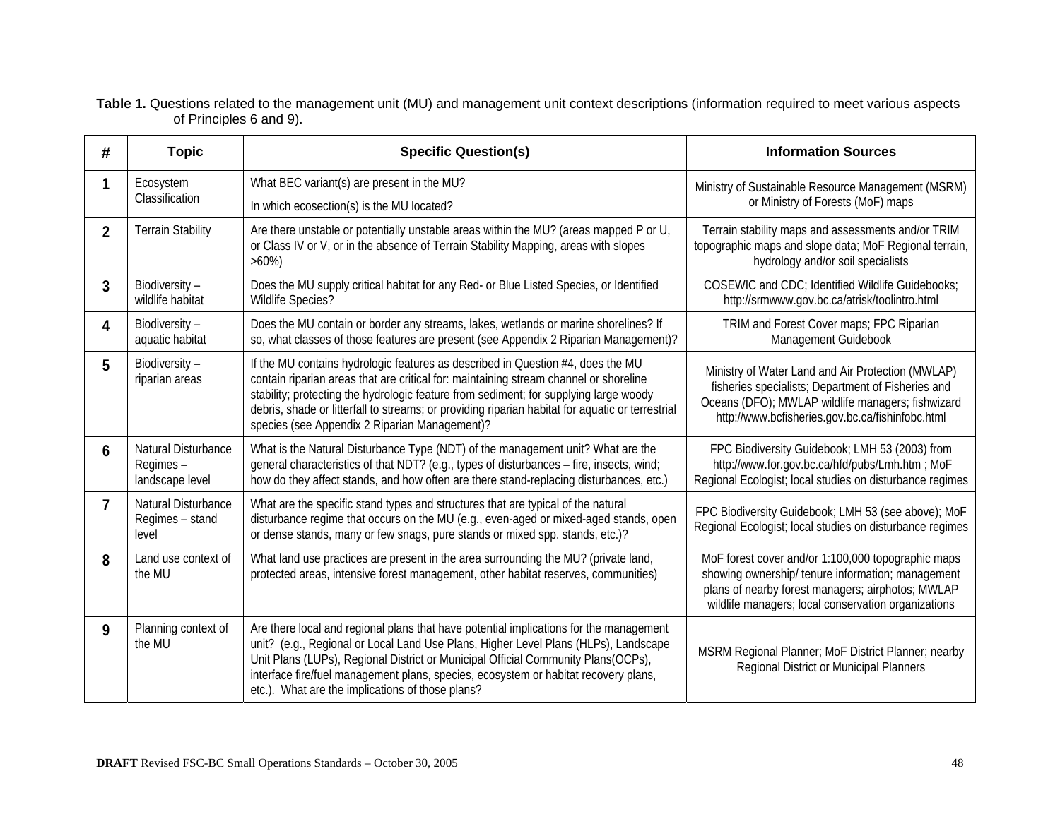**Table 1.** Questions related to the management unit (MU) and management unit context descriptions (information required to meet various aspects of Principles 6 and 9).

| # | Topic | Specific Question(s) | Information Sources |
|---|---|---|---|
| **1** | Ecosystem Classification | What BEC variant(s) are present in the MU?<br>In which ecosection(s) is the MU located? | Ministry of Sustainable Resource Management (MSRM) or Ministry of Forests (MoF) maps |
| **2** | Terrain Stability | Are there unstable or potentially unstable areas within the MU? (areas mapped P or U, or Class IV or V, or in the absence of Terrain Stability Mapping, areas with slopes >60%) | Terrain stability maps and assessments and/or TRIM topographic maps and slope data; MoF Regional terrain, hydrology and/or soil specialists |
| **3** | Biodiversity – wildlife habitat | Does the MU supply critical habitat for any Red- or Blue Listed Species, or Identified Wildlife Species? | COSEWIC and CDC; Identified Wildlife Guidebooks; http://srmwww.gov.bc.ca/atrisk/toolintro.html |
| **4** | Biodiversity – aquatic habitat | Does the MU contain or border any streams, lakes, wetlands or marine shorelines? If so, what classes of those features are present (see Appendix 2 Riparian Management)? | TRIM and Forest Cover maps; FPC Riparian Management Guidebook |
| **5** | Biodiversity – riparian areas | If the MU contains hydrologic features as described in Question #4, does the MU contain riparian areas that are critical for: maintaining stream channel or shoreline stability; protecting the hydrologic feature from sediment; for supplying large woody debris, shade or litterfall to streams; or providing riparian habitat for aquatic or terrestrial species (see Appendix 2 Riparian Management)? | Ministry of Water Land and Air Protection (MWLAP) fisheries specialists; Department of Fisheries and Oceans (DFO); MWLAP wildlife managers; fishwizard http://www.bcfisheries.gov.bc.ca/fishinfobc.html |
| **6** | Natural Disturbance Regimes – landscape level | What is the Natural Disturbance Type (NDT) of the management unit? What are the general characteristics of that NDT? (e.g., types of disturbances – fire, insects, wind; how do they affect stands, and how often are there stand-replacing disturbances, etc.) | FPC Biodiversity Guidebook; LMH 53 (2003) from http://www.for.gov.bc.ca/hfd/pubs/Lmh.htm ; MoF Regional Ecologist; local studies on disturbance regimes |
| **7** | Natural Disturbance Regimes – stand level | What are the specific stand types and structures that are typical of the natural disturbance regime that occurs on the MU (e.g., even-aged or mixed-aged stands, open or dense stands, many or few snags, pure stands or mixed spp. stands, etc.)? | FPC Biodiversity Guidebook; LMH 53 (see above); MoF Regional Ecologist; local studies on disturbance regimes |
| **8** | Land use context of the MU | What land use practices are present in the area surrounding the MU? (private land, protected areas, intensive forest management, other habitat reserves, communities) | MoF forest cover and/or 1:100,000 topographic maps showing ownership/ tenure information; management plans of nearby forest managers; airphotos; MWLAP wildlife managers; local conservation organizations |
| **9** | Planning context of the MU | Are there local and regional plans that have potential implications for the management unit? (e.g., Regional or Local Land Use Plans, Higher Level Plans (HLPs), Landscape Unit Plans (LUPs), Regional District or Municipal Official Community Plans(OCPs), interface fire/fuel management plans, species, ecosystem or habitat recovery plans, etc.). What are the implications of those plans? | MSRM Regional Planner; MoF District Planner; nearby Regional District or Municipal Planners |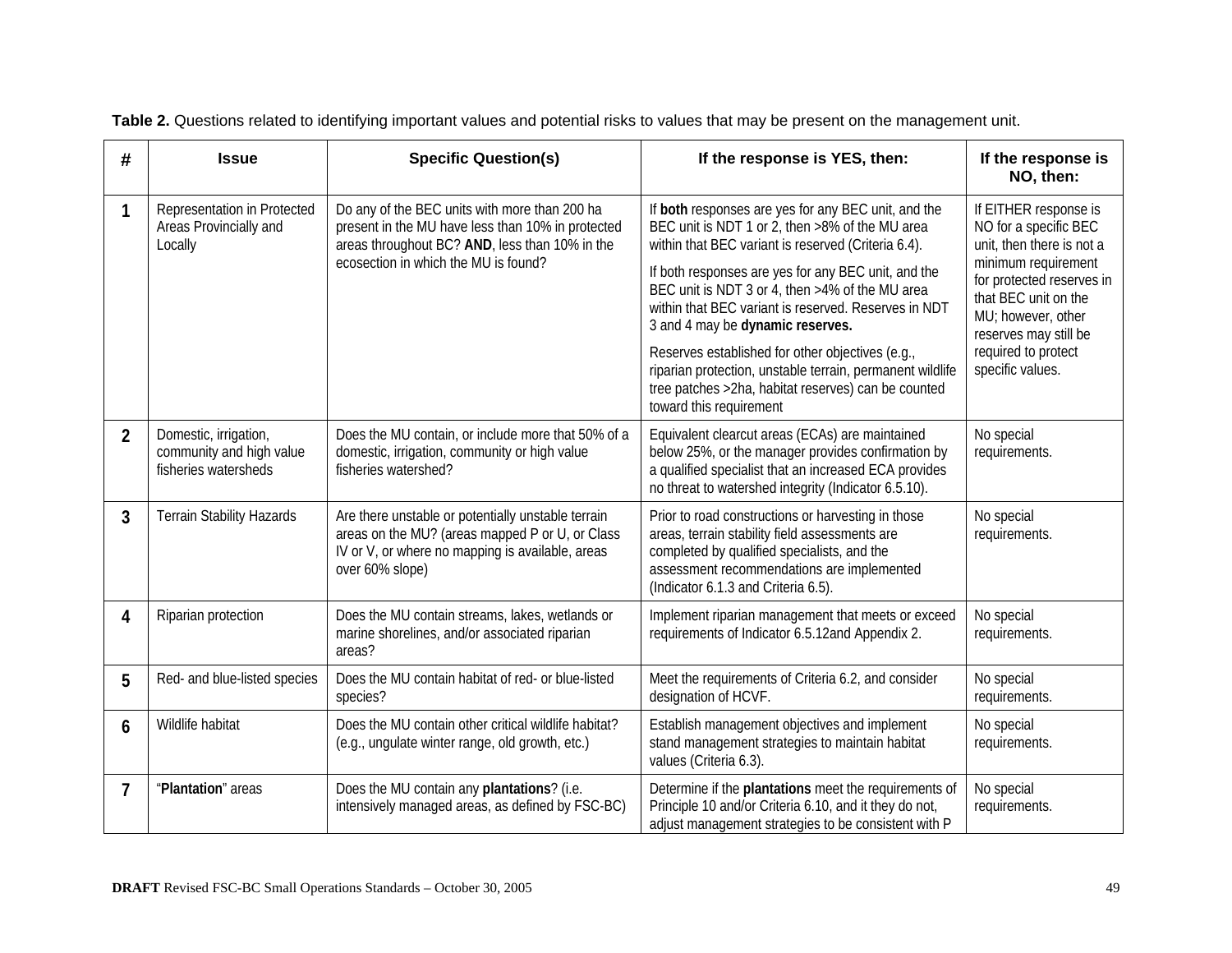**Table 2.** Questions related to identifying important values and potential risks to values that may be present on the management unit.

| # | Issue | Specific Question(s) | If the response is YES, then: | If the response is NO, then: |
|---|---|---|---|---|
| **1** | Representation in Protected Areas Provincially and Locally | Do any of the BEC units with more than 200 ha present in the MU have less than 10% in protected areas throughout BC? **AND**, less than 10% in the ecosection in which the MU is found? | If **both** responses are yes for any BEC unit, and the BEC unit is NDT 1 or 2, then >8% of the MU area within that BEC variant is reserved (Criteria 6.4).<br><br>If both responses are yes for any BEC unit, and the BEC unit is NDT 3 or 4, then >4% of the MU area within that BEC variant is reserved. Reserves in NDT 3 and 4 may be **dynamic reserves.**<br><br>Reserves established for other objectives (e.g., riparian protection, unstable terrain, permanent wildlife tree patches >2ha, habitat reserves) can be counted toward this requirement | If EITHER response is NO for a specific BEC unit, then there is not a minimum requirement for protected reserves in that BEC unit on the MU; however, other reserves may still be required to protect specific values. |
| **2** | Domestic, irrigation, community and high value fisheries watersheds | Does the MU contain, or include more that 50% of a domestic, irrigation, community or high value fisheries watershed? | Equivalent clearcut areas (ECAs) are maintained below 25%, or the manager provides confirmation by a qualified specialist that an increased ECA provides no threat to watershed integrity (Indicator 6.5.10). | No special requirements. |
| **3** | Terrain Stability Hazards | Are there unstable or potentially unstable terrain areas on the MU? (areas mapped P or U, or Class IV or V, or where no mapping is available, areas over 60% slope) | Prior to road constructions or harvesting in those areas, terrain stability field assessments are completed by qualified specialists, and the assessment recommendations are implemented (Indicator 6.1.3 and Criteria 6.5). | No special requirements. |
| **4** | Riparian protection | Does the MU contain streams, lakes, wetlands or marine shorelines, and/or associated riparian areas? | Implement riparian management that meets or exceed requirements of Indicator 6.5.12and Appendix 2. | No special requirements. |
| **5** | Red- and blue-listed species | Does the MU contain habitat of red- or blue-listed species? | Meet the requirements of Criteria 6.2, and consider designation of HCVF. | No special requirements. |
| **6** | Wildlife habitat | Does the MU contain other critical wildlife habitat? (e.g., ungulate winter range, old growth, etc.) | Establish management objectives and implement stand management strategies to maintain habitat values (Criteria 6.3). | No special requirements. |
| **7** | "**Plantation**" areas | Does the MU contain any **plantations**? (i.e. intensively managed areas, as defined by FSC-BC) | Determine if the **plantations** meet the requirements of Principle 10 and/or Criteria 6.10, and it they do not, adjust management strategies to be consistent with P | No special requirements. |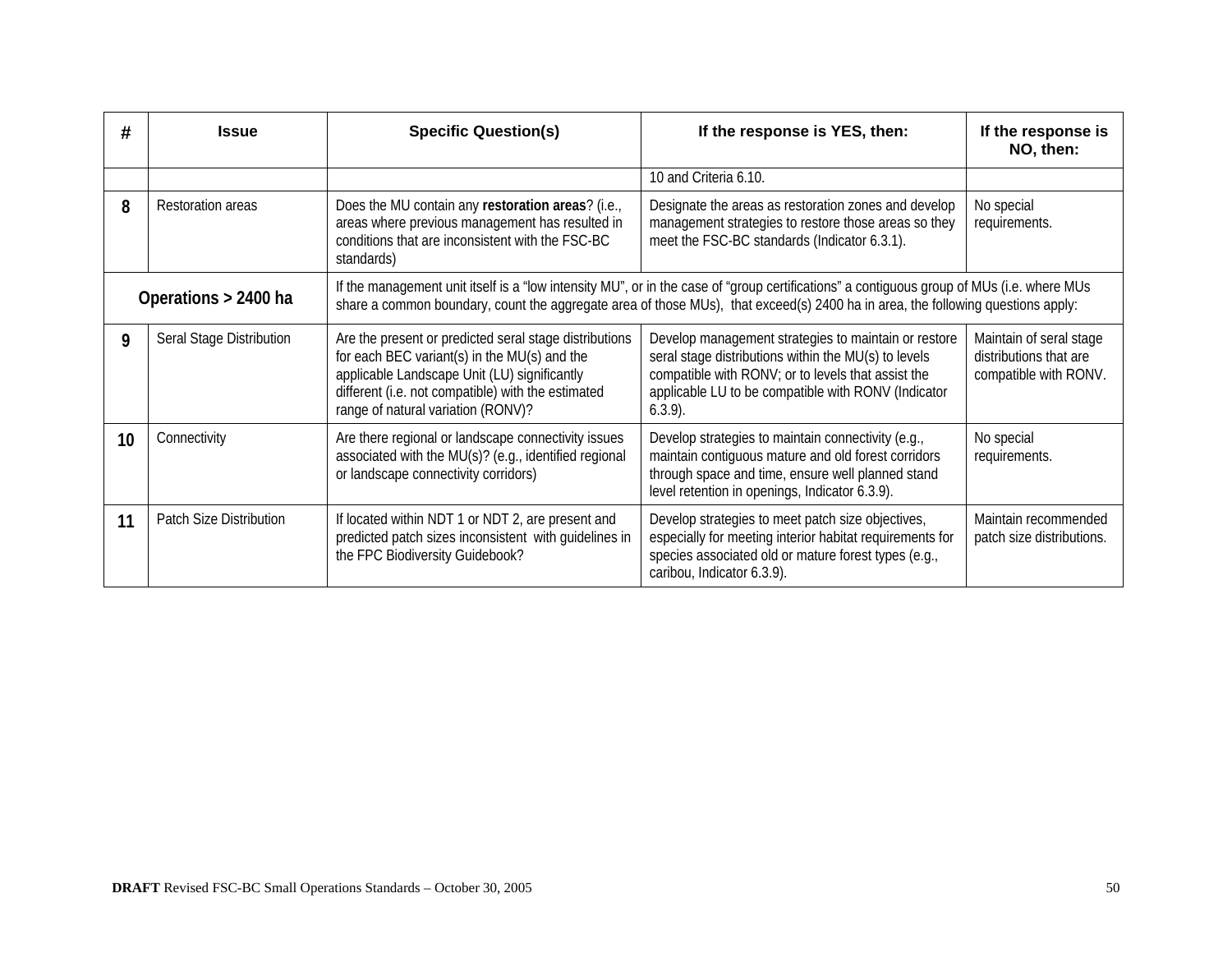| # | Issue | Specific Question(s) | If the response is YES, then: | If the response is NO, then: |
|---|---|---|---|---|
| | | | 10 and Criteria 6.10. | |
| **8** | Restoration areas | Does the MU contain any **restoration areas**? (i.e., areas where previous management has resulted in conditions that are inconsistent with the FSC-BC standards) | Designate the areas as restoration zones and develop management strategies to restore those areas so they meet the FSC-BC standards (Indicator 6.3.1). | No special requirements. |
| **Operations > 2400 ha** | | If the management unit itself is a "low intensity MU", or in the case of "group certifications" a contiguous group of MUs (i.e. where MUs share a common boundary, count the aggregate area of those MUs), that exceed(s) 2400 ha in area, the following questions apply: | | |
| **9** | Seral Stage Distribution | Are the present or predicted seral stage distributions for each BEC variant(s) in the MU(s) and the applicable Landscape Unit (LU) significantly different (i.e. not compatible) with the estimated range of natural variation (RONV)? | Develop management strategies to maintain or restore seral stage distributions within the MU(s) to levels compatible with RONV; or to levels that assist the applicable LU to be compatible with RONV (Indicator 6.3.9). | Maintain of seral stage distributions that are compatible with RONV. |
| **10** | Connectivity | Are there regional or landscape connectivity issues associated with the MU(s)? (e.g., identified regional or landscape connectivity corridors) | Develop strategies to maintain connectivity (e.g., maintain contiguous mature and old forest corridors through space and time, ensure well planned stand level retention in openings, Indicator 6.3.9). | No special requirements. |
| **11** | Patch Size Distribution | If located within NDT 1 or NDT 2, are present and predicted patch sizes inconsistent with guidelines in the FPC Biodiversity Guidebook? | Develop strategies to meet patch size objectives, especially for meeting interior habitat requirements for species associated old or mature forest types (e.g., caribou, Indicator 6.3.9). | Maintain recommended patch size distributions. |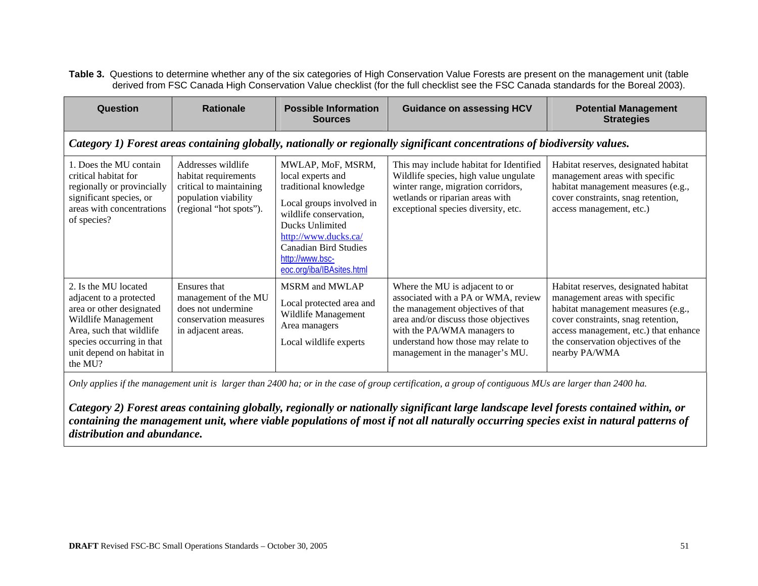**Table 3.** Questions to determine whether any of the six categories of High Conservation Value Forests are present on the management unit (table derived from FSC Canada High Conservation Value checklist (for the full checklist see the FSC Canada standards for the Boreal 2003).

| Question | Rationale | Possible Information Sources | Guidance on assessing HCV | Potential Management Strategies |
|---|---|---|---|---|
| ***Category 1) Forest areas containing globally, nationally or regionally significant concentrations of biodiversity values.*** | | | | |
| 1. Does the MU contain critical habitat for regionally or provincially significant species, or areas with concentrations of species? | Addresses wildlife habitat requirements critical to maintaining population viability (regional "hot spots"). | MWLAP, MoF, MSRM, local experts and traditional knowledge<br><br>Local groups involved in wildlife conservation, Ducks Unlimited http://www.ducks.ca/ Canadian Bird Studies http://www.bsc-eoc.org/iba/IBAsites.html | This may include habitat for Identified Wildlife species, high value ungulate winter range, migration corridors, wetlands or riparian areas with exceptional species diversity, etc. | Habitat reserves, designated habitat management areas with specific habitat management measures (e.g., cover constraints, snag retention, access management, etc.) |
| 2. Is the MU located adjacent to a protected area or other designated Wildlife Management Area, such that wildlife species occurring in that unit depend on habitat in the MU? | Ensures that management of the MU does not undermine conservation measures in adjacent areas. | MSRM and MWLAP<br><br>Local protected area and Wildlife Management Area managers<br><br>Local wildlife experts | Where the MU is adjacent to or associated with a PA or WMA, review the management objectives of that area and/or discuss those objectives with the PA/WMA managers to understand how those may relate to management in the manager's MU. | Habitat reserves, designated habitat management areas with specific habitat management measures (e.g., cover constraints, snag retention, access management, etc.) that enhance the conservation objectives of the nearby PA/WMA |
| *Only applies if the management unit is larger than 2400 ha; or in the case of group certification, a group of contiguous MUs are larger than 2400 ha.*<br><br>***Category 2) Forest areas containing globally, regionally or nationally significant large landscape level forests contained within, or containing the management unit, where viable populations of most if not all naturally occurring species exist in natural patterns of distribution and abundance.*** | | | | |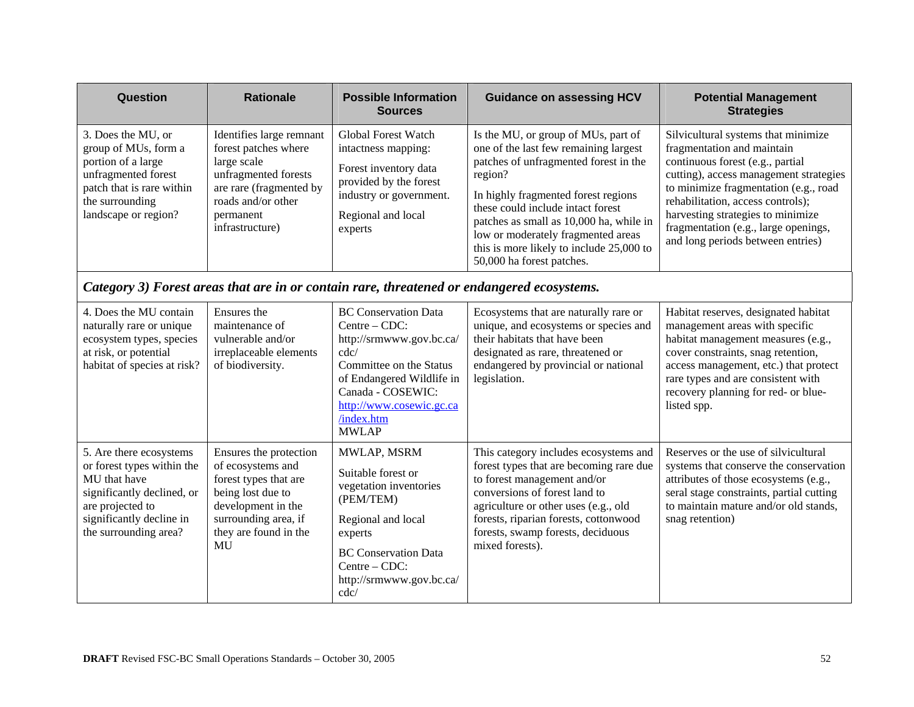| Question | Rationale | Possible Information Sources | Guidance on assessing HCV | Potential Management Strategies |
|---|---|---|---|---|
| 3. Does the MU, or group of MUs, form a portion of a large unfragmented forest patch that is rare within the surrounding landscape or region? | Identifies large remnant forest patches where large scale unfragmented forests are rare (fragmented by roads and/or other permanent infrastructure) | Global Forest Watch intactness mapping: <br><br> Forest inventory data provided by the forest industry or government. <br><br> Regional and local experts | Is the MU, or group of MUs, part of one of the last few remaining largest patches of unfragmented forest in the region? <br><br> In highly fragmented forest regions these could include intact forest patches as small as 10,000 ha, while in low or moderately fragmented areas this is more likely to include 25,000 to 50,000 ha forest patches. | Silvicultural systems that minimize fragmentation and maintain continuous forest (e.g., partial cutting), access management strategies to minimize fragmentation (e.g., road rehabilitation, access controls); harvesting strategies to minimize fragmentation (e.g., large openings, and long periods between entries) |
| ***Category 3) Forest areas that are in or contain rare, threatened or endangered ecosystems.*** | | | | |
| 4. Does the MU contain naturally rare or unique ecosystem types, species at risk, or potential habitat of species at risk? | Ensures the maintenance of vulnerable and/or irreplaceable elements of biodiversity. | BC Conservation Data Centre – CDC: http://srmwww.gov.bc.ca/cdc/ <br> Committee on the Status of Endangered Wildlife in Canada - COSEWIC: http://www.cosewic.gc.ca/index.htm <br> MWLAP | Ecosystems that are naturally rare or unique, and ecosystems or species and their habitats that have been designated as rare, threatened or endangered by provincial or national legislation. | Habitat reserves, designated habitat management areas with specific habitat management measures (e.g., cover constraints, snag retention, access management, etc.) that protect rare types and are consistent with recovery planning for red- or blue-listed spp. |
| 5. Are there ecosystems or forest types within the MU that have significantly declined, or are projected to significantly decline in the surrounding area? | Ensures the protection of ecosystems and forest types that are being lost due to development in the surrounding area, if they are found in the MU | MWLAP, MSRM <br><br> Suitable forest or vegetation inventories (PEM/TEM) <br><br> Regional and local experts <br><br> BC Conservation Data Centre – CDC: http://srmwww.gov.bc.ca/cdc/ | This category includes ecosystems and forest types that are becoming rare due to forest management and/or conversions of forest land to agriculture or other uses (e.g., old forests, riparian forests, cottonwood forests, swamp forests, deciduous mixed forests). | Reserves or the use of silvicultural systems that conserve the conservation attributes of those ecosystems (e.g., seral stage constraints, partial cutting to maintain mature and/or old stands, snag retention) |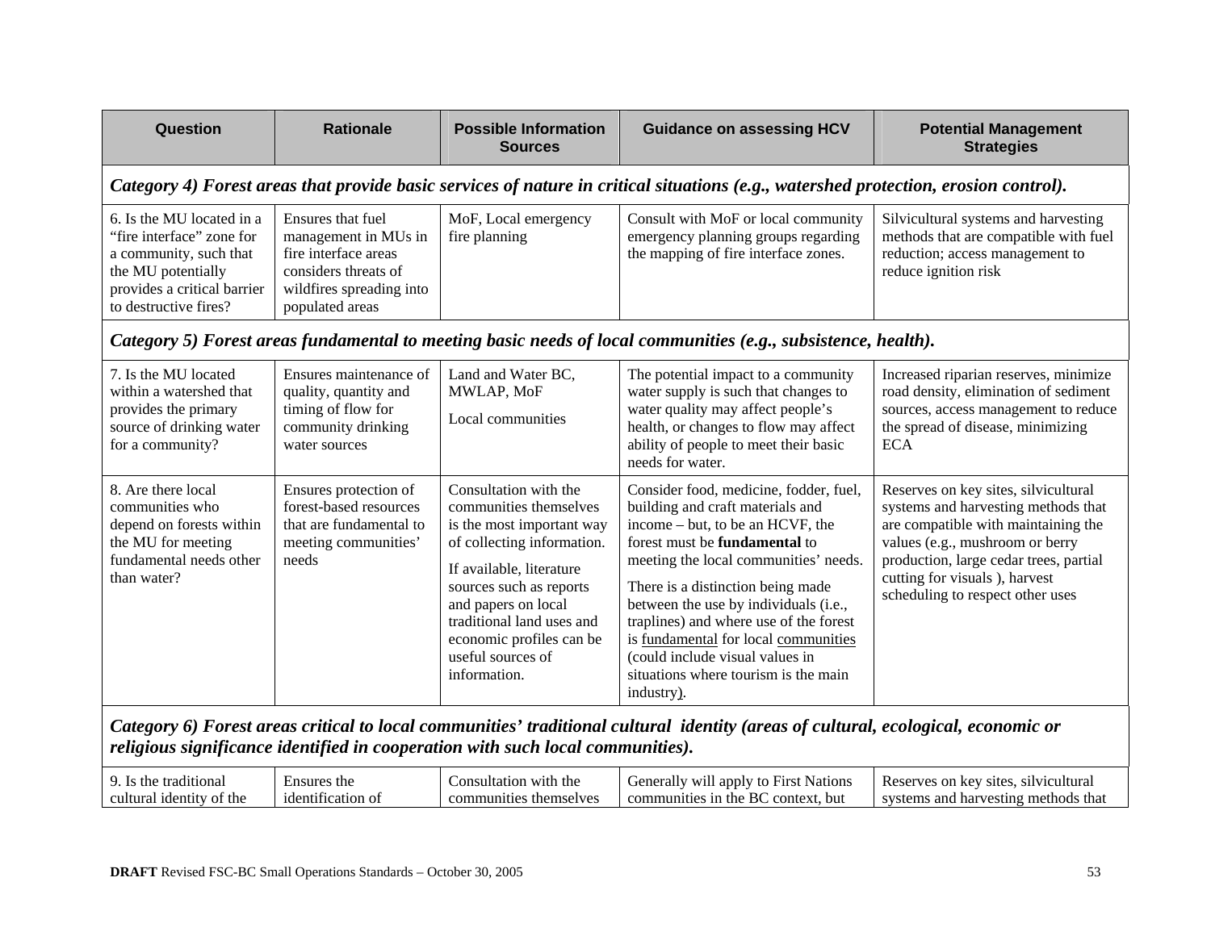| Question | Rationale | Possible Information Sources | Guidance on assessing HCV | Potential Management Strategies |
|---|---|---|---|---|
| ***Category 4) Forest areas that provide basic services of nature in critical situations (e.g., watershed protection, erosion control).*** | | | | |
| 6. Is the MU located in a "fire interface" zone for a community, such that the MU potentially provides a critical barrier to destructive fires? | Ensures that fuel management in MUs in fire interface areas considers threats of wildfires spreading into populated areas | MoF, Local emergency fire planning | Consult with MoF or local community emergency planning groups regarding the mapping of fire interface zones. | Silvicultural systems and harvesting methods that are compatible with fuel reduction; access management to reduce ignition risk |
| ***Category 5) Forest areas fundamental to meeting basic needs of local communities (e.g., subsistence, health).*** | | | | |
| 7. Is the MU located within a watershed that provides the primary source of drinking water for a community? | Ensures maintenance of quality, quantity and timing of flow for community drinking water sources | Land and Water BC, MWLAP, MoF<br><br>Local communities | The potential impact to a community water supply is such that changes to water quality may affect people's health, or changes to flow may affect ability of people to meet their basic needs for water. | Increased riparian reserves, minimize road density, elimination of sediment sources, access management to reduce the spread of disease, minimizing ECA |
| 8. Are there local communities who depend on forests within the MU for meeting fundamental needs other than water? | Ensures protection of forest-based resources that are fundamental to meeting communities' needs | Consultation with the communities themselves is the most important way of collecting information.<br><br>If available, literature sources such as reports and papers on local traditional land uses and economic profiles can be useful sources of information. | Consider food, medicine, fodder, fuel, building and craft materials and income – but, to be an HCVF, the forest must be **fundamental** to meeting the local communities' needs.<br><br>There is a distinction being made between the use by individuals (i.e., traplines) and where use of the forest is <u>fundamental</u> for local <u>communities</u> (could include visual values in situations where tourism is the main industry). | Reserves on key sites, silvicultural systems and harvesting methods that are compatible with maintaining the values (e.g., mushroom or berry production, large cedar trees, partial cutting for visuals ), harvest scheduling to respect other uses |
| ***Category 6) Forest areas critical to local communities' traditional cultural identity (areas of cultural, ecological, economic or religious significance identified in cooperation with such local communities).*** | | | | |
| 9. Is the traditional cultural identity of the | Ensures the identification of | Consultation with the communities themselves | Generally will apply to First Nations communities in the BC context, but | Reserves on key sites, silvicultural systems and harvesting methods that |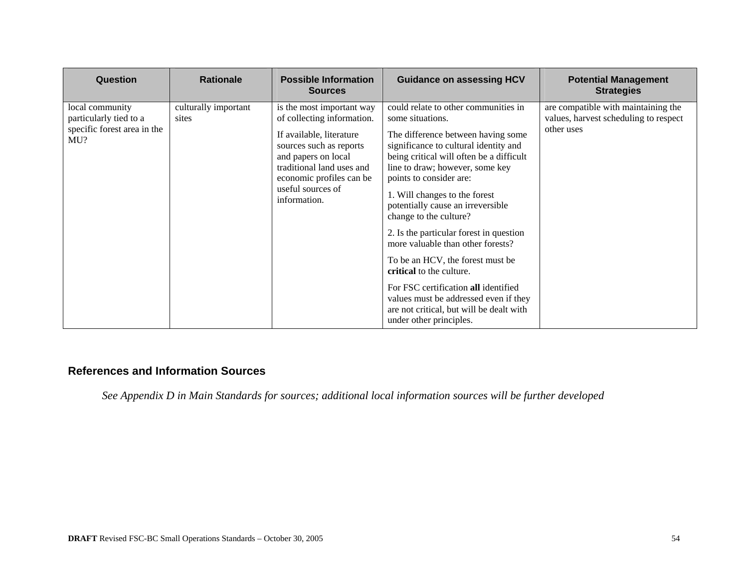| Question | Rationale | Possible Information Sources | Guidance on assessing HCV | Potential Management Strategies |
|---|---|---|---|---|
| local community particularly tied to a specific forest area in the MU? | culturally important sites | is the most important way of collecting information.<br><br>If available, literature sources such as reports and papers on local traditional land uses and economic profiles can be useful sources of information. | could relate to other communities in some situations.<br><br>The difference between having some significance to cultural identity and being critical will often be a difficult line to draw; however, some key points to consider are:<br><br>1. Will changes to the forest potentially cause an irreversible change to the culture?<br><br>2. Is the particular forest in question more valuable than other forests?<br><br>To be an HCV, the forest must be **critical** to the culture.<br><br>For FSC certification **all** identified values must be addressed even if they are not critical, but will be dealt with under other principles. | are compatible with maintaining the values, harvest scheduling to respect other uses |

## References and Information Sources

*See Appendix D in Main Standards for sources; additional local information sources will be further developed*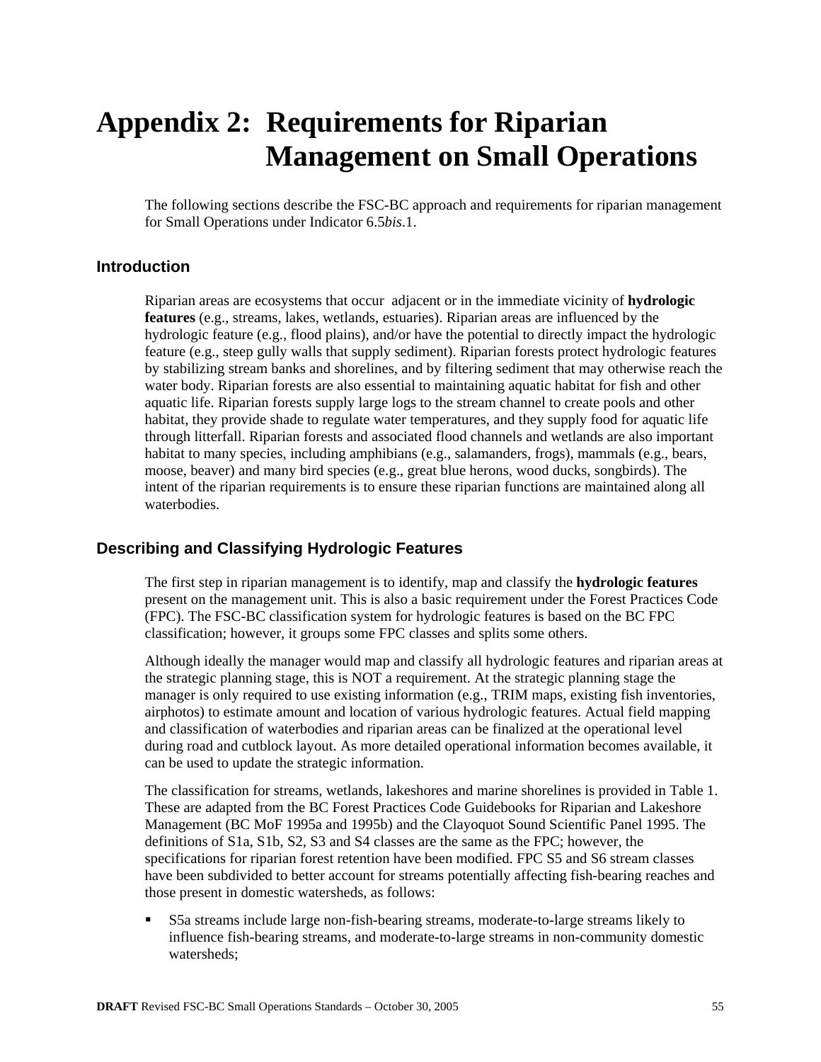# Appendix 2: Requirements for Riparian Management on Small Operations

The following sections describe the FSC-BC approach and requirements for riparian management for Small Operations under Indicator 6.5*bis*.1.

## Introduction

Riparian areas are ecosystems that occur adjacent or in the immediate vicinity of **hydrologic features** (e.g., streams, lakes, wetlands, estuaries). Riparian areas are influenced by the hydrologic feature (e.g., flood plains), and/or have the potential to directly impact the hydrologic feature (e.g., steep gully walls that supply sediment). Riparian forests protect hydrologic features by stabilizing stream banks and shorelines, and by filtering sediment that may otherwise reach the water body. Riparian forests are also essential to maintaining aquatic habitat for fish and other aquatic life. Riparian forests supply large logs to the stream channel to create pools and other habitat, they provide shade to regulate water temperatures, and they supply food for aquatic life through litterfall. Riparian forests and associated flood channels and wetlands are also important habitat to many species, including amphibians (e.g., salamanders, frogs), mammals (e.g., bears, moose, beaver) and many bird species (e.g., great blue herons, wood ducks, songbirds). The intent of the riparian requirements is to ensure these riparian functions are maintained along all waterbodies.

## Describing and Classifying Hydrologic Features

The first step in riparian management is to identify, map and classify the **hydrologic features** present on the management unit. This is also a basic requirement under the Forest Practices Code (FPC). The FSC-BC classification system for hydrologic features is based on the BC FPC classification; however, it groups some FPC classes and splits some others.

Although ideally the manager would map and classify all hydrologic features and riparian areas at the strategic planning stage, this is NOT a requirement. At the strategic planning stage the manager is only required to use existing information (e.g., TRIM maps, existing fish inventories, airphotos) to estimate amount and location of various hydrologic features. Actual field mapping and classification of waterbodies and riparian areas can be finalized at the operational level during road and cutblock layout. As more detailed operational information becomes available, it can be used to update the strategic information.

The classification for streams, wetlands, lakeshores and marine shorelines is provided in Table 1. These are adapted from the BC Forest Practices Code Guidebooks for Riparian and Lakeshore Management (BC MoF 1995a and 1995b) and the Clayoquot Sound Scientific Panel 1995. The definitions of S1a, S1b, S2, S3 and S4 classes are the same as the FPC; however, the specifications for riparian forest retention have been modified. FPC S5 and S6 stream classes have been subdivided to better account for streams potentially affecting fish-bearing reaches and those present in domestic watersheds, as follows:

- S5a streams include large non-fish-bearing streams, moderate-to-large streams likely to influence fish-bearing streams, and moderate-to-large streams in non-community domestic watersheds;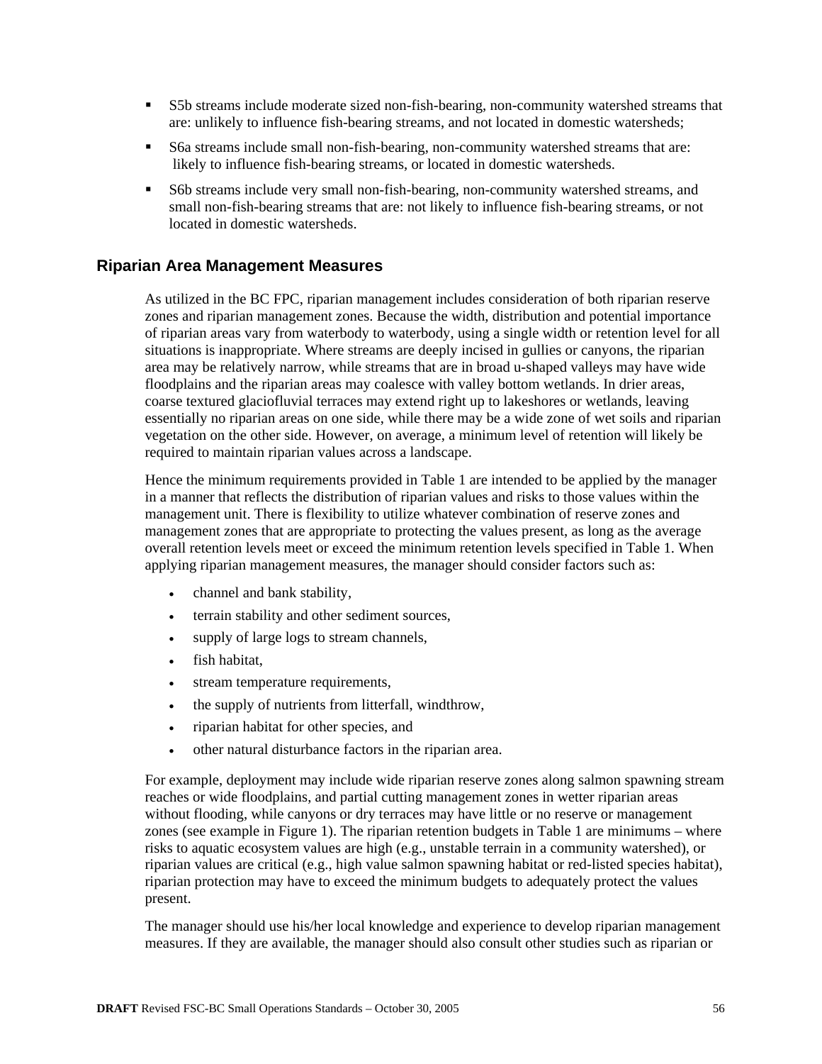- S5b streams include moderate sized non-fish-bearing, non-community watershed streams that are: unlikely to influence fish-bearing streams, and not located in domestic watersheds;
- S6a streams include small non-fish-bearing, non-community watershed streams that are: likely to influence fish-bearing streams, or located in domestic watersheds.
- S6b streams include very small non-fish-bearing, non-community watershed streams, and small non-fish-bearing streams that are: not likely to influence fish-bearing streams, or not located in domestic watersheds.

## Riparian Area Management Measures

As utilized in the BC FPC, riparian management includes consideration of both riparian reserve zones and riparian management zones. Because the width, distribution and potential importance of riparian areas vary from waterbody to waterbody, using a single width or retention level for all situations is inappropriate. Where streams are deeply incised in gullies or canyons, the riparian area may be relatively narrow, while streams that are in broad u-shaped valleys may have wide floodplains and the riparian areas may coalesce with valley bottom wetlands. In drier areas, coarse textured glaciofluvial terraces may extend right up to lakeshores or wetlands, leaving essentially no riparian areas on one side, while there may be a wide zone of wet soils and riparian vegetation on the other side. However, on average, a minimum level of retention will likely be required to maintain riparian values across a landscape.

Hence the minimum requirements provided in Table 1 are intended to be applied by the manager in a manner that reflects the distribution of riparian values and risks to those values within the management unit. There is flexibility to utilize whatever combination of reserve zones and management zones that are appropriate to protecting the values present, as long as the average overall retention levels meet or exceed the minimum retention levels specified in Table 1. When applying riparian management measures, the manager should consider factors such as:

- channel and bank stability,
- terrain stability and other sediment sources,
- supply of large logs to stream channels,
- fish habitat,
- stream temperature requirements,
- the supply of nutrients from litterfall, windthrow,
- riparian habitat for other species, and
- other natural disturbance factors in the riparian area.

For example, deployment may include wide riparian reserve zones along salmon spawning stream reaches or wide floodplains, and partial cutting management zones in wetter riparian areas without flooding, while canyons or dry terraces may have little or no reserve or management zones (see example in Figure 1). The riparian retention budgets in Table 1 are minimums – where risks to aquatic ecosystem values are high (e.g., unstable terrain in a community watershed), or riparian values are critical (e.g., high value salmon spawning habitat or red-listed species habitat), riparian protection may have to exceed the minimum budgets to adequately protect the values present.

The manager should use his/her local knowledge and experience to develop riparian management measures. If they are available, the manager should also consult other studies such as riparian or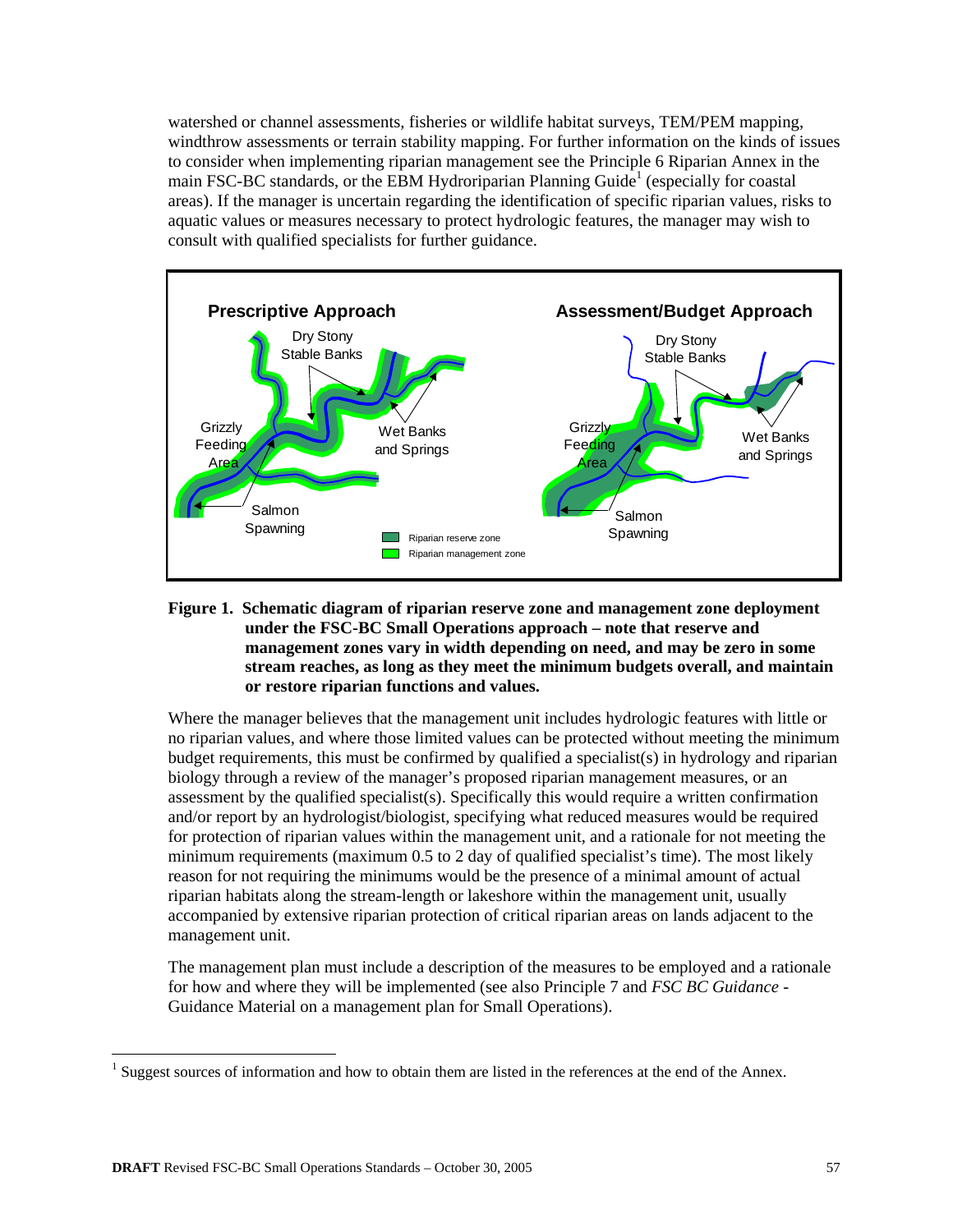watershed or channel assessments, fisheries or wildlife habitat surveys, TEM/PEM mapping, windthrow assessments or terrain stability mapping. For further information on the kinds of issues to consider when implementing riparian management see the Principle 6 Riparian Annex in the main FSC-BC standards, or the EBM Hydroriparian Planning Guide[1] (especially for coastal areas). If the manager is uncertain regarding the identification of specific riparian values, risks to aquatic values or measures necessary to protect hydrologic features, the manager may wish to consult with qualified specialists for further guidance.

**Figure 1. Schematic diagram of riparian reserve zone and management zone deployment under the FSC-BC Small Operations approach – note that reserve and management zones vary in width depending on need, and may be zero in some stream reaches, as long as they meet the minimum budgets overall, and maintain or restore riparian functions and values.**

Where the manager believes that the management unit includes hydrologic features with little or no riparian values, and where those limited values can be protected without meeting the minimum budget requirements, this must be confirmed by qualified a specialist(s) in hydrology and riparian biology through a review of the manager's proposed riparian management measures, or an assessment by the qualified specialist(s). Specifically this would require a written confirmation and/or report by an hydrologist/biologist, specifying what reduced measures would be required for protection of riparian values within the management unit, and a rationale for not meeting the minimum requirements (maximum 0.5 to 2 day of qualified specialist's time). The most likely reason for not requiring the minimums would be the presence of a minimal amount of actual riparian habitats along the stream-length or lakeshore within the management unit, usually accompanied by extensive riparian protection of critical riparian areas on lands adjacent to the management unit.

The management plan must include a description of the measures to be employed and a rationale for how and where they will be implemented (see also Principle 7 and *FSC BC Guidance* - Guidance Material on a management plan for Small Operations).

[1] Suggest sources of information and how to obtain them are listed in the references at the end of the Annex.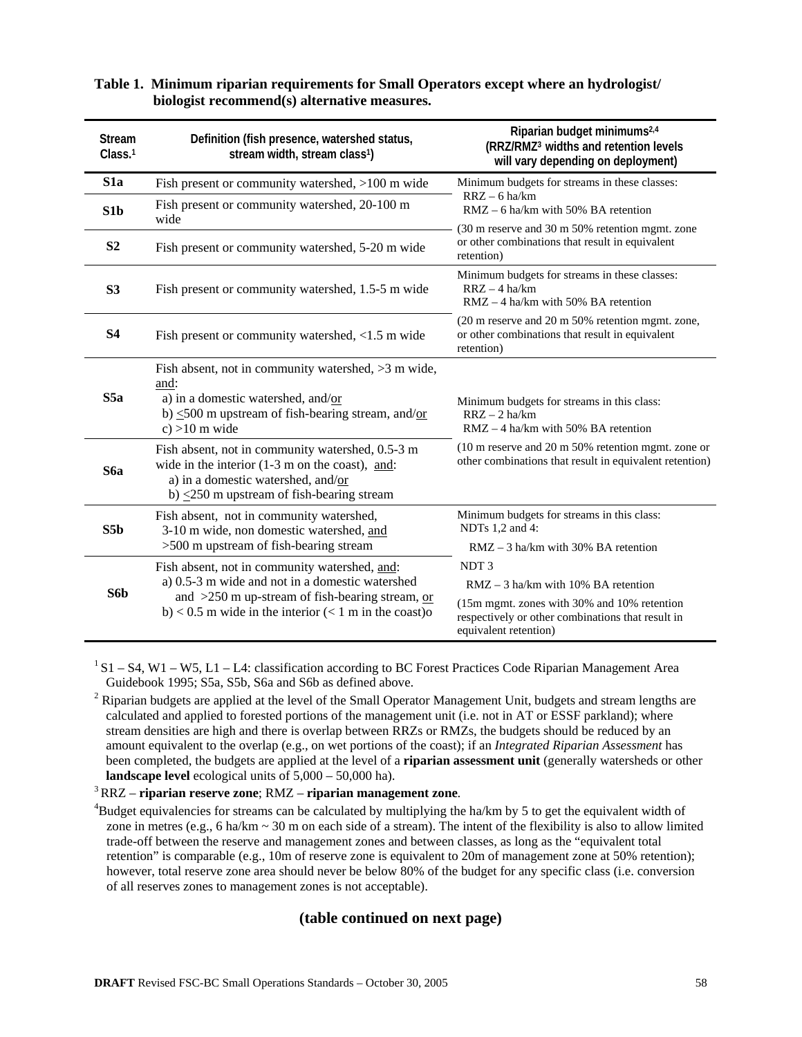**Table 1. Minimum riparian requirements for Small Operators except where an hydrologist/ biologist recommend(s) alternative measures.**

| Stream Class.[1] | Definition (fish presence, watershed status, stream width, stream class[1]) | Riparian budget minimums[2,4] (RRZ/RMZ[3] widths and retention levels will vary depending on deployment) |
|---|---|---|
| **S1a** | Fish present or community watershed, >100 m wide | Minimum budgets for streams in these classes: RRZ – 6 ha/km RMZ – 6 ha/km with 50% BA retention (30 m reserve and 30 m 50% retention mgmt. zone or other combinations that result in equivalent retention) |
| **S1b** | Fish present or community watershed, 20-100 m wide | |
| **S2** | Fish present or community watershed, 5-20 m wide | |
| **S3** | Fish present or community watershed, 1.5-5 m wide | Minimum budgets for streams in these classes: RRZ – 4 ha/km RMZ – 4 ha/km with 50% BA retention (20 m reserve and 20 m 50% retention mgmt. zone, or other combinations that result in equivalent retention) |
| **S4** | Fish present or community watershed, <1.5 m wide | |
| **S5a** | Fish absent, not in community watershed, >3 m wide, and: a) in a domestic watershed, and/or b) ≤500 m upstream of fish-bearing stream, and/or c) >10 m wide | Minimum budgets for streams in this class: RRZ – 2 ha/km RMZ – 4 ha/km with 50% BA retention (10 m reserve and 20 m 50% retention mgmt. zone or other combinations that result in equivalent retention) |
| **S6a** | Fish absent, not in community watershed, 0.5-3 m wide in the interior (1-3 m on the coast), and: a) in a domestic watershed, and/or b) ≤250 m upstream of fish-bearing stream | |
| **S5b** | Fish absent, not in community watershed, 3-10 m wide, non domestic watershed, and >500 m upstream of fish-bearing stream | Minimum budgets for streams in this class: NDTs 1,2 and 4: RMZ – 3 ha/km with 30% BA retention NDT 3 RMZ – 3 ha/km with 10% BA retention (15m mgmt. zones with 30% and 10% retention respectively or other combinations that result in equivalent retention) |
| **S6b** | Fish absent, not in community watershed, and: a) 0.5-3 m wide and not in a domestic watershed and >250 m up-stream of fish-bearing stream, or b) < 0.5 m wide in the interior (< 1 m in the coast)o | |

[1] S1 – S4, W1 – W5, L1 – L4: classification according to BC Forest Practices Code Riparian Management Area Guidebook 1995; S5a, S5b, S6a and S6b as defined above.

[2] Riparian budgets are applied at the level of the Small Operator Management Unit, budgets and stream lengths are calculated and applied to forested portions of the management unit (i.e. not in AT or ESSF parkland); where stream densities are high and there is overlap between RRZs or RMZs, the budgets should be reduced by an amount equivalent to the overlap (e.g., on wet portions of the coast); if an *Integrated Riparian Assessment* has been completed, the budgets are applied at the level of a **riparian assessment unit** (generally watersheds or other **landscape level** ecological units of 5,000 – 50,000 ha).

[3] RRZ – **riparian reserve zone**; RMZ – **riparian management zone**.

[4] Budget equivalencies for streams can be calculated by multiplying the ha/km by 5 to get the equivalent width of zone in metres (e.g., 6 ha/km ~ 30 m on each side of a stream). The intent of the flexibility is also to allow limited trade-off between the reserve and management zones and between classes, as long as the "equivalent total retention" is comparable (e.g., 10m of reserve zone is equivalent to 20m of management zone at 50% retention); however, total reserve zone area should never be below 80% of the budget for any specific class (i.e. conversion of all reserves zones to management zones is not acceptable).

**(table continued on next page)**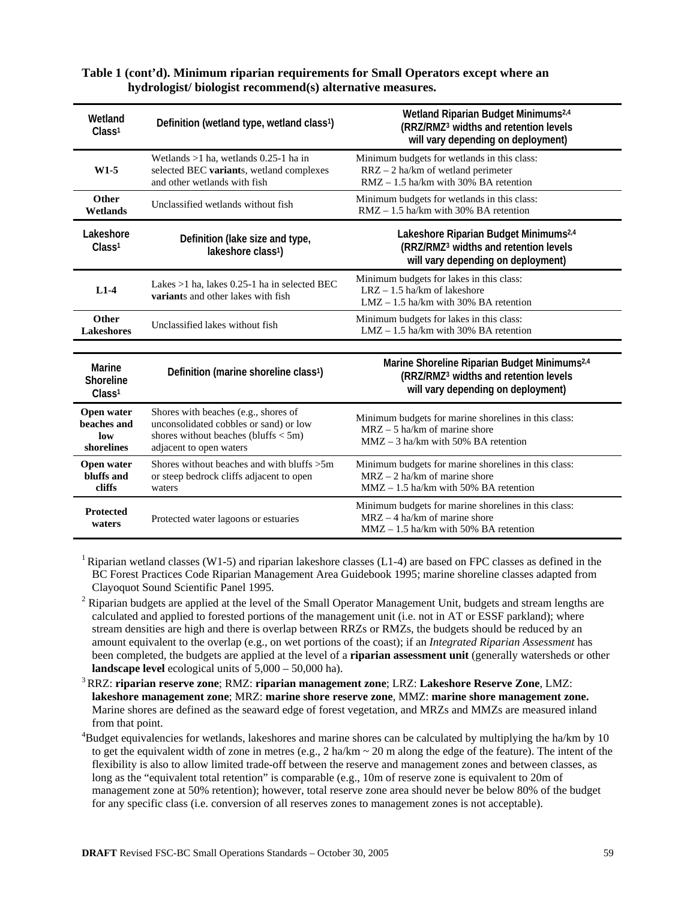**Table 1 (cont'd). Minimum riparian requirements for Small Operators except where an hydrologist/ biologist recommend(s) alternative measures.**

| Wetland Class[1] | Definition (wetland type, wetland class[1]) | Wetland Riparian Budget Minimums[2,4] (RRZ/RMZ[3] widths and retention levels will vary depending on deployment) |
|---|---|---|
| **W1-5** | Wetlands >1 ha, wetlands 0.25-1 ha in selected BEC **variant**s, wetland complexes and other wetlands with fish | Minimum budgets for wetlands in this class: RRZ – 2 ha/km of wetland perimeter; RMZ – 1.5 ha/km with 30% BA retention |
| **Other Wetlands** | Unclassified wetlands without fish | Minimum budgets for wetlands in this class: RMZ – 1.5 ha/km with 30% BA retention |
| **Lakeshore Class[1]** | **Definition (lake size and type, lakeshore class[1])** | **Lakeshore Riparian Budget Minimums[2,4] (RRZ/RMZ[3] widths and retention levels will vary depending on deployment)** |
| **L1-4** | Lakes >1 ha, lakes 0.25-1 ha in selected BEC **variant**s and other lakes with fish | Minimum budgets for lakes in this class: LRZ – 1.5 ha/km of lakeshore; LMZ – 1.5 ha/km with 30% BA retention |
| **Other Lakeshores** | Unclassified lakes without fish | Minimum budgets for lakes in this class: LMZ – 1.5 ha/km with 30% BA retention |
| **Marine Shoreline Class[1]** | **Definition (marine shoreline class[1])** | **Marine Shoreline Riparian Budget Minimums[2,4] (RRZ/RMZ[3] widths and retention levels will vary depending on deployment)** |
| **Open water beaches and low shorelines** | Shores with beaches (e.g., shores of unconsolidated cobbles or sand) or low shores without beaches (bluffs < 5m) adjacent to open waters | Minimum budgets for marine shorelines in this class: MRZ – 5 ha/km of marine shore; MMZ – 3 ha/km with 50% BA retention |
| **Open water bluffs and cliffs** | Shores without beaches and with bluffs >5m or steep bedrock cliffs adjacent to open waters | Minimum budgets for marine shorelines in this class: MRZ – 2 ha/km of marine shore; MMZ – 1.5 ha/km with 50% BA retention |
| **Protected waters** | Protected water lagoons or estuaries | Minimum budgets for marine shorelines in this class: MRZ – 4 ha/km of marine shore; MMZ – 1.5 ha/km with 50% BA retention |

[1] Riparian wetland classes (W1-5) and riparian lakeshore classes (L1-4) are based on FPC classes as defined in the BC Forest Practices Code Riparian Management Area Guidebook 1995; marine shoreline classes adapted from Clayoquot Sound Scientific Panel 1995.

[2] Riparian budgets are applied at the level of the Small Operator Management Unit, budgets and stream lengths are calculated and applied to forested portions of the management unit (i.e. not in AT or ESSF parkland); where stream densities are high and there is overlap between RRZs or RMZs, the budgets should be reduced by an amount equivalent to the overlap (e.g., on wet portions of the coast); if an *Integrated Riparian Assessment* has been completed, the budgets are applied at the level of a **riparian assessment unit** (generally watersheds or other **landscape level** ecological units of 5,000 – 50,000 ha).

[3] RRZ: **riparian reserve zone**; RMZ: **riparian management zone**; LRZ: **Lakeshore Reserve Zone**, LMZ: **lakeshore management zone**; MRZ: **marine shore reserve zone**, MMZ: **marine shore management zone.** Marine shores are defined as the seaward edge of forest vegetation, and MRZs and MMZs are measured inland from that point.

[4] Budget equivalencies for wetlands, lakeshores and marine shores can be calculated by multiplying the ha/km by 10 to get the equivalent width of zone in metres (e.g., 2 ha/km ~ 20 m along the edge of the feature). The intent of the flexibility is also to allow limited trade-off between the reserve and management zones and between classes, as long as the "equivalent total retention" is comparable (e.g., 10m of reserve zone is equivalent to 20m of management zone at 50% retention); however, total reserve zone area should never be below 80% of the budget for any specific class (i.e. conversion of all reserves zones to management zones is not acceptable).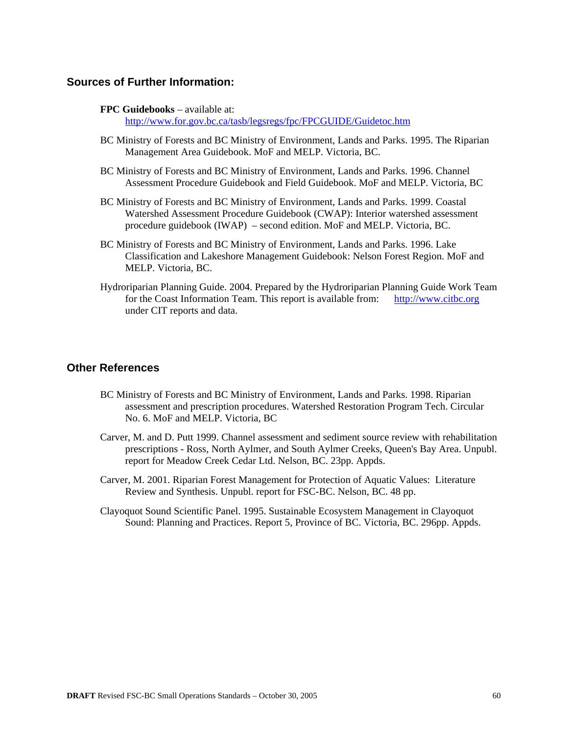## Sources of Further Information:

**FPC Guidebooks** – available at:
http://www.for.gov.bc.ca/tasb/legsregs/fpc/FPCGUIDE/Guidetoc.htm

BC Ministry of Forests and BC Ministry of Environment, Lands and Parks. 1995. The Riparian Management Area Guidebook. MoF and MELP. Victoria, BC.

BC Ministry of Forests and BC Ministry of Environment, Lands and Parks. 1996. Channel Assessment Procedure Guidebook and Field Guidebook. MoF and MELP. Victoria, BC

BC Ministry of Forests and BC Ministry of Environment, Lands and Parks. 1999. Coastal Watershed Assessment Procedure Guidebook (CWAP): Interior watershed assessment procedure guidebook (IWAP) – second edition. MoF and MELP. Victoria, BC.

BC Ministry of Forests and BC Ministry of Environment, Lands and Parks. 1996. Lake Classification and Lakeshore Management Guidebook: Nelson Forest Region. MoF and MELP. Victoria, BC.

Hydroriparian Planning Guide. 2004. Prepared by the Hydroriparian Planning Guide Work Team for the Coast Information Team. This report is available from: http://www.citbc.org under CIT reports and data.

## Other References

BC Ministry of Forests and BC Ministry of Environment, Lands and Parks. 1998. Riparian assessment and prescription procedures. Watershed Restoration Program Tech. Circular No. 6. MoF and MELP. Victoria, BC

Carver, M. and D. Putt 1999. Channel assessment and sediment source review with rehabilitation prescriptions - Ross, North Aylmer, and South Aylmer Creeks, Queen's Bay Area. Unpubl. report for Meadow Creek Cedar Ltd. Nelson, BC. 23pp. Appds.

Carver, M. 2001. Riparian Forest Management for Protection of Aquatic Values: Literature Review and Synthesis. Unpubl. report for FSC-BC. Nelson, BC. 48 pp.

Clayoquot Sound Scientific Panel. 1995. Sustainable Ecosystem Management in Clayoquot Sound: Planning and Practices. Report 5, Province of BC. Victoria, BC. 296pp. Appds.